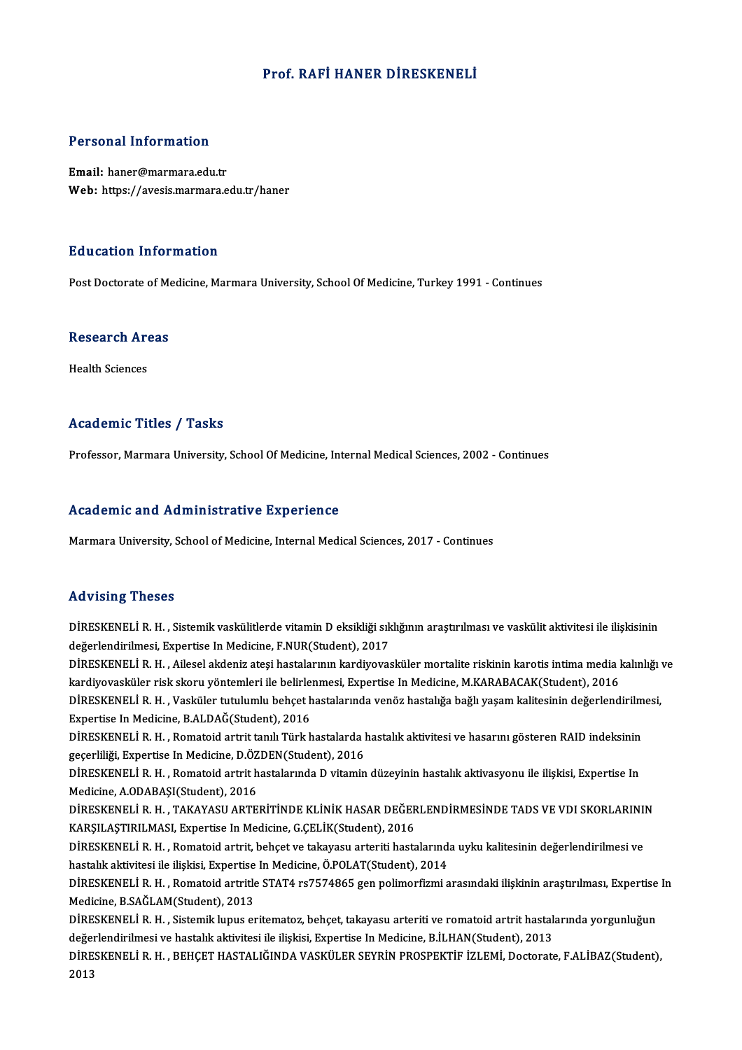# Prof. RAFİ HANER DİRESKENELİ

## Personal Information

**Email:** haner@marmara.edu.tr
**Web:** https://avesis.marmara.edu.tr/haner

## Education Information

Post Doctorate of Medicine, Marmara University, School Of Medicine, Turkey 1991 - Continues

## Research Areas

Health Sciences

## Academic Titles / Tasks

Professor, Marmara University, School Of Medicine, Internal Medical Sciences, 2002 - Continues

## Academic and Administrative Experience

Marmara University, School of Medicine, Internal Medical Sciences, 2017 - Continues

## Advising Theses

DİRESKENELİ R. H. , Sistemik vaskülitlerde vitamin D eksikliği sıklığının araştırılması ve vaskülit aktivitesi ile ilişkisinin değerlendirilmesi, Expertise In Medicine, F.NUR(Student), 2017

DİRESKENELİ R. H. , Ailesel akdeniz ateşi hastalarının kardiyovasküler mortalite riskinin karotis intima media kalınlığı ve kardiyovasküler risk skoru yöntemleri ile belirlenmesi, Expertise In Medicine, M.KARABACAK(Student), 2016

DİRESKENELİ R. H. , Vasküler tutulumlu behçet hastalarında venöz hastalığa bağlı yaşam kalitesinin değerlendirilmesi, Expertise In Medicine, B.ALDAĞ(Student), 2016

DİRESKENELİ R. H. , Romatoid artrit tanılı Türk hastalarda hastalık aktivitesi ve hasarını gösteren RAID indeksinin geçerliliği, Expertise In Medicine, D.ÖZDEN(Student), 2016

DİRESKENELİ R. H. , Romatoid artrit hastalarında D vitamin düzeyinin hastalık aktivasyonu ile ilişkisi, Expertise In Medicine, A.ODABAŞI(Student), 2016

DİRESKENELİ R. H. , TAKAYASU ARTERİTİNDE KLİNİK HASAR DEĞERLENDİRMESİNDE TADS VE VDI SKORLARININ KARŞILAŞTIRILMASI, Expertise In Medicine, G.ÇELİK(Student), 2016

DİRESKENELİ R. H. , Romatoid artrit, behçet ve takayasu arteriti hastalarında uyku kalitesinin değerlendirilmesi ve hastalık aktivitesi ile ilişkisi, Expertise In Medicine, Ö.POLAT(Student), 2014

DİRESKENELİ R. H. , Romatoid artritle STAT4 rs7574865 gen polimorfizmi arasındaki ilişkinin araştırılması, Expertise In Medicine, B.SAĞLAM(Student), 2013

DİRESKENELİ R. H. , Sistemik lupus eritematoz, behçet, takayasu arteriti ve romatoid artrit hastalarında yorgunluğun değerlendirilmesi ve hastalık aktivitesi ile ilişkisi, Expertise In Medicine, B.İLHAN(Student), 2013

DİRESKENELİ R. H. , BEHÇET HASTALIĞINDA VASKÜLER SEYRİN PROSPEKTİF İZLEMİ, Doctorate, F.ALİBAZ(Student), 2013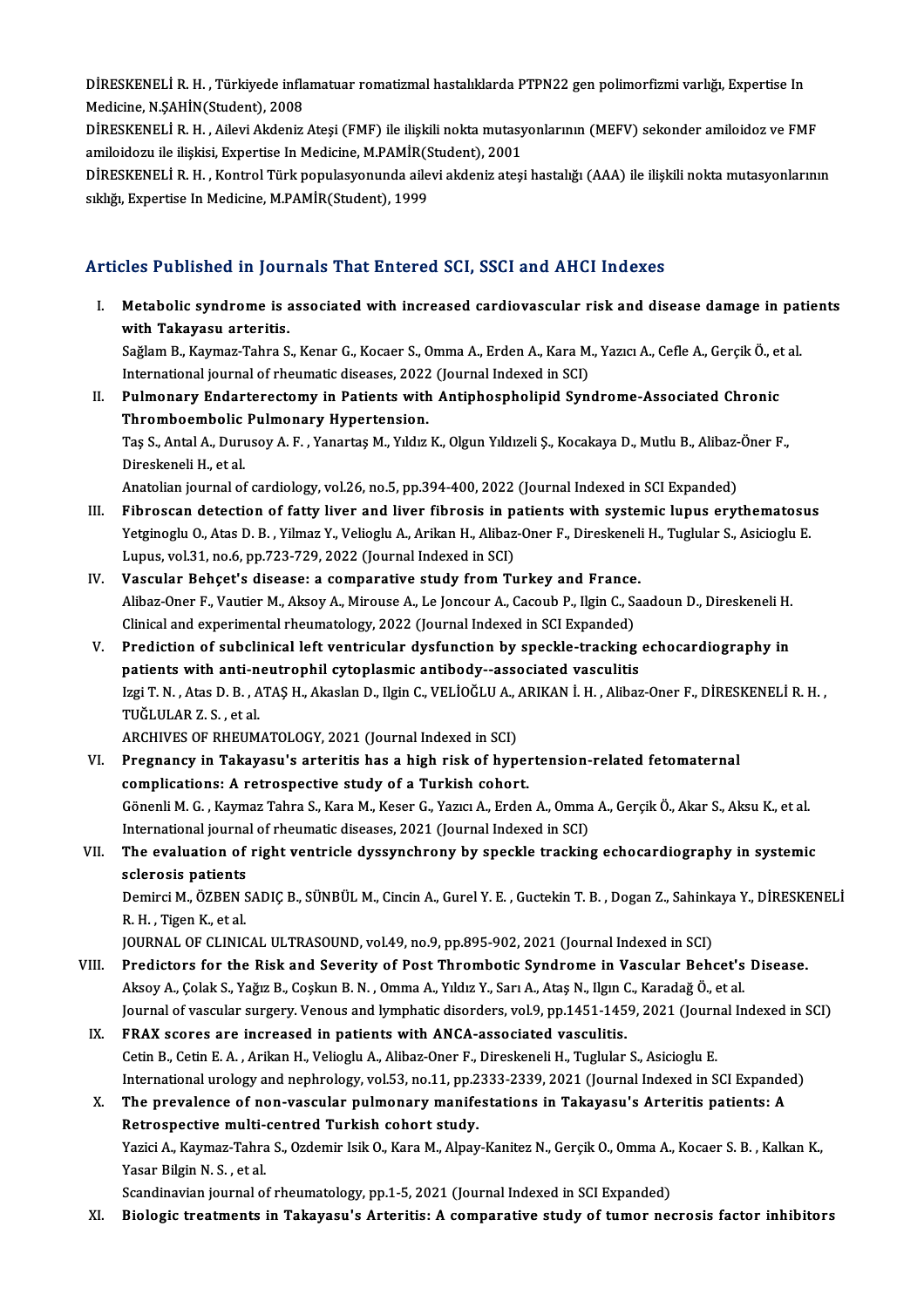DİRESKENELİ R. H. , Türkiyede inflamatuar romatizmal hastalıklarda PTPN22 gen polimorfizmi varlığı, Expertise In Medicine, N.ŞAHİN(Student), 2008

DİRESKENELİ R. H. , Ailevi Akdeniz Ateşi (FMF) ile ilişkili nokta mutasyonlarının (MEFV) sekonder amiloidoz ve FMF amiloidozu ile ilişkisi, Expertise In Medicine, M.PAMİR(Student), 2001

DİRESKENELİ R. H. , Kontrol Türk populasyonunda ailevi akdeniz ateşi hastalığı (AAA) ile ilişkili nokta mutasyonlarının sıklığı, Expertise In Medicine, M.PAMİR(Student), 1999

## Articles Published in Journals That Entered SCI, SSCI and AHCI Indexes

I. **Metabolic syndrome is associated with increased cardiovascular risk and disease damage in patients with Takayasu arteritis.**
Sağlam B., Kaymaz-Tahra S., Kenar G., Kocaer S., Omma A., Erden A., Kara M., Yazıcı A., Cefle A., Gerçik Ö., et al.
International journal of rheumatic diseases, 2022 (Journal Indexed in SCI)

II. **Pulmonary Endarterectomy in Patients with Antiphospholipid Syndrome-Associated Chronic Thromboembolic Pulmonary Hypertension.**
Taş S., Antal A., Durusoy A. F. , Yanartaş M., Yıldız K., Olgun Yıldızeli Ş., Kocakaya D., Mutlu B., Alibaz-Öner F., Direskeneli H., et al.
Anatolian journal of cardiology, vol.26, no.5, pp.394-400, 2022 (Journal Indexed in SCI Expanded)

III. **Fibroscan detection of fatty liver and liver fibrosis in patients with systemic lupus erythematosus**
Yetginoglu O., Atas D. B. , Yilmaz Y., Velioglu A., Arikan H., Alibaz-Oner F., Direskeneli H., Tuglular S., Asicioglu E.
Lupus, vol.31, no.6, pp.723-729, 2022 (Journal Indexed in SCI)

IV. **Vascular Behçet's disease: a comparative study from Turkey and France.**
Alibaz-Oner F., Vautier M., Aksoy A., Mirouse A., Le Joncour A., Cacoub P., Ilgin C., Saadoun D., Direskeneli H.
Clinical and experimental rheumatology, 2022 (Journal Indexed in SCI Expanded)

V. **Prediction of subclinical left ventricular dysfunction by speckle-tracking echocardiography in patients with anti-neutrophil cytoplasmic antibody--associated vasculitis**
Izgi T. N. , Atas D. B. , ATAŞ H., Akaslan D., Ilgin C., VELİOĞLU A., ARIKAN İ. H. , Alibaz-Oner F., DİRESKENELİ R. H. , TUĞLULAR Z. S. , et al.
ARCHIVES OF RHEUMATOLOGY, 2021 (Journal Indexed in SCI)

VI. **Pregnancy in Takayasu's arteritis has a high risk of hypertension-related fetomaternal complications: A retrospective study of a Turkish cohort.**
Gönenli M. G. , Kaymaz Tahra S., Kara M., Keser G., Yazıcı A., Erden A., Omma A., Gerçik Ö., Akar S., Aksu K., et al.
International journal of rheumatic diseases, 2021 (Journal Indexed in SCI)

VII. **The evaluation of right ventricle dyssynchrony by speckle tracking echocardiography in systemic sclerosis patients**
Demirci M., ÖZBEN SADIÇ B., SÜNBÜL M., Cincin A., Gurel Y. E. , Guctekin T. B. , Dogan Z., Sahinkaya Y., DİRESKENELİ R. H. , Tigen K., et al.
JOURNAL OF CLINICAL ULTRASOUND, vol.49, no.9, pp.895-902, 2021 (Journal Indexed in SCI)

VIII. **Predictors for the Risk and Severity of Post Thrombotic Syndrome in Vascular Behcet's Disease.**
Aksoy A., Çolak S., Yağız B., Coşkun B. N. , Omma A., Yıldız Y., Sarı A., Ataş N., Ilgın C., Karadağ Ö., et al.
Journal of vascular surgery. Venous and lymphatic disorders, vol.9, pp.1451-1459, 2021 (Journal Indexed in SCI)

IX. **FRAX scores are increased in patients with ANCA-associated vasculitis.**
Cetin B., Cetin E. A. , Arikan H., Velioglu A., Alibaz-Oner F., Direskeneli H., Tuglular S., Asicioglu E.
International urology and nephrology, vol.53, no.11, pp.2333-2339, 2021 (Journal Indexed in SCI Expanded)

X. **The prevalence of non-vascular pulmonary manifestations in Takayasu's Arteritis patients: A Retrospective multi-centred Turkish cohort study.**
Yazici A., Kaymaz-Tahra S., Ozdemir Isik O., Kara M., Alpay-Kanitez N., Gerçik O., Omma A., Kocaer S. B. , Kalkan K., Yasar Bilgin N. S. , et al.
Scandinavian journal of rheumatology, pp.1-5, 2021 (Journal Indexed in SCI Expanded)

XI. **Biologic treatments in Takayasu's Arteritis: A comparative study of tumor necrosis factor inhibitors**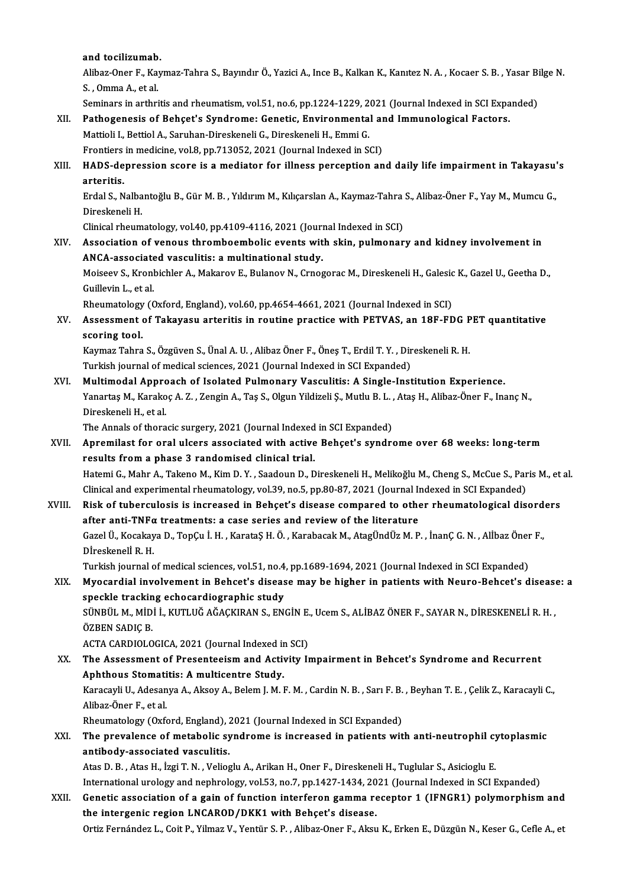and tocilizumab.

Alibaz-Oner F., Kaymaz-Tahra S., Bayındır Ö., Yazici A., Ince B., Kalkan K., Kanıtez N. A. , Kocaer S. B. , Yasar Bilge N. S. , Omma A., et al.

Seminars in arthritis and rheumatism, vol.51, no.6, pp.1224-1229, 2021 (Journal Indexed in SCI Expanded)

XII. **Pathogenesis of Behçet's Syndrome: Genetic, Environmental and Immunological Factors.**

Mattioli I., Bettiol A., Saruhan-Direskeneli G., Direskeneli H., Emmi G.

Frontiers in medicine, vol.8, pp.713052, 2021 (Journal Indexed in SCI)

XIII. **HADS-depression score is a mediator for illness perception and daily life impairment in Takayasu's arteritis.**

Erdal S., Nalbantoğlu B., Gür M. B. , Yıldırım M., Kılıçarslan A., Kaymaz-Tahra S., Alibaz-Öner F., Yay M., Mumcu G., Direskeneli H.

Clinical rheumatology, vol.40, pp.4109-4116, 2021 (Journal Indexed in SCI)

XIV. **Association of venous thromboembolic events with skin, pulmonary and kidney involvement in ANCA-associated vasculitis: a multinational study.**

Moiseev S., Kronbichler A., Makarov E., Bulanov N., Crnogorac M., Direskeneli H., Galesic K., Gazel U., Geetha D., Guillevin L., et al.

Rheumatology (Oxford, England), vol.60, pp.4654-4661, 2021 (Journal Indexed in SCI)

XV. **Assessment of Takayasu arteritis in routine practice with PETVAS, an 18F-FDG PET quantitative scoring tool.**

Kaymaz Tahra S., Özgüven S., Ünal A. U. , Alibaz Öner F., Öneş T., Erdil T. Y. , Direskeneli R. H.

Turkish journal of medical sciences, 2021 (Journal Indexed in SCI Expanded)

XVI. **Multimodal Approach of Isolated Pulmonary Vasculitis: A Single-Institution Experience.**

Yanartaş M., Karakoç A. Z. , Zengin A., Taş S., Olgun Yildizeli Ş., Mutlu B. L. , Ataş H., Alibaz-Öner F., Inanç N., Direskeneli H., et al.

The Annals of thoracic surgery, 2021 (Journal Indexed in SCI Expanded)

XVII. **Apremilast for oral ulcers associated with active Behçet's syndrome over 68 weeks: long-term results from a phase 3 randomised clinical trial.**

Hatemi G., Mahr A., Takeno M., Kim D. Y. , Saadoun D., Direskeneli H., Melikoğlu M., Cheng S., McCue S., Paris M., et al.

Clinical and experimental rheumatology, vol.39, no.5, pp.80-87, 2021 (Journal Indexed in SCI Expanded)

XVIII. **Risk of tuberculosis is increased in Behçet's disease compared to other rheumatological disorders after anti-TNFα treatments: a case series and review of the literature**

Gazel Ü., Kocakaya D., TopÇu İ. H. , KarataŞ H. Ö. , Karabacak M., AtagÜndÜz M. P. , İnanÇ G. N. , Alİbaz Öner F., Dİreskenelİ R. H.

Turkish journal of medical sciences, vol.51, no.4, pp.1689-1694, 2021 (Journal Indexed in SCI Expanded)

XIX. **Myocardial involvement in Behcet's disease may be higher in patients with Neuro-Behcet's disease: a speckle tracking echocardiographic study**

SÜNBÜL M., MİDİ İ., KUTLUĞ AĞAÇKIRAN S., ENGİN E., Ucem S., ALİBAZ ÖNER F., SAYAR N., DİRESKENELİ R. H. , ÖZBEN SADIÇ B.

ACTA CARDIOLOGICA, 2021 (Journal Indexed in SCI)

XX. **The Assessment of Presenteeism and Activity Impairment in Behcet's Syndrome and Recurrent Aphthous Stomatitis: A multicentre Study.**

Karacayli U., Adesanya A., Aksoy A., Belem J. M. F. M. , Cardin N. B. , Sarı F. B. , Beyhan T. E. , Çelik Z., Karacayli C., Alibaz-Öner F., et al.

Rheumatology (Oxford, England), 2021 (Journal Indexed in SCI Expanded)

XXI. **The prevalence of metabolic syndrome is increased in patients with anti-neutrophil cytoplasmic antibody-associated vasculitis.**

Atas D. B. , Atas H., İzgi T. N. , Velioglu A., Arikan H., Oner F., Direskeneli H., Tuglular S., Asicioglu E.

International urology and nephrology, vol.53, no.7, pp.1427-1434, 2021 (Journal Indexed in SCI Expanded)

XXII. **Genetic association of a gain of function interferon gamma receptor 1 (IFNGR1) polymorphism and the intergenic region LNCAROD/DKK1 with Behçet's disease.**

Ortiz Fernández L., Coit P., Yilmaz V., Yentür S. P. , Alibaz-Oner F., Aksu K., Erken E., Düzgün N., Keser G., Cefle A., et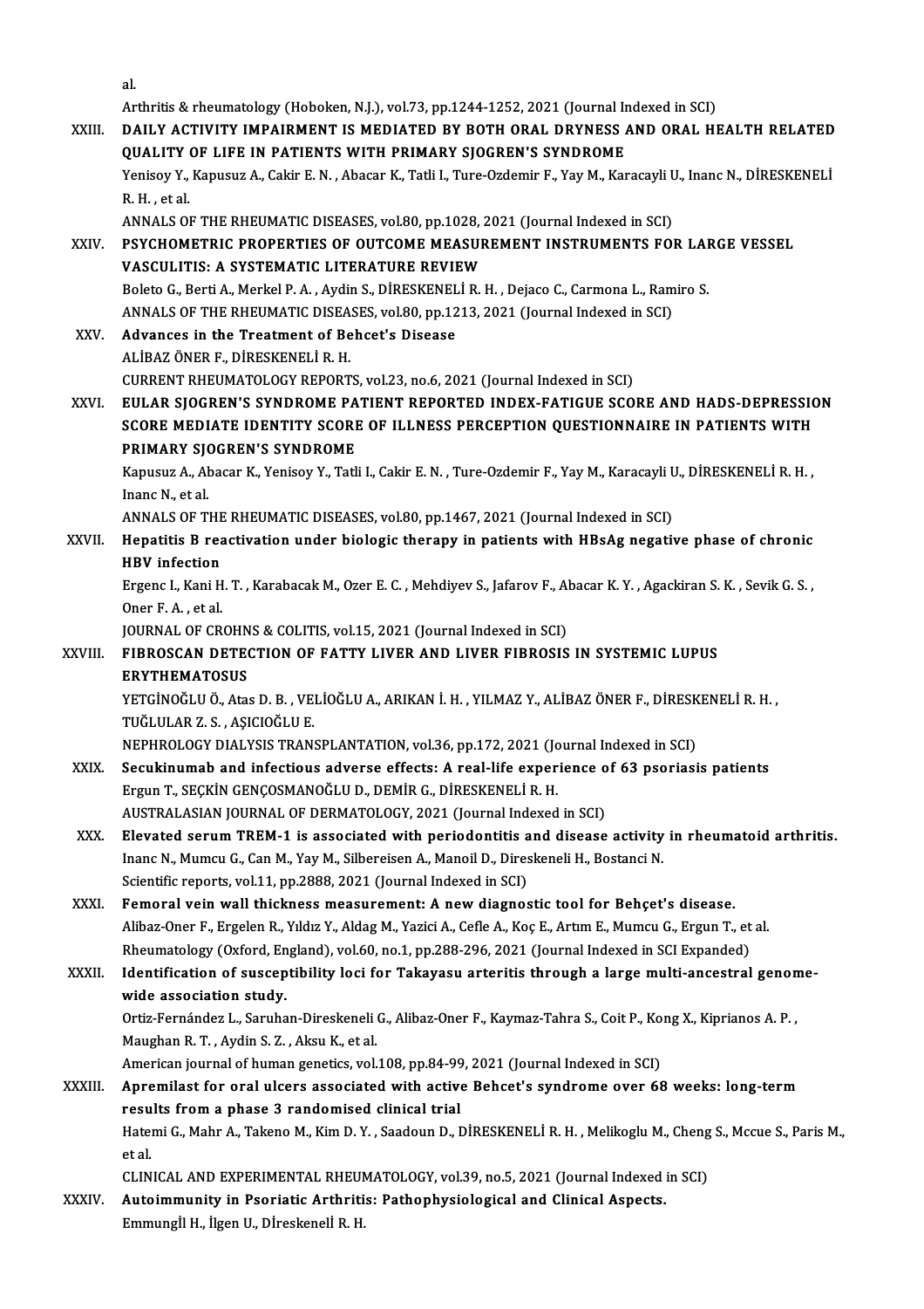al.
Arthritis & rheumatology (Hoboken, N.J.), vol.73, pp.1244-1252, 2021 (Journal Indexed in SCI)

XXIII. **DAILY ACTIVITY IMPAIRMENT IS MEDIATED BY BOTH ORAL DRYNESS AND ORAL HEALTH RELATED QUALITY OF LIFE IN PATIENTS WITH PRIMARY SJOGREN'S SYNDROME**
Yenisoy Y., Kapusuz A., Cakir E. N. , Abacar K., Tatli I., Ture-Ozdemir F., Yay M., Karacayli U., Inanc N., DİRESKENELİ R. H. , et al.
ANNALS OF THE RHEUMATIC DISEASES, vol.80, pp.1028, 2021 (Journal Indexed in SCI)

XXIV. **PSYCHOMETRIC PROPERTIES OF OUTCOME MEASUREMENT INSTRUMENTS FOR LARGE VESSEL VASCULITIS: A SYSTEMATIC LITERATURE REVIEW**
Boleto G., Berti A., Merkel P. A. , Aydin S., DİRESKENELİ R. H. , Dejaco C., Carmona L., Ramiro S.
ANNALS OF THE RHEUMATIC DISEASES, vol.80, pp.1213, 2021 (Journal Indexed in SCI)

XXV. **Advances in the Treatment of Behcet's Disease**
ALİBAZ ÖNER F., DİRESKENELİ R. H.
CURRENT RHEUMATOLOGY REPORTS, vol.23, no.6, 2021 (Journal Indexed in SCI)

XXVI. **EULAR SJOGREN'S SYNDROME PATIENT REPORTED INDEX-FATIGUE SCORE AND HADS-DEPRESSION SCORE MEDIATE IDENTITY SCORE OF ILLNESS PERCEPTION QUESTIONNAIRE IN PATIENTS WITH PRIMARY SJOGREN'S SYNDROME**
Kapusuz A., Abacar K., Yenisoy Y., Tatli I., Cakir E. N. , Ture-Ozdemir F., Yay M., Karacayli U., DİRESKENELİ R. H. , Inanc N., et al.
ANNALS OF THE RHEUMATIC DISEASES, vol.80, pp.1467, 2021 (Journal Indexed in SCI)

XXVII. **Hepatitis B reactivation under biologic therapy in patients with HBsAg negative phase of chronic HBV infection**
Ergenc I., Kani H. T. , Karabacak M., Ozer E. C. , Mehdiyev S., Jafarov F., Abacar K. Y. , Agackiran S. K. , Sevik G. S. , Oner F. A. , et al.
JOURNAL OF CROHNS & COLITIS, vol.15, 2021 (Journal Indexed in SCI)

XXVIII. **FIBROSCAN DETECTION OF FATTY LIVER AND LIVER FIBROSIS IN SYSTEMIC LUPUS ERYTHEMATOSUS**
YETGİNOĞLU Ö., Atas D. B. , VELİOĞLU A., ARIKAN İ. H. , YILMAZ Y., ALİBAZ ÖNER F., DİRESKENELİ R. H. , TUĞLULAR Z. S. , AŞICIOĞLU E.
NEPHROLOGY DIALYSIS TRANSPLANTATION, vol.36, pp.172, 2021 (Journal Indexed in SCI)

XXIX. **Secukinumab and infectious adverse effects: A real-life experience of 63 psoriasis patients**
Ergun T., SEÇKİN GENÇOSMANOĞLU D., DEMİR G., DİRESKENELİ R. H.
AUSTRALASIAN JOURNAL OF DERMATOLOGY, 2021 (Journal Indexed in SCI)

XXX. **Elevated serum TREM-1 is associated with periodontitis and disease activity in rheumatoid arthritis.**
Inanc N., Mumcu G., Can M., Yay M., Silbereisen A., Manoil D., Direskeneli H., Bostanci N.
Scientific reports, vol.11, pp.2888, 2021 (Journal Indexed in SCI)

XXXI. **Femoral vein wall thickness measurement: A new diagnostic tool for Behçet's disease.**
Alibaz-Oner F., Ergelen R., Yıldız Y., Aldag M., Yazici A., Cefle A., Koç E., Artım E., Mumcu G., Ergun T., et al.
Rheumatology (Oxford, England), vol.60, no.1, pp.288-296, 2021 (Journal Indexed in SCI Expanded)

XXXII. **Identification of susceptibility loci for Takayasu arteritis through a large multi-ancestral genome-wide association study.**
Ortiz-Fernández L., Saruhan-Direskeneli G., Alibaz-Oner F., Kaymaz-Tahra S., Coit P., Kong X., Kiprianos A. P. , Maughan R. T. , Aydin S. Z. , Aksu K., et al.
American journal of human genetics, vol.108, pp.84-99, 2021 (Journal Indexed in SCI)

XXXIII. **Apremilast for oral ulcers associated with active Behcet's syndrome over 68 weeks: long-term results from a phase 3 randomised clinical trial**
Hatemi G., Mahr A., Takeno M., Kim D. Y. , Saadoun D., DİRESKENELİ R. H. , Melikoglu M., Cheng S., Mccue S., Paris M., et al.
CLINICAL AND EXPERIMENTAL RHEUMATOLOGY, vol.39, no.5, 2021 (Journal Indexed in SCI)

XXXIV. **Autoimmunity in Psoriatic Arthritis: Pathophysiological and Clinical Aspects.**
Emmungİl H., İlgen U., Dİreskenelİ R. H.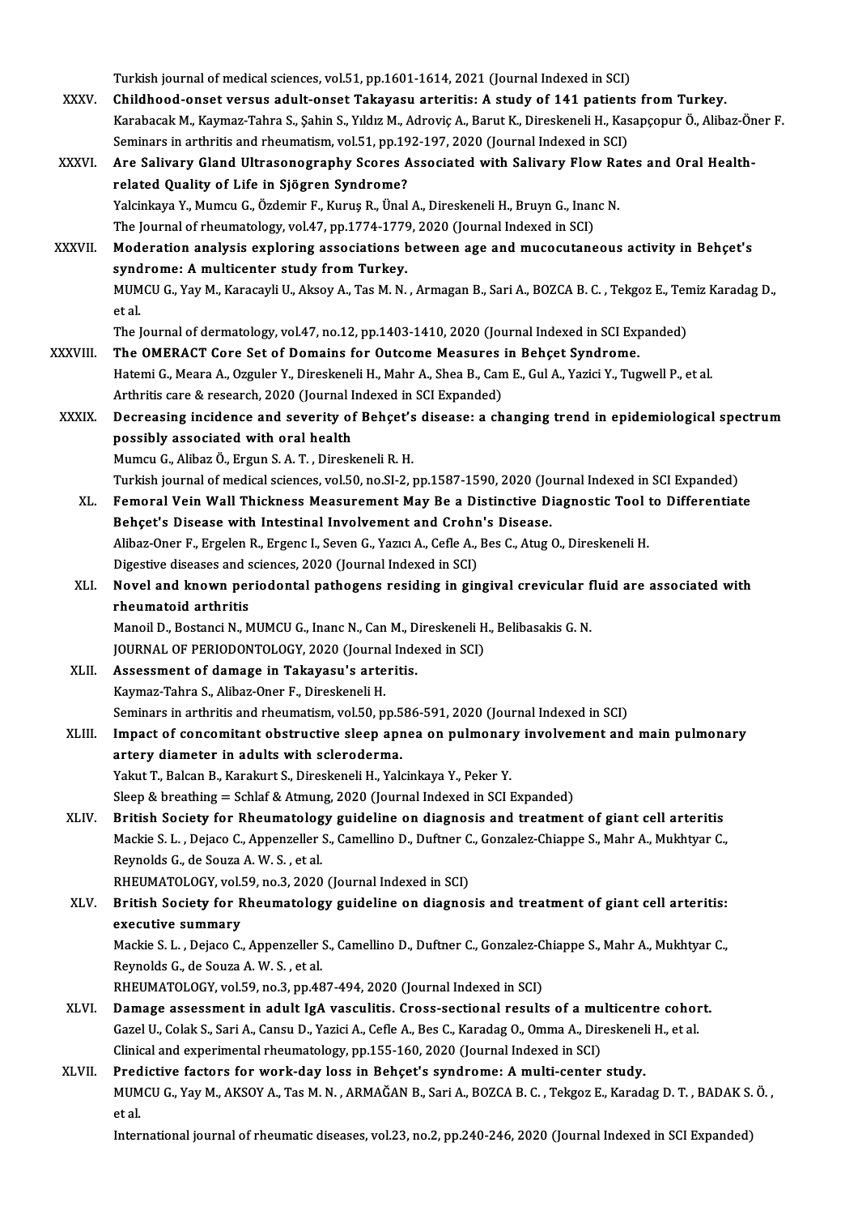Turkish journal of medical sciences, vol.51, pp.1601-1614, 2021 (Journal Indexed in SCI)

XXXV. **Childhood-onset versus adult-onset Takayasu arteritis: A study of 141 patients from Turkey.**
Karabacak M., Kaymaz-Tahra S., Şahin S., Yıldız M., Adroviç A., Barut K., Direskeneli H., Kasapçopur Ö., Alibaz-Öner F.
Seminars in arthritis and rheumatism, vol.51, pp.192-197, 2020 (Journal Indexed in SCI)

XXXVI. **Are Salivary Gland Ultrasonography Scores Associated with Salivary Flow Rates and Oral Health-related Quality of Life in Sjögren Syndrome?**
Yalcinkaya Y., Mumcu G., Özdemir F., Kuruş R., Ünal A., Direskeneli H., Bruyn G., Inanc N.
The Journal of rheumatology, vol.47, pp.1774-1779, 2020 (Journal Indexed in SCI)

XXXVII. **Moderation analysis exploring associations between age and mucocutaneous activity in Behçet's syndrome: A multicenter study from Turkey.**
MUMCU G., Yay M., Karacayli U., Aksoy A., Tas M. N. , Armagan B., Sari A., BOZCA B. C. , Tekgoz E., Temiz Karadag D., et al.
The Journal of dermatology, vol.47, no.12, pp.1403-1410, 2020 (Journal Indexed in SCI Expanded)

XXXVIII. **The OMERACT Core Set of Domains for Outcome Measures in Behçet Syndrome.**
Hatemi G., Meara A., Ozguler Y., Direskeneli H., Mahr A., Shea B., Cam E., Gul A., Yazici Y., Tugwell P., et al.
Arthritis care & research, 2020 (Journal Indexed in SCI Expanded)

XXXIX. **Decreasing incidence and severity of Behçet's disease: a changing trend in epidemiological spectrum possibly associated with oral health**
Mumcu G., Alibaz Ö., Ergun S. A. T. , Direskeneli R. H.
Turkish journal of medical sciences, vol.50, no.SI-2, pp.1587-1590, 2020 (Journal Indexed in SCI Expanded)

XL. **Femoral Vein Wall Thickness Measurement May Be a Distinctive Diagnostic Tool to Differentiate Behçet's Disease with Intestinal Involvement and Crohn's Disease.**
Alibaz-Oner F., Ergelen R., Ergenc I., Seven G., Yazıcı A., Cefle A., Bes C., Atug O., Direskeneli H.
Digestive diseases and sciences, 2020 (Journal Indexed in SCI)

XLI. **Novel and known periodontal pathogens residing in gingival crevicular fluid are associated with rheumatoid arthritis**
Manoil D., Bostanci N., MUMCU G., Inanc N., Can M., Direskeneli H., Belibasakis G. N.
JOURNAL OF PERIODONTOLOGY, 2020 (Journal Indexed in SCI)

XLII. **Assessment of damage in Takayasu's arteritis.**
Kaymaz-Tahra S., Alibaz-Oner F., Direskeneli H.
Seminars in arthritis and rheumatism, vol.50, pp.586-591, 2020 (Journal Indexed in SCI)

XLIII. **Impact of concomitant obstructive sleep apnea on pulmonary involvement and main pulmonary artery diameter in adults with scleroderma.**
Yakut T., Balcan B., Karakurt S., Direskeneli H., Yalcinkaya Y., Peker Y.
Sleep & breathing = Schlaf & Atmung, 2020 (Journal Indexed in SCI Expanded)

XLIV. **British Society for Rheumatology guideline on diagnosis and treatment of giant cell arteritis**
Mackie S. L. , Dejaco C., Appenzeller S., Camellino D., Duftner C., Gonzalez-Chiappe S., Mahr A., Mukhtyar C., Reynolds G., de Souza A. W. S. , et al.
RHEUMATOLOGY, vol.59, no.3, 2020 (Journal Indexed in SCI)

XLV. **British Society for Rheumatology guideline on diagnosis and treatment of giant cell arteritis: executive summary**
Mackie S. L. , Dejaco C., Appenzeller S., Camellino D., Duftner C., Gonzalez-Chiappe S., Mahr A., Mukhtyar C., Reynolds G., de Souza A. W. S. , et al.
RHEUMATOLOGY, vol.59, no.3, pp.487-494, 2020 (Journal Indexed in SCI)

XLVI. **Damage assessment in adult IgA vasculitis. Cross-sectional results of a multicentre cohort.**
Gazel U., Colak S., Sari A., Cansu D., Yazici A., Cefle A., Bes C., Karadag O., Omma A., Direskeneli H., et al.
Clinical and experimental rheumatology, pp.155-160, 2020 (Journal Indexed in SCI)

XLVII. **Predictive factors for work-day loss in Behçet's syndrome: A multi-center study.**
MUMCU G., Yay M., AKSOY A., Tas M. N. , ARMAĞAN B., Sari A., BOZCA B. C. , Tekgoz E., Karadag D. T. , BADAK S. Ö. , et al.
International journal of rheumatic diseases, vol.23, no.2, pp.240-246, 2020 (Journal Indexed in SCI Expanded)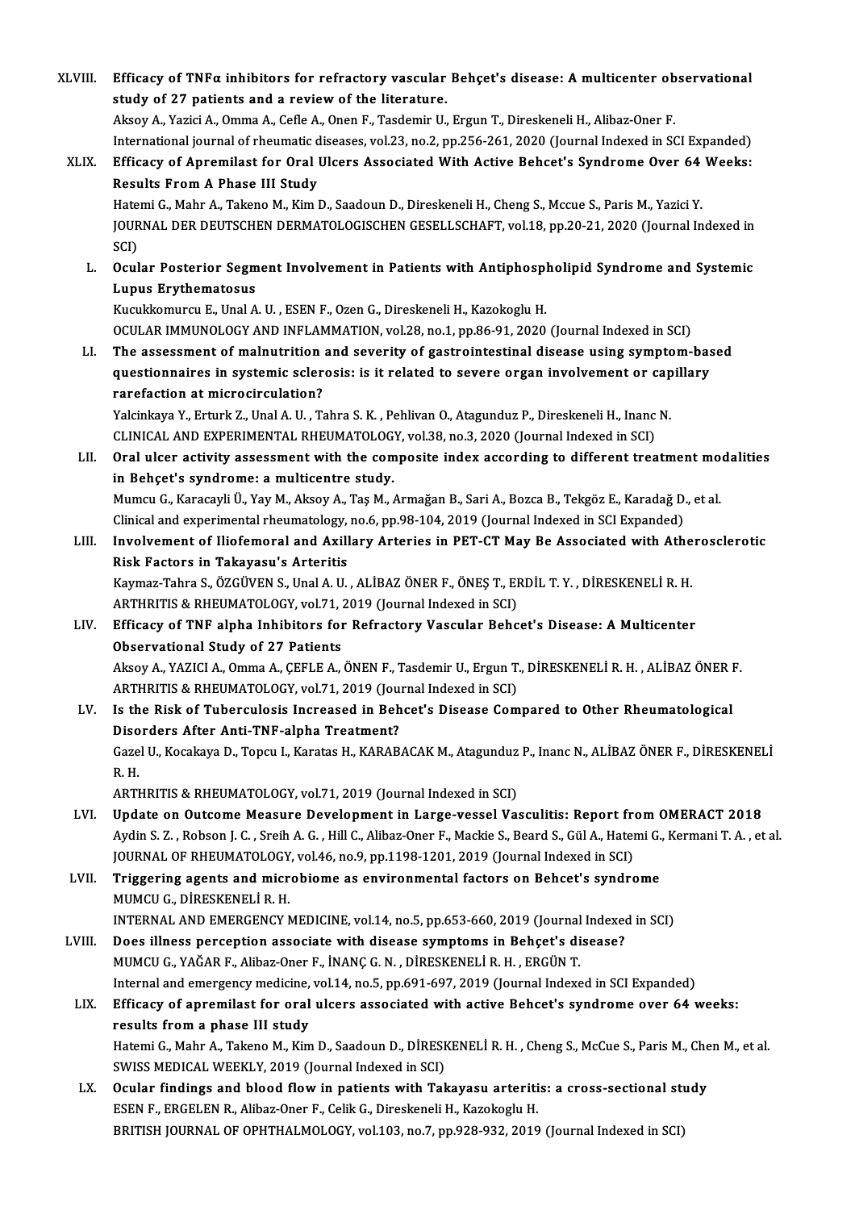XLVIII. **Efficacy of TNFα inhibitors for refractory vascular Behçet's disease: A multicenter observational study of 27 patients and a review of the literature.**
Aksoy A., Yazici A., Omma A., Cefle A., Onen F., Tasdemir U., Ergun T., Direskeneli H., Alibaz-Oner F.
International journal of rheumatic diseases, vol.23, no.2, pp.256-261, 2020 (Journal Indexed in SCI Expanded)

XLIX. **Efficacy of Apremilast for Oral Ulcers Associated With Active Behcet's Syndrome Over 64 Weeks: Results From A Phase III Study**
Hatemi G., Mahr A., Takeno M., Kim D., Saadoun D., Direskeneli H., Cheng S., Mccue S., Paris M., Yazici Y.
JOURNAL DER DEUTSCHEN DERMATOLOGISCHEN GESELLSCHAFT, vol.18, pp.20-21, 2020 (Journal Indexed in SCI)

L. **Ocular Posterior Segment Involvement in Patients with Antiphospholipid Syndrome and Systemic Lupus Erythematosus**
Kucukkomurcu E., Unal A. U. , ESEN F., Ozen G., Direskeneli H., Kazokoglu H.
OCULAR IMMUNOLOGY AND INFLAMMATION, vol.28, no.1, pp.86-91, 2020 (Journal Indexed in SCI)

LI. **The assessment of malnutrition and severity of gastrointestinal disease using symptom-based questionnaires in systemic sclerosis: is it related to severe organ involvement or capillary rarefaction at microcirculation?**
Yalcinkaya Y., Erturk Z., Unal A. U. , Tahra S. K. , Pehlivan O., Atagunduz P., Direskeneli H., Inanc N.
CLINICAL AND EXPERIMENTAL RHEUMATOLOGY, vol.38, no.3, 2020 (Journal Indexed in SCI)

LII. **Oral ulcer activity assessment with the composite index according to different treatment modalities in Behçet's syndrome: a multicentre study.**
Mumcu G., Karacayli Ü., Yay M., Aksoy A., Taş M., Armağan B., Sari A., Bozca B., Tekgöz E., Karadağ D., et al.
Clinical and experimental rheumatology, no.6, pp.98-104, 2019 (Journal Indexed in SCI Expanded)

LIII. **Involvement of Iliofemoral and Axillary Arteries in PET-CT May Be Associated with Atherosclerotic Risk Factors in Takayasu's Arteritis**
Kaymaz-Tahra S., ÖZGÜVEN S., Unal A. U. , ALİBAZ ÖNER F., ÖNEŞ T., ERDİL T. Y. , DİRESKENELİ R. H.
ARTHRITIS & RHEUMATOLOGY, vol.71, 2019 (Journal Indexed in SCI)

LIV. **Efficacy of TNF alpha Inhibitors for Refractory Vascular Behcet's Disease: A Multicenter Observational Study of 27 Patients**
Aksoy A., YAZICI A., Omma A., ÇEFLE A., ÖNEN F., Tasdemir U., Ergun T., DİRESKENELİ R. H. , ALİBAZ ÖNER F.
ARTHRITIS & RHEUMATOLOGY, vol.71, 2019 (Journal Indexed in SCI)

LV. **Is the Risk of Tuberculosis Increased in Behcet's Disease Compared to Other Rheumatological Disorders After Anti-TNF-alpha Treatment?**
Gazel U., Kocakaya D., Topcu I., Karatas H., KARABACAK M., Atagunduz P., Inanc N., ALİBAZ ÖNER F., DİRESKENELİ R. H.
ARTHRITIS & RHEUMATOLOGY, vol.71, 2019 (Journal Indexed in SCI)

LVI. **Update on Outcome Measure Development in Large-vessel Vasculitis: Report from OMERACT 2018**
Aydin S. Z. , Robson J. C. , Sreih A. G. , Hill C., Alibaz-Oner F., Mackie S., Beard S., Gül A., Hatemi G., Kermani T. A. , et al.
JOURNAL OF RHEUMATOLOGY, vol.46, no.9, pp.1198-1201, 2019 (Journal Indexed in SCI)

LVII. **Triggering agents and microbiome as environmental factors on Behcet's syndrome**
MUMCU G., DİRESKENELİ R. H.
INTERNAL AND EMERGENCY MEDICINE, vol.14, no.5, pp.653-660, 2019 (Journal Indexed in SCI)

LVIII. **Does illness perception associate with disease symptoms in Behçet's disease?**
MUMCU G., YAĞAR F., Alibaz-Oner F., İNANÇ G. N. , DİRESKENELİ R. H. , ERGÜN T.
Internal and emergency medicine, vol.14, no.5, pp.691-697, 2019 (Journal Indexed in SCI Expanded)

LIX. **Efficacy of apremilast for oral ulcers associated with active Behcet's syndrome over 64 weeks: results from a phase III study**
Hatemi G., Mahr A., Takeno M., Kim D., Saadoun D., DİRESKENELİ R. H. , Cheng S., McCue S., Paris M., Chen M., et al.
SWISS MEDICAL WEEKLY, 2019 (Journal Indexed in SCI)

LX. **Ocular findings and blood flow in patients with Takayasu arteritis: a cross-sectional study**
ESEN F., ERGELEN R., Alibaz-Oner F., Celik G., Direskeneli H., Kazokoglu H.
BRITISH JOURNAL OF OPHTHALMOLOGY, vol.103, no.7, pp.928-932, 2019 (Journal Indexed in SCI)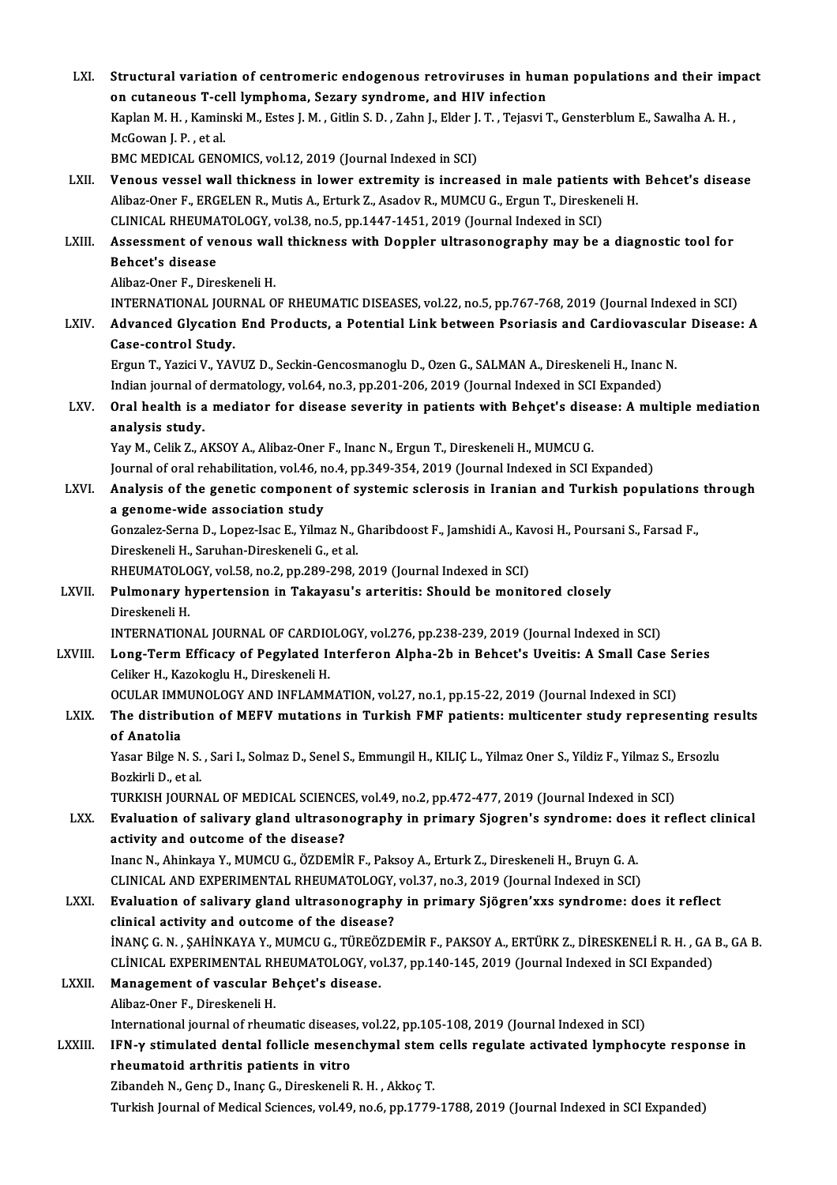LXI. **Structural variation of centromeric endogenous retroviruses in human populations and their impact on cutaneous T-cell lymphoma, Sezary syndrome, and HIV infection**
Kaplan M. H. , Kaminski M., Estes J. M. , Gitlin S. D. , Zahn J., Elder J. T. , Tejasvi T., Gensterblum E., Sawalha A. H. , McGowan J. P. , et al.
BMC MEDICAL GENOMICS, vol.12, 2019 (Journal Indexed in SCI)

LXII. **Venous vessel wall thickness in lower extremity is increased in male patients with Behcet's disease**
Alibaz-Oner F., ERGELEN R., Mutis A., Erturk Z., Asadov R., MUMCU G., Ergun T., Direskeneli H.
CLINICAL RHEUMATOLOGY, vol.38, no.5, pp.1447-1451, 2019 (Journal Indexed in SCI)

LXIII. **Assessment of venous wall thickness with Doppler ultrasonography may be a diagnostic tool for Behcet's disease**
Alibaz-Oner F., Direskeneli H.
INTERNATIONAL JOURNAL OF RHEUMATIC DISEASES, vol.22, no.5, pp.767-768, 2019 (Journal Indexed in SCI)

LXIV. **Advanced Glycation End Products, a Potential Link between Psoriasis and Cardiovascular Disease: A Case-control Study.**
Ergun T., Yazici V., YAVUZ D., Seckin-Gencosmanoglu D., Ozen G., SALMAN A., Direskeneli H., Inanc N.
Indian journal of dermatology, vol.64, no.3, pp.201-206, 2019 (Journal Indexed in SCI Expanded)

LXV. **Oral health is a mediator for disease severity in patients with Behçet's disease: A multiple mediation analysis study.**
Yay M., Celik Z., AKSOY A., Alibaz-Oner F., Inanc N., Ergun T., Direskeneli H., MUMCU G.
Journal of oral rehabilitation, vol.46, no.4, pp.349-354, 2019 (Journal Indexed in SCI Expanded)

LXVI. **Analysis of the genetic component of systemic sclerosis in Iranian and Turkish populations through a genome-wide association study**
Gonzalez-Serna D., Lopez-Isac E., Yilmaz N., Gharibdoost F., Jamshidi A., Kavosi H., Poursani S., Farsad F., Direskeneli H., Saruhan-Direskeneli G., et al.
RHEUMATOLOGY, vol.58, no.2, pp.289-298, 2019 (Journal Indexed in SCI)

LXVII. **Pulmonary hypertension in Takayasu's arteritis: Should be monitored closely**
Direskeneli H.
INTERNATIONAL JOURNAL OF CARDIOLOGY, vol.276, pp.238-239, 2019 (Journal Indexed in SCI)

LXVIII. **Long-Term Efficacy of Pegylated Interferon Alpha-2b in Behcet's Uveitis: A Small Case Series**
Celiker H., Kazokoglu H., Direskeneli H.
OCULAR IMMUNOLOGY AND INFLAMMATION, vol.27, no.1, pp.15-22, 2019 (Journal Indexed in SCI)

LXIX. **The distribution of MEFV mutations in Turkish FMF patients: multicenter study representing results of Anatolia**
Yasar Bilge N. S. , Sari I., Solmaz D., Senel S., Emmungil H., KILIÇ L., Yilmaz Oner S., Yildiz F., Yilmaz S., Ersozlu Bozkirli D., et al.
TURKISH JOURNAL OF MEDICAL SCIENCES, vol.49, no.2, pp.472-477, 2019 (Journal Indexed in SCI)

LXX. **Evaluation of salivary gland ultrasonography in primary Sjogren's syndrome: does it reflect clinical activity and outcome of the disease?**
Inanc N., Ahinkaya Y., MUMCU G., ÖZDEMİR F., Paksoy A., Erturk Z., Direskeneli H., Bruyn G. A.
CLINICAL AND EXPERIMENTAL RHEUMATOLOGY, vol.37, no.3, 2019 (Journal Indexed in SCI)

LXXI. **Evaluation of salivary gland ultrasonography in primary Sjögren'xxs syndrome: does it reflect clinical activity and outcome of the disease?**
İNANÇ G. N. , ŞAHİNKAYA Y., MUMCU G., TÜREÖZDEMİR F., PAKSOY A., ERTÜRK Z., DİRESKENELİ R. H. , GA B., GA B.
CLİNICAL EXPERIMENTAL RHEUMATOLOGY, vol.37, pp.140-145, 2019 (Journal Indexed in SCI Expanded)

LXXII. **Management of vascular Behçet's disease.**
Alibaz-Oner F., Direskeneli H.
International journal of rheumatic diseases, vol.22, pp.105-108, 2019 (Journal Indexed in SCI)

LXXIII. **IFN-γ stimulated dental follicle mesenchymal stem cells regulate activated lymphocyte response in rheumatoid arthritis patients in vitro**
Zibandeh N., Genç D., Inanç G., Direskeneli R. H. , Akkoç T.
Turkish Journal of Medical Sciences, vol.49, no.6, pp.1779-1788, 2019 (Journal Indexed in SCI Expanded)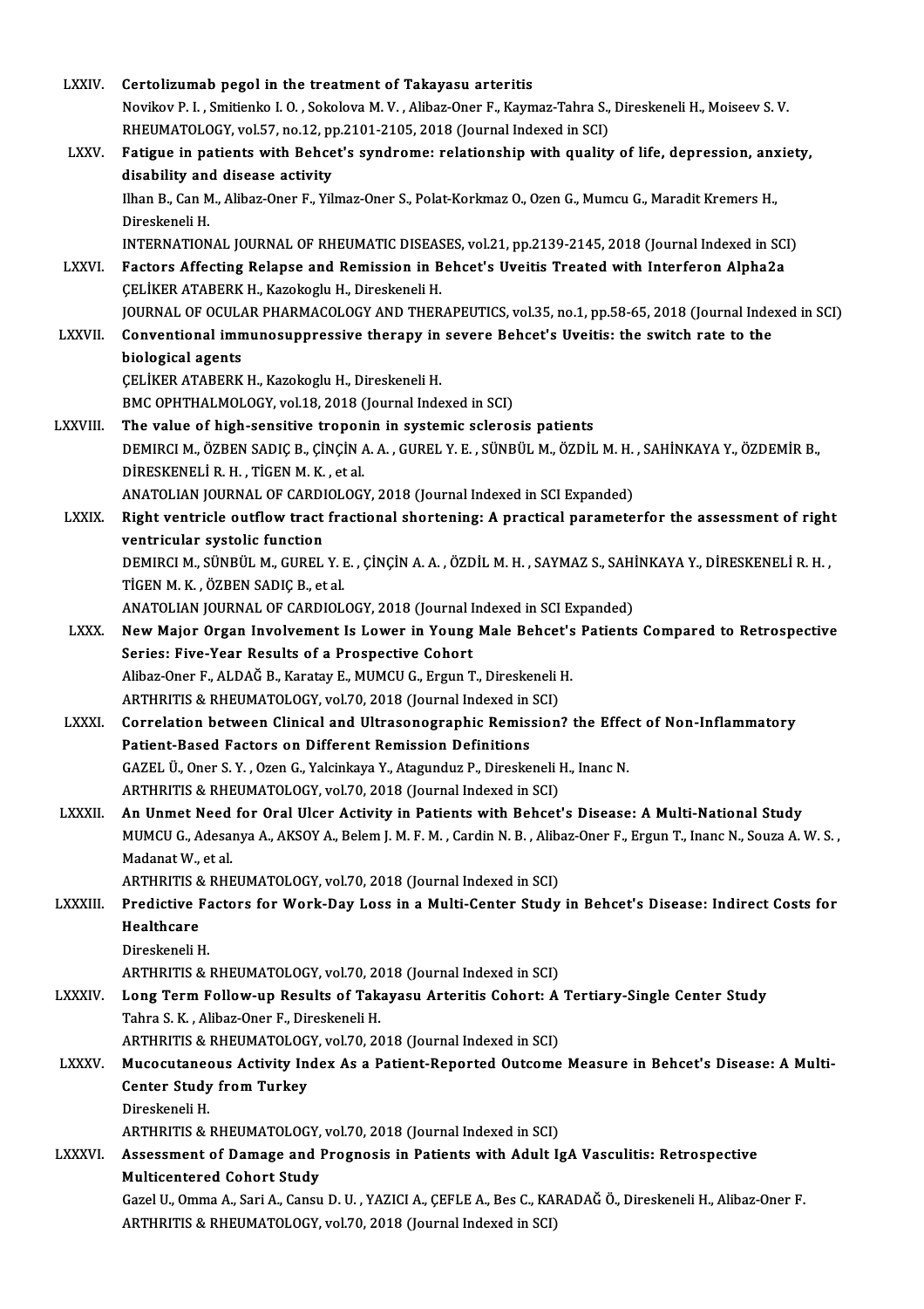LXXIV. **Certolizumab pegol in the treatment of Takayasu arteritis**
Novikov P. I. , Smitienko I. O. , Sokolova M. V. , Alibaz-Oner F., Kaymaz-Tahra S., Direskeneli H., Moiseev S. V.
RHEUMATOLOGY, vol.57, no.12, pp.2101-2105, 2018 (Journal Indexed in SCI)

LXXV. **Fatigue in patients with Behcet's syndrome: relationship with quality of life, depression, anxiety, disability and disease activity**
Ilhan B., Can M., Alibaz-Oner F., Yilmaz-Oner S., Polat-Korkmaz O., Ozen G., Mumcu G., Maradit Kremers H., Direskeneli H.
INTERNATIONAL JOURNAL OF RHEUMATIC DISEASES, vol.21, pp.2139-2145, 2018 (Journal Indexed in SCI)

LXXVI. **Factors Affecting Relapse and Remission in Behcet's Uveitis Treated with Interferon Alpha2a**
ÇELİKER ATABERK H., Kazokoglu H., Direskeneli H.
JOURNAL OF OCULAR PHARMACOLOGY AND THERAPEUTICS, vol.35, no.1, pp.58-65, 2018 (Journal Indexed in SCI)

LXXVII. **Conventional immunosuppressive therapy in severe Behcet's Uveitis: the switch rate to the biological agents**
ÇELİKER ATABERK H., Kazokoglu H., Direskeneli H.
BMC OPHTHALMOLOGY, vol.18, 2018 (Journal Indexed in SCI)

LXXVIII. **The value of high-sensitive troponin in systemic sclerosis patients**
DEMIRCI M., ÖZBEN SADIÇ B., ÇİNÇİN A. A. , GUREL Y. E. , SÜNBÜL M., ÖZDİL M. H. , SAHİNKAYA Y., ÖZDEMİR B., DİRESKENELİ R. H. , TİGEN M. K. , et al.
ANATOLIAN JOURNAL OF CARDIOLOGY, 2018 (Journal Indexed in SCI Expanded)

LXXIX. **Right ventricle outflow tract fractional shortening: A practical parameterfor the assessment of right ventricular systolic function**
DEMIRCI M., SÜNBÜL M., GUREL Y. E. , ÇİNÇİN A. A. , ÖZDİL M. H. , SAYMAZ S., SAHİNKAYA Y., DİRESKENELİ R. H. , TİGEN M. K. , ÖZBEN SADIÇ B., et al.
ANATOLIAN JOURNAL OF CARDIOLOGY, 2018 (Journal Indexed in SCI Expanded)

LXXX. **New Major Organ Involvement Is Lower in Young Male Behcet's Patients Compared to Retrospective Series: Five-Year Results of a Prospective Cohort**
Alibaz-Oner F., ALDAĞ B., Karatay E., MUMCU G., Ergun T., Direskeneli H.
ARTHRITIS & RHEUMATOLOGY, vol.70, 2018 (Journal Indexed in SCI)

LXXXI. **Correlation between Clinical and Ultrasonographic Remission? the Effect of Non-Inflammatory Patient-Based Factors on Different Remission Definitions**
GAZEL Ü., Oner S. Y. , Ozen G., Yalcinkaya Y., Atagunduz P., Direskeneli H., Inanc N.
ARTHRITIS & RHEUMATOLOGY, vol.70, 2018 (Journal Indexed in SCI)

LXXXII. **An Unmet Need for Oral Ulcer Activity in Patients with Behcet's Disease: A Multi-National Study**
MUMCU G., Adesanya A., AKSOY A., Belem J. M. F. M. , Cardin N. B. , Alibaz-Oner F., Ergun T., Inanc N., Souza A. W. S. , Madanat W., et al.
ARTHRITIS & RHEUMATOLOGY, vol.70, 2018 (Journal Indexed in SCI)

LXXXIII. **Predictive Factors for Work-Day Loss in a Multi-Center Study in Behcet's Disease: Indirect Costs for Healthcare**
Direskeneli H.
ARTHRITIS & RHEUMATOLOGY, vol.70, 2018 (Journal Indexed in SCI)

LXXXIV. **Long Term Follow-up Results of Takayasu Arteritis Cohort: A Tertiary-Single Center Study**
Tahra S. K. , Alibaz-Oner F., Direskeneli H.
ARTHRITIS & RHEUMATOLOGY, vol.70, 2018 (Journal Indexed in SCI)

LXXXV. **Mucocutaneous Activity Index As a Patient-Reported Outcome Measure in Behcet's Disease: A Multi-Center Study from Turkey**
Direskeneli H.
ARTHRITIS & RHEUMATOLOGY, vol.70, 2018 (Journal Indexed in SCI)

LXXXVI. **Assessment of Damage and Prognosis in Patients with Adult IgA Vasculitis: Retrospective Multicentered Cohort Study**
Gazel U., Omma A., Sari A., Cansu D. U. , YAZICI A., ÇEFLE A., Bes C., KARADAĞ Ö., Direskeneli H., Alibaz-Oner F.
ARTHRITIS & RHEUMATOLOGY, vol.70, 2018 (Journal Indexed in SCI)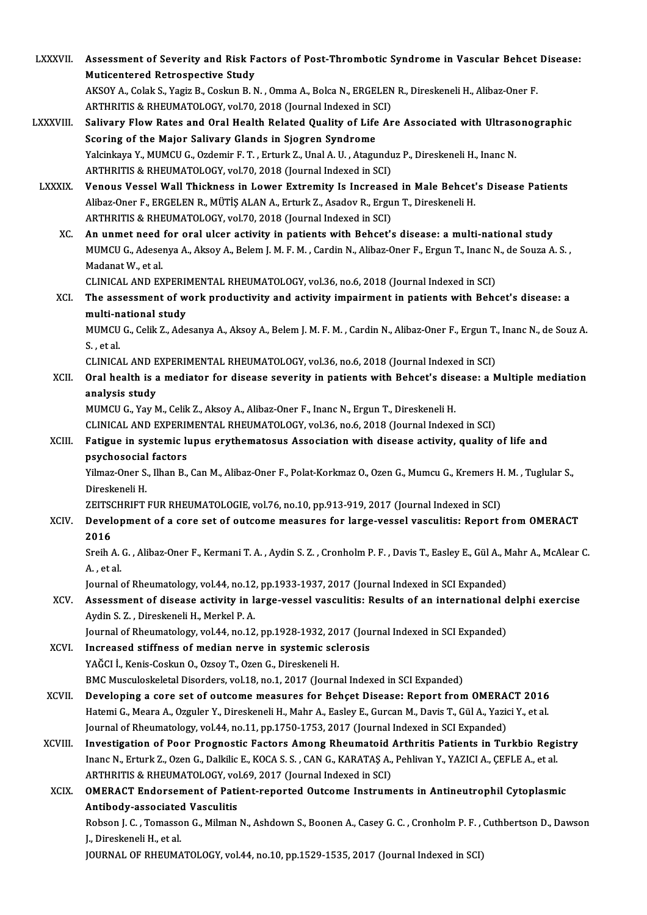LXXXVII. **Assessment of Severity and Risk Factors of Post-Thrombotic Syndrome in Vascular Behcet Disease: Muticentered Retrospective Study**
AKSOY A., Colak S., Yagiz B., Coskun B. N. , Omma A., Bolca N., ERGELEN R., Direskeneli H., Alibaz-Oner F.
ARTHRITIS & RHEUMATOLOGY, vol.70, 2018 (Journal Indexed in SCI)

LXXXVIII. **Salivary Flow Rates and Oral Health Related Quality of Life Are Associated with Ultrasonographic Scoring of the Major Salivary Glands in Sjogren Syndrome**
Yalcinkaya Y., MUMCU G., Ozdemir F. T. , Erturk Z., Unal A. U. , Atagunduz P., Direskeneli H., Inanc N.
ARTHRITIS & RHEUMATOLOGY, vol.70, 2018 (Journal Indexed in SCI)

LXXXIX. **Venous Vessel Wall Thickness in Lower Extremity Is Increased in Male Behcet's Disease Patients**
Alibaz-Oner F., ERGELEN R., MÜTİŞ ALAN A., Erturk Z., Asadov R., Ergun T., Direskeneli H.
ARTHRITIS & RHEUMATOLOGY, vol.70, 2018 (Journal Indexed in SCI)

XC. **An unmet need for oral ulcer activity in patients with Behcet's disease: a multi-national study**
MUMCU G., Adesenya A., Aksoy A., Belem J. M. F. M. , Cardin N., Alibaz-Oner F., Ergun T., Inanc N., de Souza A. S. , Madanat W., et al.
CLINICAL AND EXPERIMENTAL RHEUMATOLOGY, vol.36, no.6, 2018 (Journal Indexed in SCI)

XCI. **The assessment of work productivity and activity impairment in patients with Behcet's disease: a multi-national study**
MUMCU G., Celik Z., Adesanya A., Aksoy A., Belem J. M. F. M. , Cardin N., Alibaz-Oner F., Ergun T., Inanc N., de Souz A. S. , et al.
CLINICAL AND EXPERIMENTAL RHEUMATOLOGY, vol.36, no.6, 2018 (Journal Indexed in SCI)

XCII. **Oral health is a mediator for disease severity in patients with Behcet's disease: a Multiple mediation analysis study**
MUMCU G., Yay M., Celik Z., Aksoy A., Alibaz-Oner F., Inanc N., Ergun T., Direskeneli H.
CLINICAL AND EXPERIMENTAL RHEUMATOLOGY, vol.36, no.6, 2018 (Journal Indexed in SCI)

XCIII. **Fatigue in systemic lupus erythematosus Association with disease activity, quality of life and psychosocial factors**
Yilmaz-Oner S., Ilhan B., Can M., Alibaz-Oner F., Polat-Korkmaz O., Ozen G., Mumcu G., Kremers H. M. , Tuglular S., Direskeneli H.
ZEITSCHRIFT FUR RHEUMATOLOGIE, vol.76, no.10, pp.913-919, 2017 (Journal Indexed in SCI)

XCIV. **Development of a core set of outcome measures for large-vessel vasculitis: Report from OMERACT 2016**
Sreih A. G. , Alibaz-Oner F., Kermani T. A. , Aydin S. Z. , Cronholm P. F. , Davis T., Easley E., Gül A., Mahr A., McAlear C. A. , et al.
Journal of Rheumatology, vol.44, no.12, pp.1933-1937, 2017 (Journal Indexed in SCI Expanded)

XCV. **Assessment of disease activity in large-vessel vasculitis: Results of an international delphi exercise**
Aydin S. Z. , Direskeneli H., Merkel P. A.
Journal of Rheumatology, vol.44, no.12, pp.1928-1932, 2017 (Journal Indexed in SCI Expanded)

XCVI. **Increased stiffness of median nerve in systemic sclerosis**
YAĞCI İ., Kenis-Coskun O., Ozsoy T., Ozen G., Direskeneli H.
BMC Musculoskeletal Disorders, vol.18, no.1, 2017 (Journal Indexed in SCI Expanded)

XCVII. **Developing a core set of outcome measures for Behçet Disease: Report from OMERACT 2016**
Hatemi G., Meara A., Ozguler Y., Direskeneli H., Mahr A., Easley E., Gurcan M., Davis T., Gül A., Yazici Y., et al.
Journal of Rheumatology, vol.44, no.11, pp.1750-1753, 2017 (Journal Indexed in SCI Expanded)

XCVIII. **Investigation of Poor Prognostic Factors Among Rheumatoid Arthritis Patients in Turkbio Registry**
Inanc N., Erturk Z., Ozen G., Dalkilic E., KOCA S. S. , CAN G., KARATAŞ A., Pehlivan Y., YAZICI A., ÇEFLE A., et al.
ARTHRITIS & RHEUMATOLOGY, vol.69, 2017 (Journal Indexed in SCI)

XCIX. **OMERACT Endorsement of Patient-reported Outcome Instruments in Antineutrophil Cytoplasmic Antibody-associated Vasculitis**
Robson J. C. , Tomasson G., Milman N., Ashdown S., Boonen A., Casey G. C. , Cronholm P. F. , Cuthbertson D., Dawson J., Direskeneli H., et al.
JOURNAL OF RHEUMATOLOGY, vol.44, no.10, pp.1529-1535, 2017 (Journal Indexed in SCI)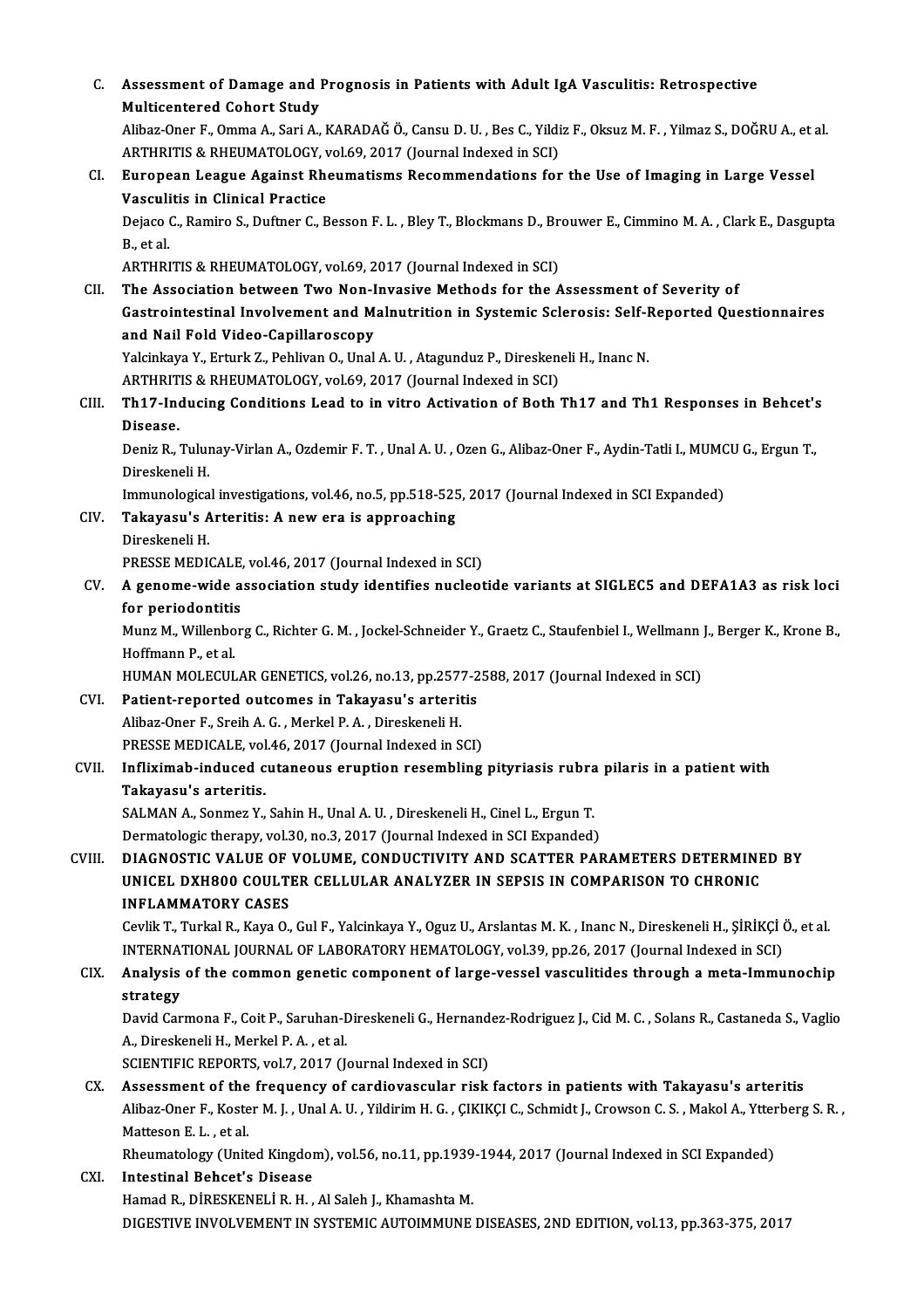C. **Assessment of Damage and Prognosis in Patients with Adult IgA Vasculitis: Retrospective Multicentered Cohort Study**
Alibaz-Oner F., Omma A., Sari A., KARADAĞ Ö., Cansu D. U. , Bes C., Yildiz F., Oksuz M. F. , Yilmaz S., DOĞRU A., et al.
ARTHRITIS & RHEUMATOLOGY, vol.69, 2017 (Journal Indexed in SCI)

CI. **European League Against Rheumatisms Recommendations for the Use of Imaging in Large Vessel Vasculitis in Clinical Practice**
Dejaco C., Ramiro S., Duftner C., Besson F. L. , Bley T., Blockmans D., Brouwer E., Cimmino M. A. , Clark E., Dasgupta B., et al.
ARTHRITIS & RHEUMATOLOGY, vol.69, 2017 (Journal Indexed in SCI)

CII. **The Association between Two Non-Invasive Methods for the Assessment of Severity of Gastrointestinal Involvement and Malnutrition in Systemic Sclerosis: Self-Reported Questionnaires and Nail Fold Video-Capillaroscopy**
Yalcinkaya Y., Erturk Z., Pehlivan O., Unal A. U. , Atagunduz P., Direskeneli H., Inanc N.
ARTHRITIS & RHEUMATOLOGY, vol.69, 2017 (Journal Indexed in SCI)

CIII. **Th17-Inducing Conditions Lead to in vitro Activation of Both Th17 and Th1 Responses in Behcet's Disease.**
Deniz R., Tulunay-Virlan A., Ozdemir F. T. , Unal A. U. , Ozen G., Alibaz-Oner F., Aydin-Tatli I., MUMCU G., Ergun T., Direskeneli H.
Immunological investigations, vol.46, no.5, pp.518-525, 2017 (Journal Indexed in SCI Expanded)

CIV. **Takayasu's Arteritis: A new era is approaching**
Direskeneli H.
PRESSE MEDICALE, vol.46, 2017 (Journal Indexed in SCI)

CV. **A genome-wide association study identifies nucleotide variants at SIGLEC5 and DEFA1A3 as risk loci for periodontitis**
Munz M., Willenborg C., Richter G. M. , Jockel-Schneider Y., Graetz C., Staufenbiel I., Wellmann J., Berger K., Krone B., Hoffmann P., et al.
HUMAN MOLECULAR GENETICS, vol.26, no.13, pp.2577-2588, 2017 (Journal Indexed in SCI)

CVI. **Patient-reported outcomes in Takayasu's arteritis**
Alibaz-Oner F., Sreih A. G. , Merkel P. A. , Direskeneli H.
PRESSE MEDICALE, vol.46, 2017 (Journal Indexed in SCI)

CVII. **Infliximab-induced cutaneous eruption resembling pityriasis rubra pilaris in a patient with Takayasu's arteritis.**
SALMAN A., Sonmez Y., Sahin H., Unal A. U. , Direskeneli H., Cinel L., Ergun T.
Dermatologic therapy, vol.30, no.3, 2017 (Journal Indexed in SCI Expanded)

CVIII. **DIAGNOSTIC VALUE OF VOLUME, CONDUCTIVITY AND SCATTER PARAMETERS DETERMINED BY UNICEL DXH800 COULTER CELLULAR ANALYZER IN SEPSIS IN COMPARISON TO CHRONIC INFLAMMATORY CASES**
Cevlik T., Turkal R., Kaya O., Gul F., Yalcinkaya Y., Oguz U., Arslantas M. K. , Inanc N., Direskeneli H., ŞİRİKÇİ Ö., et al.
INTERNATIONAL JOURNAL OF LABORATORY HEMATOLOGY, vol.39, pp.26, 2017 (Journal Indexed in SCI)

CIX. **Analysis of the common genetic component of large-vessel vasculitides through a meta-Immunochip strategy**
David Carmona F., Coit P., Saruhan-Direskeneli G., Hernandez-Rodriguez J., Cid M. C. , Solans R., Castaneda S., Vaglio A., Direskeneli H., Merkel P. A. , et al.
SCIENTIFIC REPORTS, vol.7, 2017 (Journal Indexed in SCI)

CX. **Assessment of the frequency of cardiovascular risk factors in patients with Takayasu's arteritis**
Alibaz-Oner F., Koster M. J. , Unal A. U. , Yildirim H. G. , ÇIKIKÇI C., Schmidt J., Crowson C. S. , Makol A., Ytterberg S. R. , Matteson E. L. , et al.
Rheumatology (United Kingdom), vol.56, no.11, pp.1939-1944, 2017 (Journal Indexed in SCI Expanded)

CXI. **Intestinal Behcet's Disease**
Hamad R., DİRESKENELİ R. H. , Al Saleh J., Khamashta M.
DIGESTIVE INVOLVEMENT IN SYSTEMIC AUTOIMMUNE DISEASES, 2ND EDITION, vol.13, pp.363-375, 2017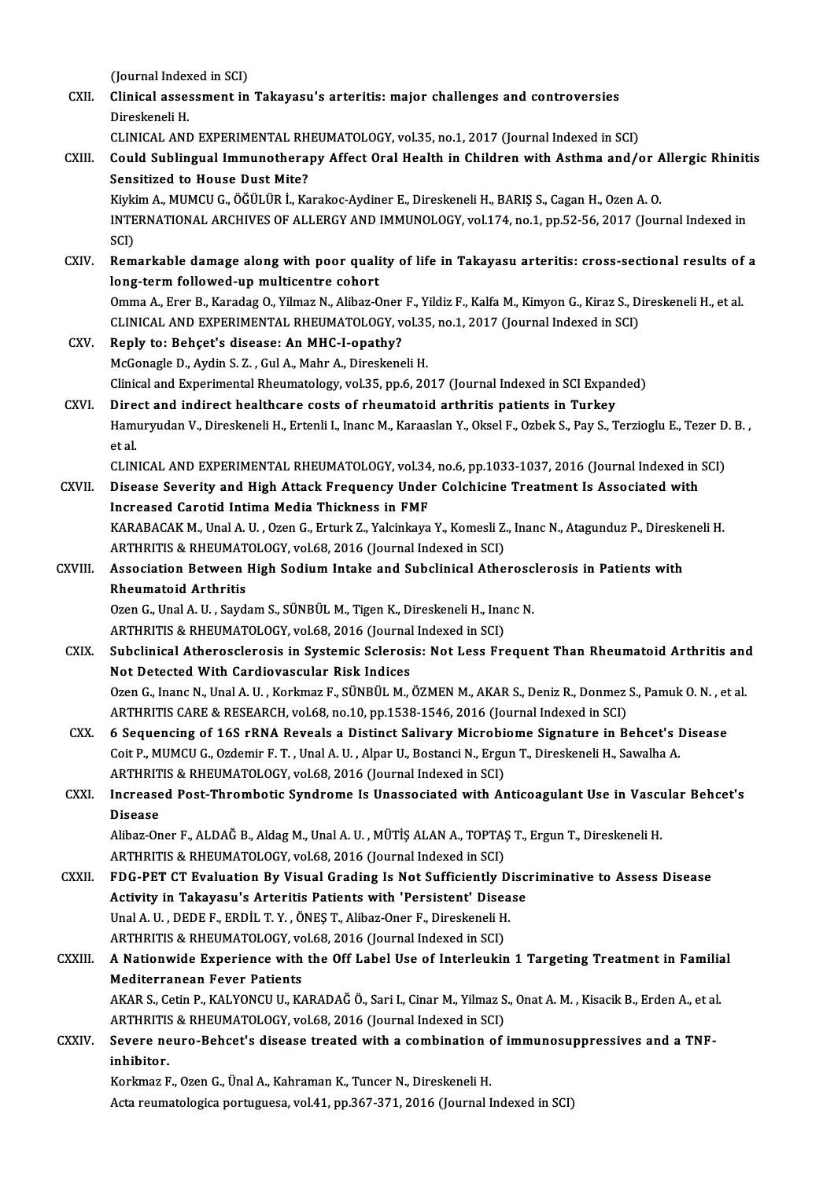(Journal Indexed in SCI)

CXII. **Clinical assessment in Takayasu's arteritis: major challenges and controversies**
Direskeneli H.
CLINICAL AND EXPERIMENTAL RHEUMATOLOGY, vol.35, no.1, 2017 (Journal Indexed in SCI)

CXIII. **Could Sublingual Immunotherapy Affect Oral Health in Children with Asthma and/or Allergic Rhinitis Sensitized to House Dust Mite?**
Kiykim A., MUMCU G., ÖĞÜLÜR İ., Karakoc-Aydiner E., Direskeneli H., BARIŞ S., Cagan H., Ozen A. O.
INTERNATIONAL ARCHIVES OF ALLERGY AND IMMUNOLOGY, vol.174, no.1, pp.52-56, 2017 (Journal Indexed in SCI)

CXIV. **Remarkable damage along with poor quality of life in Takayasu arteritis: cross-sectional results of a long-term followed-up multicentre cohort**
Omma A., Erer B., Karadag O., Yilmaz N., Alibaz-Oner F., Yildiz F., Kalfa M., Kimyon G., Kiraz S., Direskeneli H., et al.
CLINICAL AND EXPERIMENTAL RHEUMATOLOGY, vol.35, no.1, 2017 (Journal Indexed in SCI)

CXV. **Reply to: Behçet's disease: An MHC-I-opathy?**
McGonagle D., Aydin S. Z. , Gul A., Mahr A., Direskeneli H.
Clinical and Experimental Rheumatology, vol.35, pp.6, 2017 (Journal Indexed in SCI Expanded)

CXVI. **Direct and indirect healthcare costs of rheumatoid arthritis patients in Turkey**
Hamuryudan V., Direskeneli H., Ertenli I., Inanc M., Karaaslan Y., Oksel F., Ozbek S., Pay S., Terzioglu E., Tezer D. B. , et al.
CLINICAL AND EXPERIMENTAL RHEUMATOLOGY, vol.34, no.6, pp.1033-1037, 2016 (Journal Indexed in SCI)

CXVII. **Disease Severity and High Attack Frequency Under Colchicine Treatment Is Associated with Increased Carotid Intima Media Thickness in FMF**
KARABACAK M., Unal A. U. , Ozen G., Erturk Z., Yalcinkaya Y., Komesli Z., Inanc N., Atagunduz P., Direskeneli H.
ARTHRITIS & RHEUMATOLOGY, vol.68, 2016 (Journal Indexed in SCI)

CXVIII. **Association Between High Sodium Intake and Subclinical Atherosclerosis in Patients with Rheumatoid Arthritis**
Ozen G., Unal A. U. , Saydam S., SÜNBÜL M., Tigen K., Direskeneli H., Inanc N.
ARTHRITIS & RHEUMATOLOGY, vol.68, 2016 (Journal Indexed in SCI)

CXIX. **Subclinical Atherosclerosis in Systemic Sclerosis: Not Less Frequent Than Rheumatoid Arthritis and Not Detected With Cardiovascular Risk Indices**
Ozen G., Inanc N., Unal A. U. , Korkmaz F., SÜNBÜL M., ÖZMEN M., AKAR S., Deniz R., Donmez S., Pamuk O. N. , et al.
ARTHRITIS CARE & RESEARCH, vol.68, no.10, pp.1538-1546, 2016 (Journal Indexed in SCI)

CXX. **6 Sequencing of 16S rRNA Reveals a Distinct Salivary Microbiome Signature in Behcet's Disease**
Coit P., MUMCU G., Ozdemir F. T. , Unal A. U. , Alpar U., Bostanci N., Ergun T., Direskeneli H., Sawalha A.
ARTHRITIS & RHEUMATOLOGY, vol.68, 2016 (Journal Indexed in SCI)

CXXI. **Increased Post-Thrombotic Syndrome Is Unassociated with Anticoagulant Use in Vascular Behcet's Disease**
Alibaz-Oner F., ALDAĞ B., Aldag M., Unal A. U. , MÜTİŞ ALAN A., TOPTAŞ T., Ergun T., Direskeneli H.
ARTHRITIS & RHEUMATOLOGY, vol.68, 2016 (Journal Indexed in SCI)

CXXII. **FDG-PET CT Evaluation By Visual Grading Is Not Sufficiently Discriminative to Assess Disease Activity in Takayasu's Arteritis Patients with 'Persistent' Disease**
Unal A. U. , DEDE F., ERDİL T. Y. , ÖNEŞ T., Alibaz-Oner F., Direskeneli H.
ARTHRITIS & RHEUMATOLOGY, vol.68, 2016 (Journal Indexed in SCI)

CXXIII. **A Nationwide Experience with the Off Label Use of Interleukin 1 Targeting Treatment in Familial Mediterranean Fever Patients**
AKAR S., Cetin P., KALYONCU U., KARADAĞ Ö., Sari I., Cinar M., Yilmaz S., Onat A. M. , Kisacik B., Erden A., et al.
ARTHRITIS & RHEUMATOLOGY, vol.68, 2016 (Journal Indexed in SCI)

CXXIV. **Severe neuro-Behcet's disease treated with a combination of immunosuppressives and a TNF-inhibitor.**
Korkmaz F., Ozen G., Ünal A., Kahraman K., Tuncer N., Direskeneli H.
Acta reumatologica portuguesa, vol.41, pp.367-371, 2016 (Journal Indexed in SCI)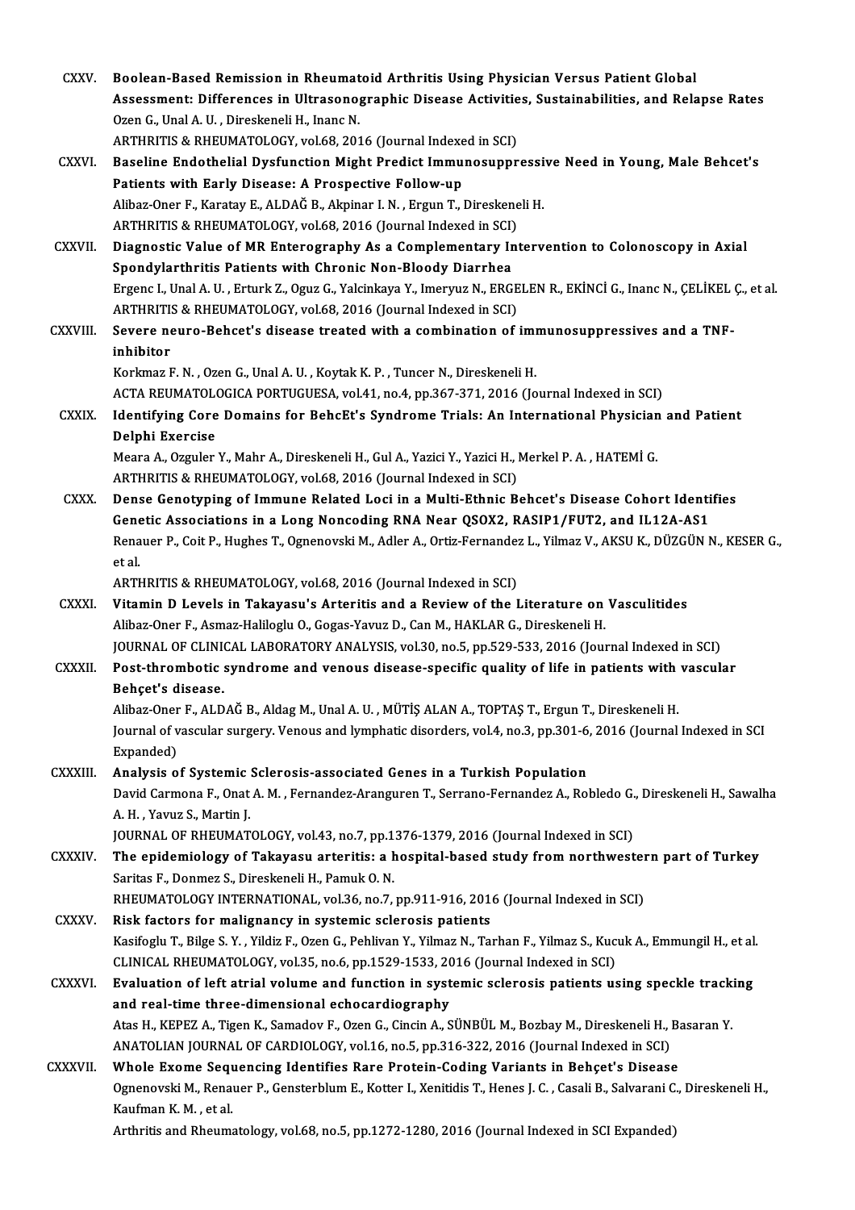CXXV. **Boolean-Based Remission in Rheumatoid Arthritis Using Physician Versus Patient Global Assessment: Differences in Ultrasonographic Disease Activities, Sustainabilities, and Relapse Rates**
Ozen G., Unal A. U. , Direskeneli H., Inanc N.
ARTHRITIS & RHEUMATOLOGY, vol.68, 2016 (Journal Indexed in SCI)

CXXVI. **Baseline Endothelial Dysfunction Might Predict Immunosuppressive Need in Young, Male Behcet's Patients with Early Disease: A Prospective Follow-up**
Alibaz-Oner F., Karatay E., ALDAĞ B., Akpinar I. N. , Ergun T., Direskeneli H.
ARTHRITIS & RHEUMATOLOGY, vol.68, 2016 (Journal Indexed in SCI)

CXXVII. **Diagnostic Value of MR Enterography As a Complementary Intervention to Colonoscopy in Axial Spondylarthritis Patients with Chronic Non-Bloody Diarrhea**
Ergenc I., Unal A. U. , Erturk Z., Oguz G., Yalcinkaya Y., Imeryuz N., ERGELEN R., EKİNCİ G., Inanc N., ÇELİKEL Ç., et al.
ARTHRITIS & RHEUMATOLOGY, vol.68, 2016 (Journal Indexed in SCI)

CXXVIII. **Severe neuro-Behcet's disease treated with a combination of immunosuppressives and a TNF-inhibitor**
Korkmaz F. N. , Ozen G., Unal A. U. , Koytak K. P. , Tuncer N., Direskeneli H.
ACTA REUMATOLOGICA PORTUGUESA, vol.41, no.4, pp.367-371, 2016 (Journal Indexed in SCI)

CXXIX. **Identifying Core Domains for BehcEt's Syndrome Trials: An International Physician and Patient Delphi Exercise**
Meara A., Ozguler Y., Mahr A., Direskeneli H., Gul A., Yazici Y., Yazici H., Merkel P. A. , HATEMİ G.
ARTHRITIS & RHEUMATOLOGY, vol.68, 2016 (Journal Indexed in SCI)

CXXX. **Dense Genotyping of Immune Related Loci in a Multi-Ethnic Behcet's Disease Cohort Identifies Genetic Associations in a Long Noncoding RNA Near QSOX2, RASIP1/FUT2, and IL12A-AS1**
Renauer P., Coit P., Hughes T., Ognenovski M., Adler A., Ortiz-Fernandez L., Yilmaz V., AKSU K., DÜZGÜN N., KESER G., et al.
ARTHRITIS & RHEUMATOLOGY, vol.68, 2016 (Journal Indexed in SCI)

CXXXI. **Vitamin D Levels in Takayasu's Arteritis and a Review of the Literature on Vasculitides**
Alibaz-Oner F., Asmaz-Haliloglu O., Gogas-Yavuz D., Can M., HAKLAR G., Direskeneli H.
JOURNAL OF CLINICAL LABORATORY ANALYSIS, vol.30, no.5, pp.529-533, 2016 (Journal Indexed in SCI)

CXXXII. **Post-thrombotic syndrome and venous disease-specific quality of life in patients with vascular Behçet's disease.**
Alibaz-Oner F., ALDAĞ B., Aldag M., Unal A. U. , MÜTİŞ ALAN A., TOPTAŞ T., Ergun T., Direskeneli H.
Journal of vascular surgery. Venous and lymphatic disorders, vol.4, no.3, pp.301-6, 2016 (Journal Indexed in SCI Expanded)

CXXXIII. **Analysis of Systemic Sclerosis-associated Genes in a Turkish Population**
David Carmona F., Onat A. M. , Fernandez-Aranguren T., Serrano-Fernandez A., Robledo G., Direskeneli H., Sawalha A. H. , Yavuz S., Martin J.
JOURNAL OF RHEUMATOLOGY, vol.43, no.7, pp.1376-1379, 2016 (Journal Indexed in SCI)

CXXXIV. **The epidemiology of Takayasu arteritis: a hospital-based study from northwestern part of Turkey**
Saritas F., Donmez S., Direskeneli H., Pamuk O. N.
RHEUMATOLOGY INTERNATIONAL, vol.36, no.7, pp.911-916, 2016 (Journal Indexed in SCI)

CXXXV. **Risk factors for malignancy in systemic sclerosis patients**
Kasifoglu T., Bilge S. Y. , Yildiz F., Ozen G., Pehlivan Y., Yilmaz N., Tarhan F., Yilmaz S., Kucuk A., Emmungil H., et al.
CLINICAL RHEUMATOLOGY, vol.35, no.6, pp.1529-1533, 2016 (Journal Indexed in SCI)

CXXXVI. **Evaluation of left atrial volume and function in systemic sclerosis patients using speckle tracking and real-time three-dimensional echocardiography**
Atas H., KEPEZ A., Tigen K., Samadov F., Ozen G., Cincin A., SÜNBÜL M., Bozbay M., Direskeneli H., Basaran Y.
ANATOLIAN JOURNAL OF CARDIOLOGY, vol.16, no.5, pp.316-322, 2016 (Journal Indexed in SCI)

CXXXVII. **Whole Exome Sequencing Identifies Rare Protein-Coding Variants in Behçet's Disease**
Ognenovski M., Renauer P., Gensterblum E., Kotter I., Xenitidis T., Henes J. C. , Casali B., Salvarani C., Direskeneli H., Kaufman K. M. , et al.
Arthritis and Rheumatology, vol.68, no.5, pp.1272-1280, 2016 (Journal Indexed in SCI Expanded)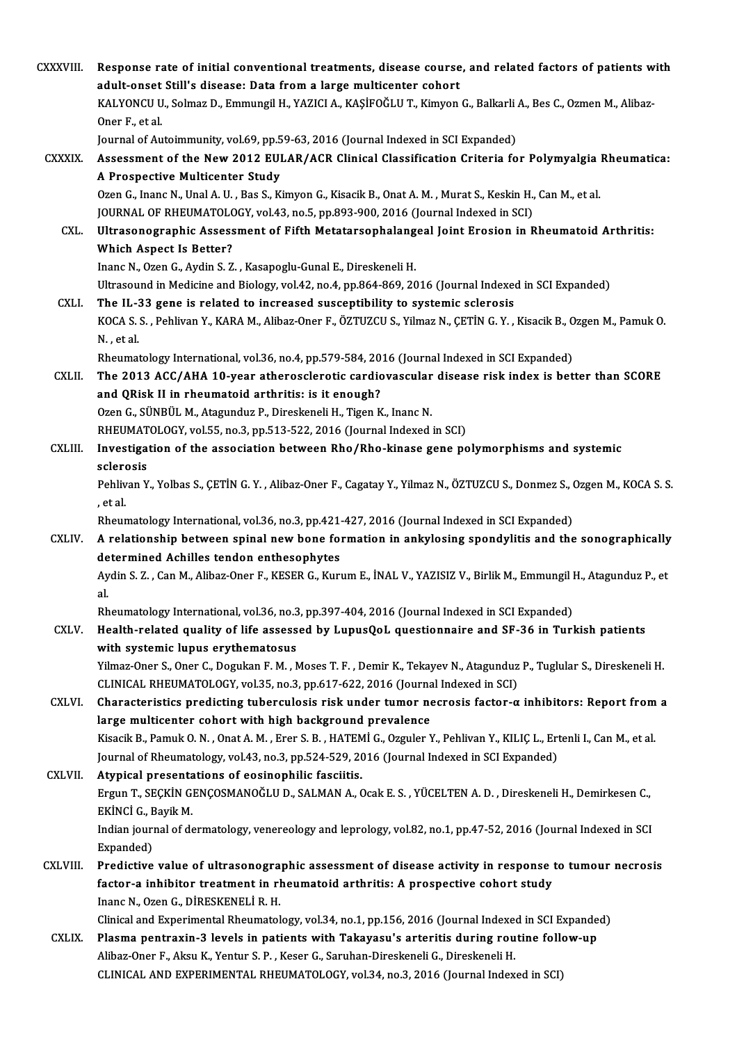CXXXVIII. **Response rate of initial conventional treatments, disease course, and related factors of patients with adult-onset Still's disease: Data from a large multicenter cohort**
KALYONCU U., Solmaz D., Emmungil H., YAZICI A., KAŞİFOĞLU T., Kimyon G., Balkarli A., Bes C., Ozmen M., Alibaz-Oner F., et al.
Journal of Autoimmunity, vol.69, pp.59-63, 2016 (Journal Indexed in SCI Expanded)

CXXXIX. **Assessment of the New 2012 EULAR/ACR Clinical Classification Criteria for Polymyalgia Rheumatica: A Prospective Multicenter Study**
Ozen G., Inanc N., Unal A. U. , Bas S., Kimyon G., Kisacik B., Onat A. M. , Murat S., Keskin H., Can M., et al.
JOURNAL OF RHEUMATOLOGY, vol.43, no.5, pp.893-900, 2016 (Journal Indexed in SCI)

CXL. **Ultrasonographic Assessment of Fifth Metatarsophalangeal Joint Erosion in Rheumatoid Arthritis: Which Aspect Is Better?**
Inanc N., Ozen G., Aydin S. Z. , Kasapoglu-Gunal E., Direskeneli H.
Ultrasound in Medicine and Biology, vol.42, no.4, pp.864-869, 2016 (Journal Indexed in SCI Expanded)

CXLI. **The IL-33 gene is related to increased susceptibility to systemic sclerosis**
KOCA S. S. , Pehlivan Y., KARA M., Alibaz-Oner F., ÖZTUZCU S., Yilmaz N., ÇETİN G. Y. , Kisacik B., Ozgen M., Pamuk O. N. , et al.
Rheumatology International, vol.36, no.4, pp.579-584, 2016 (Journal Indexed in SCI Expanded)

CXLII. **The 2013 ACC/AHA 10-year atherosclerotic cardiovascular disease risk index is better than SCORE and QRisk II in rheumatoid arthritis: is it enough?**
Ozen G., SÜNBÜL M., Atagunduz P., Direskeneli H., Tigen K., Inanc N.
RHEUMATOLOGY, vol.55, no.3, pp.513-522, 2016 (Journal Indexed in SCI)

CXLIII. **Investigation of the association between Rho/Rho-kinase gene polymorphisms and systemic sclerosis**
Pehlivan Y., Yolbas S., ÇETİN G. Y. , Alibaz-Oner F., Cagatay Y., Yilmaz N., ÖZTUZCU S., Donmez S., Ozgen M., KOCA S. S. , et al.
Rheumatology International, vol.36, no.3, pp.421-427, 2016 (Journal Indexed in SCI Expanded)

CXLIV. **A relationship between spinal new bone formation in ankylosing spondylitis and the sonographically determined Achilles tendon enthesophytes**
Aydin S. Z. , Can M., Alibaz-Oner F., KESER G., Kurum E., İNAL V., YAZISIZ V., Birlik M., Emmungil H., Atagunduz P., et al.
Rheumatology International, vol.36, no.3, pp.397-404, 2016 (Journal Indexed in SCI Expanded)

CXLV. **Health-related quality of life assessed by LupusQoL questionnaire and SF-36 in Turkish patients with systemic lupus erythematosus**
Yilmaz-Oner S., Oner C., Dogukan F. M. , Moses T. F. , Demir K., Tekayev N., Atagunduz P., Tuglular S., Direskeneli H.
CLINICAL RHEUMATOLOGY, vol.35, no.3, pp.617-622, 2016 (Journal Indexed in SCI)

CXLVI. **Characteristics predicting tuberculosis risk under tumor necrosis factor-α inhibitors: Report from a large multicenter cohort with high background prevalence**
Kisacik B., Pamuk O. N. , Onat A. M. , Erer S. B. , HATEMİ G., Ozguler Y., Pehlivan Y., KILIÇ L., Ertenli I., Can M., et al.
Journal of Rheumatology, vol.43, no.3, pp.524-529, 2016 (Journal Indexed in SCI Expanded)

CXLVII. **Atypical presentations of eosinophilic fasciitis.**
Ergun T., SEÇKİN GENÇOSMANOĞLU D., SALMAN A., Ocak E. S. , YÜCELTEN A. D. , Direskeneli H., Demirkesen C., EKİNCİ G., Bayik M.
Indian journal of dermatology, venereology and leprology, vol.82, no.1, pp.47-52, 2016 (Journal Indexed in SCI Expanded)

CXLVIII. **Predictive value of ultrasonographic assessment of disease activity in response to tumour necrosis factor-a inhibitor treatment in rheumatoid arthritis: A prospective cohort study**
Inanc N., Ozen G., DİRESKENELİ R. H.
Clinical and Experimental Rheumatology, vol.34, no.1, pp.156, 2016 (Journal Indexed in SCI Expanded)

CXLIX. **Plasma pentraxin-3 levels in patients with Takayasu's arteritis during routine follow-up**
Alibaz-Oner F., Aksu K., Yentur S. P. , Keser G., Saruhan-Direskeneli G., Direskeneli H.
CLINICAL AND EXPERIMENTAL RHEUMATOLOGY, vol.34, no.3, 2016 (Journal Indexed in SCI)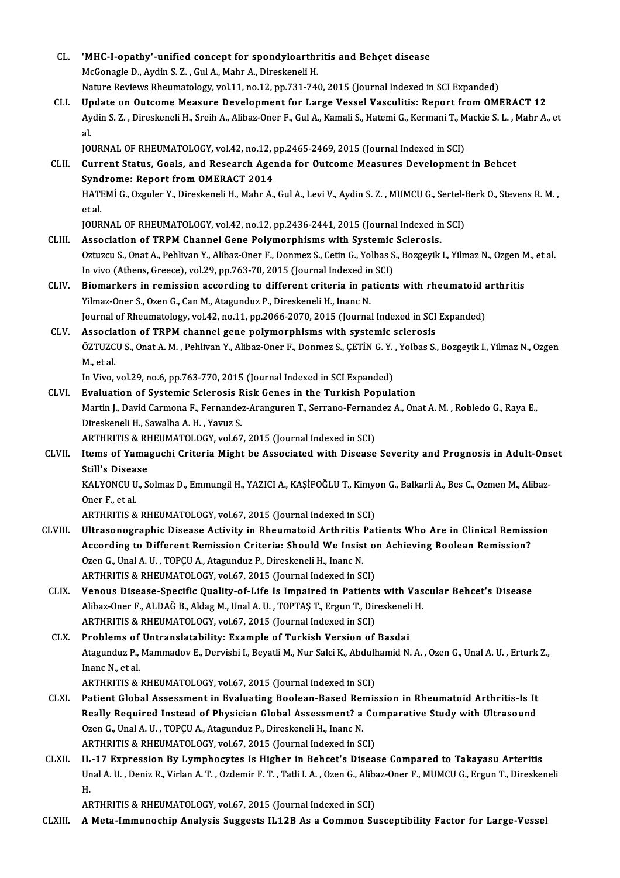CL. **'MHC-I-opathy'-unified concept for spondyloarthritis and Behçet disease**
McGonagle D., Aydin S. Z. , Gul A., Mahr A., Direskeneli H.
Nature Reviews Rheumatology, vol.11, no.12, pp.731-740, 2015 (Journal Indexed in SCI Expanded)

CLI. **Update on Outcome Measure Development for Large Vessel Vasculitis: Report from OMERACT 12**
Aydin S. Z. , Direskeneli H., Sreih A., Alibaz-Oner F., Gul A., Kamali S., Hatemi G., Kermani T., Mackie S. L. , Mahr A., et al.
JOURNAL OF RHEUMATOLOGY, vol.42, no.12, pp.2465-2469, 2015 (Journal Indexed in SCI)

CLII. **Current Status, Goals, and Research Agenda for Outcome Measures Development in Behcet Syndrome: Report from OMERACT 2014**
HATEMİ G., Ozguler Y., Direskeneli H., Mahr A., Gul A., Levi V., Aydin S. Z. , MUMCU G., Sertel-Berk O., Stevens R. M. , et al.
JOURNAL OF RHEUMATOLOGY, vol.42, no.12, pp.2436-2441, 2015 (Journal Indexed in SCI)

CLIII. **Association of TRPM Channel Gene Polymorphisms with Systemic Sclerosis.**
Oztuzcu S., Onat A., Pehlivan Y., Alibaz-Oner F., Donmez S., Cetin G., Yolbas S., Bozgeyik I., Yilmaz N., Ozgen M., et al.
In vivo (Athens, Greece), vol.29, pp.763-70, 2015 (Journal Indexed in SCI)

CLIV. **Biomarkers in remission according to different criteria in patients with rheumatoid arthritis**
Yilmaz-Oner S., Ozen G., Can M., Atagunduz P., Direskeneli H., Inanc N.
Journal of Rheumatology, vol.42, no.11, pp.2066-2070, 2015 (Journal Indexed in SCI Expanded)

CLV. **Association of TRPM channel gene polymorphisms with systemic sclerosis**
ÖZTUZCU S., Onat A. M. , Pehlivan Y., Alibaz-Oner F., Donmez S., ÇETİN G. Y. , Yolbas S., Bozgeyik I., Yilmaz N., Ozgen M., et al.
In Vivo, vol.29, no.6, pp.763-770, 2015 (Journal Indexed in SCI Expanded)

CLVI. **Evaluation of Systemic Sclerosis Risk Genes in the Turkish Population**
Martin J., David Carmona F., Fernandez-Aranguren T., Serrano-Fernandez A., Onat A. M. , Robledo G., Raya E., Direskeneli H., Sawalha A. H. , Yavuz S.
ARTHRITIS & RHEUMATOLOGY, vol.67, 2015 (Journal Indexed in SCI)

CLVII. **Items of Yamaguchi Criteria Might be Associated with Disease Severity and Prognosis in Adult-Onset Still's Disease**
KALYONCU U., Solmaz D., Emmungil H., YAZICI A., KAŞİFOĞLU T., Kimyon G., Balkarli A., Bes C., Ozmen M., Alibaz-Oner F., et al.
ARTHRITIS & RHEUMATOLOGY, vol.67, 2015 (Journal Indexed in SCI)

CLVIII. **Ultrasonographic Disease Activity in Rheumatoid Arthritis Patients Who Are in Clinical Remission According to Different Remission Criteria: Should We Insist on Achieving Boolean Remission?**
Ozen G., Unal A. U. , TOPÇU A., Atagunduz P., Direskeneli H., Inanc N.
ARTHRITIS & RHEUMATOLOGY, vol.67, 2015 (Journal Indexed in SCI)

CLIX. **Venous Disease-Specific Quality-of-Life Is Impaired in Patients with Vascular Behcet's Disease**
Alibaz-Oner F., ALDAĞ B., Aldag M., Unal A. U. , TOPTAŞ T., Ergun T., Direskeneli H.
ARTHRITIS & RHEUMATOLOGY, vol.67, 2015 (Journal Indexed in SCI)

CLX. **Problems of Untranslatability: Example of Turkish Version of Basdai**
Atagunduz P., Mammadov E., Dervishi I., Beyatli M., Nur Salci K., Abdulhamid N. A. , Ozen G., Unal A. U. , Erturk Z., Inanc N., et al.
ARTHRITIS & RHEUMATOLOGY, vol.67, 2015 (Journal Indexed in SCI)

CLXI. **Patient Global Assessment in Evaluating Boolean-Based Remission in Rheumatoid Arthritis-Is It Really Required Instead of Physician Global Assessment? a Comparative Study with Ultrasound**
Ozen G., Unal A. U. , TOPÇU A., Atagunduz P., Direskeneli H., Inanc N.
ARTHRITIS & RHEUMATOLOGY, vol.67, 2015 (Journal Indexed in SCI)

CLXII. **IL-17 Expression By Lymphocytes Is Higher in Behcet's Disease Compared to Takayasu Arteritis**
Unal A. U. , Deniz R., Virlan A. T. , Ozdemir F. T. , Tatli I. A. , Ozen G., Alibaz-Oner F., MUMCU G., Ergun T., Direskeneli H.
ARTHRITIS & RHEUMATOLOGY, vol.67, 2015 (Journal Indexed in SCI)

CLXIII. **A Meta-Immunochip Analysis Suggests IL12B As a Common Susceptibility Factor for Large-Vessel**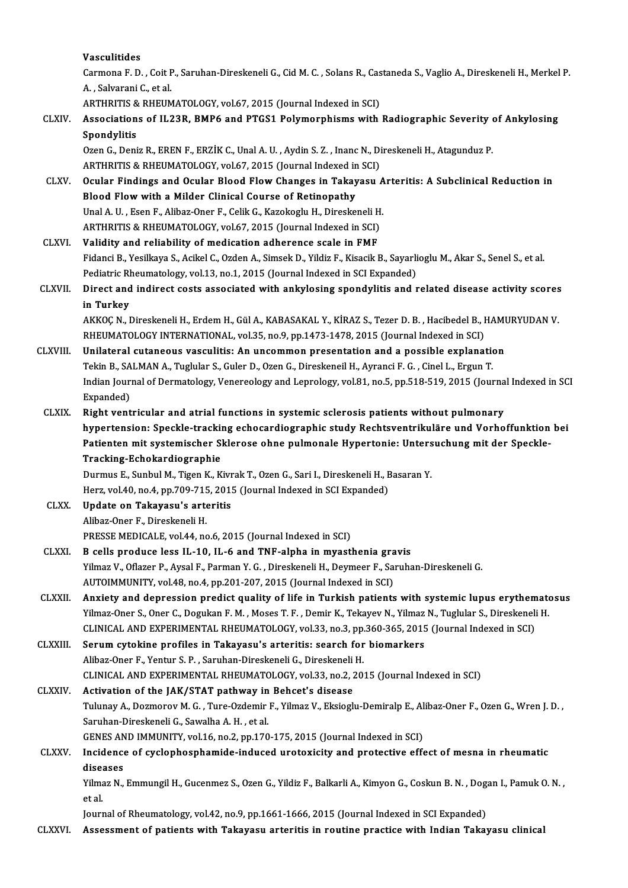**Vasculitides**
Carmona F. D. , Coit P., Saruhan-Direskeneli G., Cid M. C. , Solans R., Castaneda S., Vaglio A., Direskeneli H., Merkel P. A. , Salvarani C., et al.
ARTHRITIS & RHEUMATOLOGY, vol.67, 2015 (Journal Indexed in SCI)

CLXIV. **Associations of IL23R, BMP6 and PTGS1 Polymorphisms with Radiographic Severity of Ankylosing Spondylitis**
Ozen G., Deniz R., EREN F., ERZİK C., Unal A. U. , Aydin S. Z. , Inanc N., Direskeneli H., Atagunduz P.
ARTHRITIS & RHEUMATOLOGY, vol.67, 2015 (Journal Indexed in SCI)

CLXV. **Ocular Findings and Ocular Blood Flow Changes in Takayasu Arteritis: A Subclinical Reduction in Blood Flow with a Milder Clinical Course of Retinopathy**
Unal A. U. , Esen F., Alibaz-Oner F., Celik G., Kazokoglu H., Direskeneli H.
ARTHRITIS & RHEUMATOLOGY, vol.67, 2015 (Journal Indexed in SCI)

CLXVI. **Validity and reliability of medication adherence scale in FMF**
Fidanci B., Yesilkaya S., Acikel C., Ozden A., Simsek D., Yildiz F., Kisacik B., Sayarlioglu M., Akar S., Senel S., et al.
Pediatric Rheumatology, vol.13, no.1, 2015 (Journal Indexed in SCI Expanded)

CLXVII. **Direct and indirect costs associated with ankylosing spondylitis and related disease activity scores in Turkey**
AKKOÇ N., Direskeneli H., Erdem H., Gül A., KABASAKAL Y., KİRAZ S., Tezer D. B. , Hacibedel B., HAMURYUDAN V.
RHEUMATOLOGY INTERNATIONAL, vol.35, no.9, pp.1473-1478, 2015 (Journal Indexed in SCI)

CLXVIII. **Unilateral cutaneous vasculitis: An uncommon presentation and a possible explanation**
Tekin B., SALMAN A., Tuglular S., Guler D., Ozen G., Direskeneil H., Ayranci F. G. , Cinel L., Ergun T.
Indian Journal of Dermatology, Venereology and Leprology, vol.81, no.5, pp.518-519, 2015 (Journal Indexed in SCI Expanded)

CLXIX. **Right ventricular and atrial functions in systemic sclerosis patients without pulmonary hypertension: Speckle-tracking echocardiographic study Rechtsventrikuläre und Vorhoffunktion bei Patienten mit systemischer Sklerose ohne pulmonale Hypertonie: Untersuchung mit der Speckle-Tracking-Echokardiographie**
Durmus E., Sunbul M., Tigen K., Kivrak T., Ozen G., Sari I., Direskeneli H., Basaran Y.
Herz, vol.40, no.4, pp.709-715, 2015 (Journal Indexed in SCI Expanded)

CLXX. **Update on Takayasu's arteritis**
Alibaz-Oner F., Direskeneli H.
PRESSE MEDICALE, vol.44, no.6, 2015 (Journal Indexed in SCI)

CLXXI. **B cells produce less IL-10, IL-6 and TNF-alpha in myasthenia gravis**
Yilmaz V., Oflazer P., Aysal F., Parman Y. G. , Direskeneli H., Deymeer F., Saruhan-Direskeneli G.
AUTOIMMUNITY, vol.48, no.4, pp.201-207, 2015 (Journal Indexed in SCI)

CLXXII. **Anxiety and depression predict quality of life in Turkish patients with systemic lupus erythematosus**
Yilmaz-Oner S., Oner C., Dogukan F. M. , Moses T. F. , Demir K., Tekayev N., Yilmaz N., Tuglular S., Direskeneli H.
CLINICAL AND EXPERIMENTAL RHEUMATOLOGY, vol.33, no.3, pp.360-365, 2015 (Journal Indexed in SCI)

CLXXIII. **Serum cytokine profiles in Takayasu's arteritis: search for biomarkers**
Alibaz-Oner F., Yentur S. P. , Saruhan-Direskeneli G., Direskeneli H.
CLINICAL AND EXPERIMENTAL RHEUMATOLOGY, vol.33, no.2, 2015 (Journal Indexed in SCI)

CLXXIV. **Activation of the JAK/STAT pathway in Behcet's disease**
Tulunay A., Dozmorov M. G. , Ture-Ozdemir F., Yilmaz V., Eksioglu-Demiralp E., Alibaz-Oner F., Ozen G., Wren J. D. , Saruhan-Direskeneli G., Sawalha A. H. , et al.
GENES AND IMMUNITY, vol.16, no.2, pp.170-175, 2015 (Journal Indexed in SCI)

CLXXV. **Incidence of cyclophosphamide-induced urotoxicity and protective effect of mesna in rheumatic diseases**
Yilmaz N., Emmungil H., Gucenmez S., Ozen G., Yildiz F., Balkarli A., Kimyon G., Coskun B. N. , Dogan I., Pamuk O. N. , et al.
Journal of Rheumatology, vol.42, no.9, pp.1661-1666, 2015 (Journal Indexed in SCI Expanded)

CLXXVI. **Assessment of patients with Takayasu arteritis in routine practice with Indian Takayasu clinical**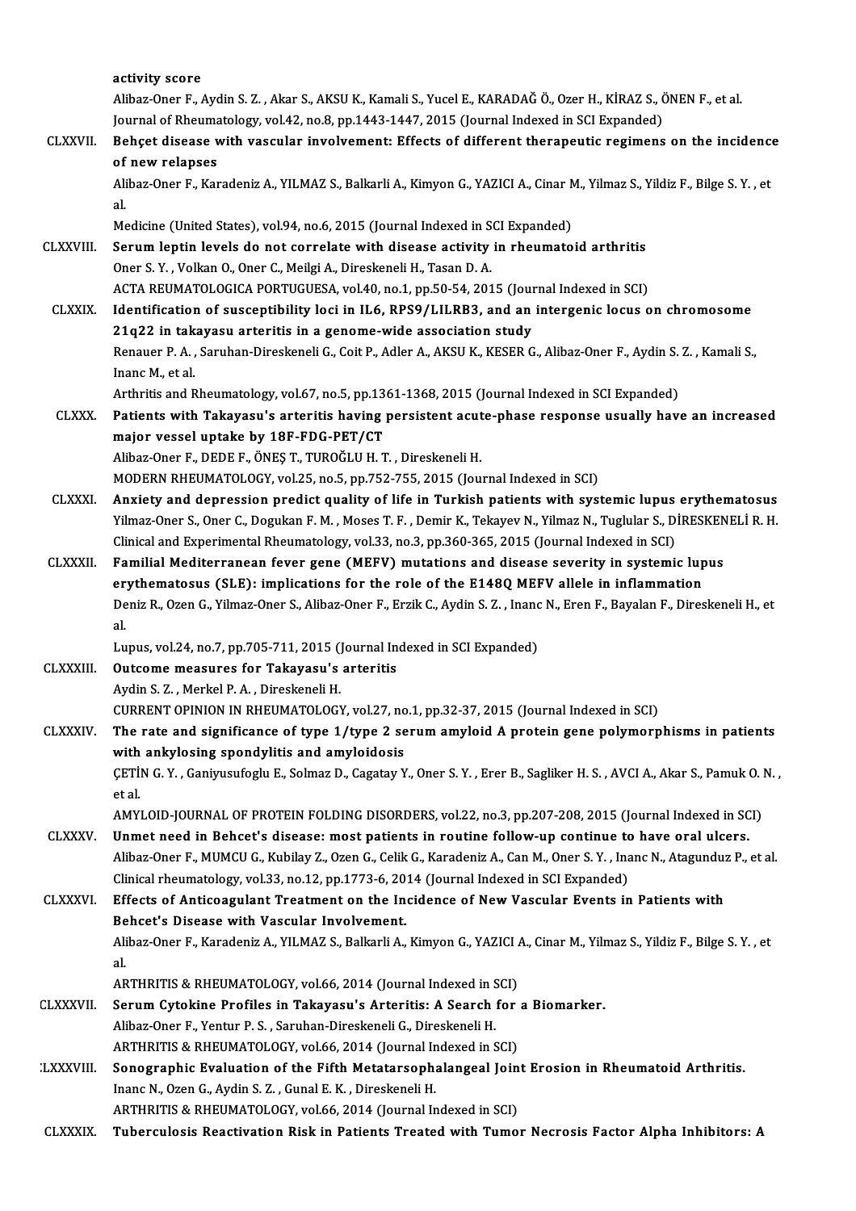activity score
Alibaz-Oner F., Aydin S. Z. , Akar S., AKSU K., Kamali S., Yucel E., KARADAĞ Ö., Ozer H., KİRAZ S., ÖNEN F., et al.
Journal of Rheumatology, vol.42, no.8, pp.1443-1447, 2015 (Journal Indexed in SCI Expanded)

CLXXVII. **Behçet disease with vascular involvement: Effects of different therapeutic regimens on the incidence of new relapses**
Alibaz-Oner F., Karadeniz A., YILMAZ S., Balkarli A., Kimyon G., YAZICI A., Cinar M., Yilmaz S., Yildiz F., Bilge S. Y. , et al.
Medicine (United States), vol.94, no.6, 2015 (Journal Indexed in SCI Expanded)

CLXXVIII. **Serum leptin levels do not correlate with disease activity in rheumatoid arthritis**
Oner S. Y. , Volkan O., Oner C., Meilgi A., Direskeneli H., Tasan D. A.
ACTA REUMATOLOGICA PORTUGUESA, vol.40, no.1, pp.50-54, 2015 (Journal Indexed in SCI)

CLXXIX. **Identification of susceptibility loci in IL6, RPS9/LILRB3, and an intergenic locus on chromosome 21q22 in takayasu arteritis in a genome-wide association study**
Renauer P. A. , Saruhan-Direskeneli G., Coit P., Adler A., AKSU K., KESER G., Alibaz-Oner F., Aydin S. Z. , Kamali S., Inanc M., et al.
Arthritis and Rheumatology, vol.67, no.5, pp.1361-1368, 2015 (Journal Indexed in SCI Expanded)

CLXXX. **Patients with Takayasu's arteritis having persistent acute-phase response usually have an increased major vessel uptake by 18F-FDG-PET/CT**
Alibaz-Oner F., DEDE F., ÖNEŞ T., TUROĞLU H. T. , Direskeneli H.
MODERN RHEUMATOLOGY, vol.25, no.5, pp.752-755, 2015 (Journal Indexed in SCI)

CLXXXI. **Anxiety and depression predict quality of life in Turkish patients with systemic lupus erythematosus**
Yilmaz-Oner S., Oner C., Dogukan F. M. , Moses T. F. , Demir K., Tekayev N., Yilmaz N., Tuglular S., DİRESKENELİ R. H.
Clinical and Experimental Rheumatology, vol.33, no.3, pp.360-365, 2015 (Journal Indexed in SCI)

CLXXXII. **Familial Mediterranean fever gene (MEFV) mutations and disease severity in systemic lupus erythematosus (SLE): implications for the role of the E148Q MEFV allele in inflammation**
Deniz R., Ozen G., Yilmaz-Oner S., Alibaz-Oner F., Erzik C., Aydin S. Z. , Inanc N., Eren F., Bayalan F., Direskeneli H., et al.
Lupus, vol.24, no.7, pp.705-711, 2015 (Journal Indexed in SCI Expanded)

CLXXXIII. **Outcome measures for Takayasu's arteritis**
Aydin S. Z. , Merkel P. A. , Direskeneli H.
CURRENT OPINION IN RHEUMATOLOGY, vol.27, no.1, pp.32-37, 2015 (Journal Indexed in SCI)

CLXXXIV. **The rate and significance of type 1/type 2 serum amyloid A protein gene polymorphisms in patients with ankylosing spondylitis and amyloidosis**
ÇETİN G. Y. , Ganiyusufoglu E., Solmaz D., Cagatay Y., Oner S. Y. , Erer B., Sagliker H. S. , AVCI A., Akar S., Pamuk O. N. , et al.
AMYLOID-JOURNAL OF PROTEIN FOLDING DISORDERS, vol.22, no.3, pp.207-208, 2015 (Journal Indexed in SCI)

CLXXXV. **Unmet need in Behcet's disease: most patients in routine follow-up continue to have oral ulcers.**
Alibaz-Oner F., MUMCU G., Kubilay Z., Ozen G., Celik G., Karadeniz A., Can M., Oner S. Y. , Inanc N., Atagunduz P., et al.
Clinical rheumatology, vol.33, no.12, pp.1773-6, 2014 (Journal Indexed in SCI Expanded)

CLXXXVI. **Effects of Anticoagulant Treatment on the Incidence of New Vascular Events in Patients with Behcet's Disease with Vascular Involvement.**
Alibaz-Oner F., Karadeniz A., YILMAZ S., Balkarli A., Kimyon G., YAZICI A., Cinar M., Yilmaz S., Yildiz F., Bilge S. Y. , et al.
ARTHRITIS & RHEUMATOLOGY, vol.66, 2014 (Journal Indexed in SCI)

CLXXXVII. **Serum Cytokine Profiles in Takayasu's Arteritis: A Search for a Biomarker.**
Alibaz-Oner F., Yentur P. S. , Saruhan-Direskeneli G., Direskeneli H.
ARTHRITIS & RHEUMATOLOGY, vol.66, 2014 (Journal Indexed in SCI)

CLXXXVIII. **Sonographic Evaluation of the Fifth Metatarsophalangeal Joint Erosion in Rheumatoid Arthritis.**
Inanc N., Ozen G., Aydin S. Z. , Gunal E. K. , Direskeneli H.
ARTHRITIS & RHEUMATOLOGY, vol.66, 2014 (Journal Indexed in SCI)

CLXXXIX. **Tuberculosis Reactivation Risk in Patients Treated with Tumor Necrosis Factor Alpha Inhibitors: A**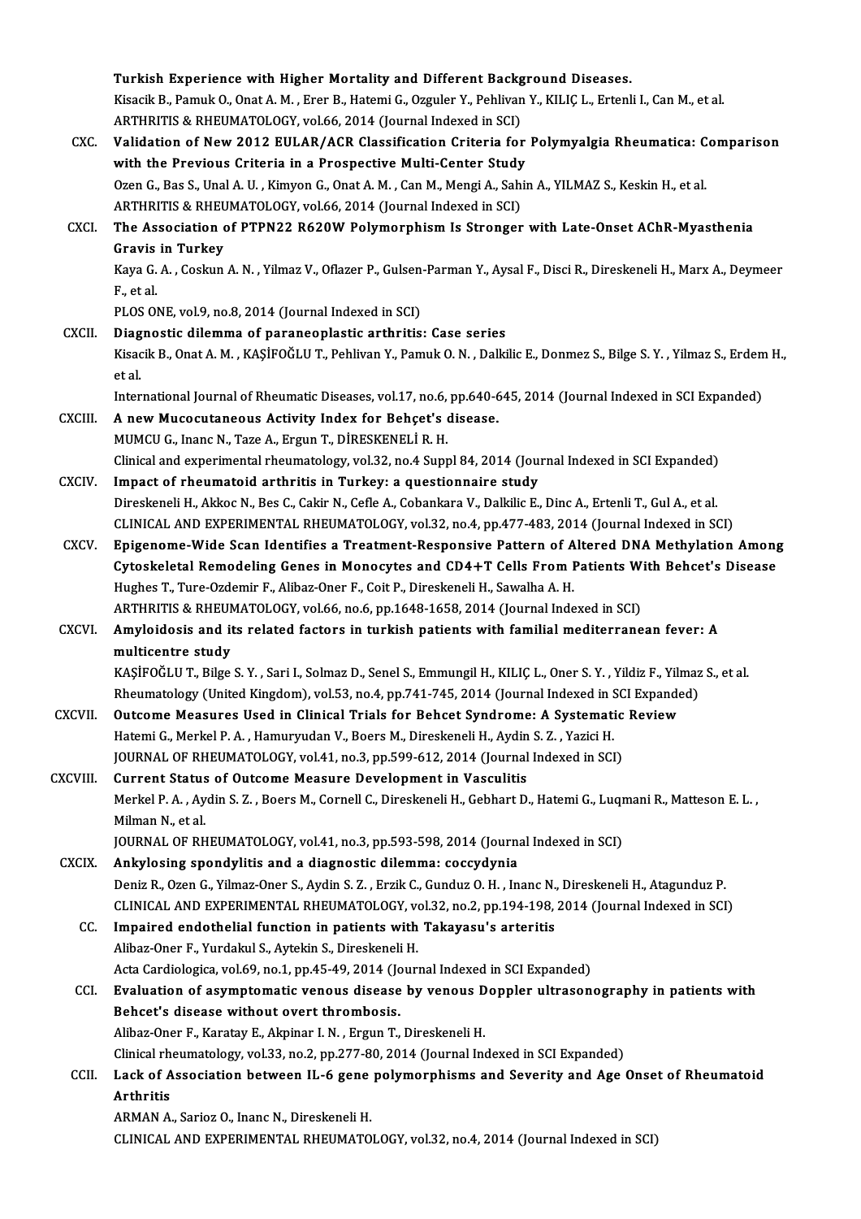Turkish Experience with Higher Mortality and Different Background Diseases.
Kisacik B., Pamuk O., Onat A. M. , Erer B., Hatemi G., Ozguler Y., Pehlivan Y., KILIÇ L., Ertenli I., Can M., et al.
ARTHRITIS & RHEUMATOLOGY, vol.66, 2014 (Journal Indexed in SCI)

CXC. **Validation of New 2012 EULAR/ACR Classification Criteria for Polymyalgia Rheumatica: Comparison with the Previous Criteria in a Prospective Multi-Center Study**
Ozen G., Bas S., Unal A. U. , Kimyon G., Onat A. M. , Can M., Mengi A., Sahin A., YILMAZ S., Keskin H., et al.
ARTHRITIS & RHEUMATOLOGY, vol.66, 2014 (Journal Indexed in SCI)

CXCI. **The Association of PTPN22 R620W Polymorphism Is Stronger with Late-Onset AChR-Myasthenia Gravis in Turkey**
Kaya G. A. , Coskun A. N. , Yilmaz V., Oflazer P., Gulsen-Parman Y., Aysal F., Disci R., Direskeneli H., Marx A., Deymeer F., et al.
PLOS ONE, vol.9, no.8, 2014 (Journal Indexed in SCI)

CXCII. **Diagnostic dilemma of paraneoplastic arthritis: Case series**
Kisacik B., Onat A. M. , KAŞİFOĞLU T., Pehlivan Y., Pamuk O. N. , Dalkilic E., Donmez S., Bilge S. Y. , Yilmaz S., Erdem H., et al.
International Journal of Rheumatic Diseases, vol.17, no.6, pp.640-645, 2014 (Journal Indexed in SCI Expanded)

CXCIII. **A new Mucocutaneous Activity Index for Behçet's disease.**
MUMCU G., Inanc N., Taze A., Ergun T., DİRESKENELİ R. H.
Clinical and experimental rheumatology, vol.32, no.4 Suppl 84, 2014 (Journal Indexed in SCI Expanded)

CXCIV. **Impact of rheumatoid arthritis in Turkey: a questionnaire study**
Direskeneli H., Akkoc N., Bes C., Cakir N., Cefle A., Cobankara V., Dalkilic E., Dinc A., Ertenli T., Gul A., et al.
CLINICAL AND EXPERIMENTAL RHEUMATOLOGY, vol.32, no.4, pp.477-483, 2014 (Journal Indexed in SCI)

CXCV. **Epigenome-Wide Scan Identifies a Treatment-Responsive Pattern of Altered DNA Methylation Among Cytoskeletal Remodeling Genes in Monocytes and CD4+T Cells From Patients With Behcet's Disease**
Hughes T., Ture-Ozdemir F., Alibaz-Oner F., Coit P., Direskeneli H., Sawalha A. H.
ARTHRITIS & RHEUMATOLOGY, vol.66, no.6, pp.1648-1658, 2014 (Journal Indexed in SCI)

CXCVI. **Amyloidosis and its related factors in turkish patients with familial mediterranean fever: A multicentre study**
KAŞİFOĞLU T., Bilge S. Y. , Sari I., Solmaz D., Senel S., Emmungil H., KILIÇ L., Oner S. Y. , Yildiz F., Yilmaz S., et al.
Rheumatology (United Kingdom), vol.53, no.4, pp.741-745, 2014 (Journal Indexed in SCI Expanded)

CXCVII. **Outcome Measures Used in Clinical Trials for Behcet Syndrome: A Systematic Review**
Hatemi G., Merkel P. A. , Hamuryudan V., Boers M., Direskeneli H., Aydin S. Z. , Yazici H.
JOURNAL OF RHEUMATOLOGY, vol.41, no.3, pp.599-612, 2014 (Journal Indexed in SCI)

CXCVIII. **Current Status of Outcome Measure Development in Vasculitis**
Merkel P. A. , Aydin S. Z. , Boers M., Cornell C., Direskeneli H., Gebhart D., Hatemi G., Luqmani R., Matteson E. L. , Milman N., et al.
JOURNAL OF RHEUMATOLOGY, vol.41, no.3, pp.593-598, 2014 (Journal Indexed in SCI)

CXCIX. **Ankylosing spondylitis and a diagnostic dilemma: coccydynia**
Deniz R., Ozen G., Yilmaz-Oner S., Aydin S. Z. , Erzik C., Gunduz O. H. , Inanc N., Direskeneli H., Atagunduz P.
CLINICAL AND EXPERIMENTAL RHEUMATOLOGY, vol.32, no.2, pp.194-198, 2014 (Journal Indexed in SCI)

CC. **Impaired endothelial function in patients with Takayasu's arteritis**
Alibaz-Oner F., Yurdakul S., Aytekin S., Direskeneli H.
Acta Cardiologica, vol.69, no.1, pp.45-49, 2014 (Journal Indexed in SCI Expanded)

CCI. **Evaluation of asymptomatic venous disease by venous Doppler ultrasonography in patients with Behcet's disease without overt thrombosis.**
Alibaz-Oner F., Karatay E., Akpinar I. N. , Ergun T., Direskeneli H.
Clinical rheumatology, vol.33, no.2, pp.277-80, 2014 (Journal Indexed in SCI Expanded)

CCII. **Lack of Association between IL-6 gene polymorphisms and Severity and Age Onset of Rheumatoid Arthritis**
ARMAN A., Sarioz O., Inanc N., Direskeneli H.
CLINICAL AND EXPERIMENTAL RHEUMATOLOGY, vol.32, no.4, 2014 (Journal Indexed in SCI)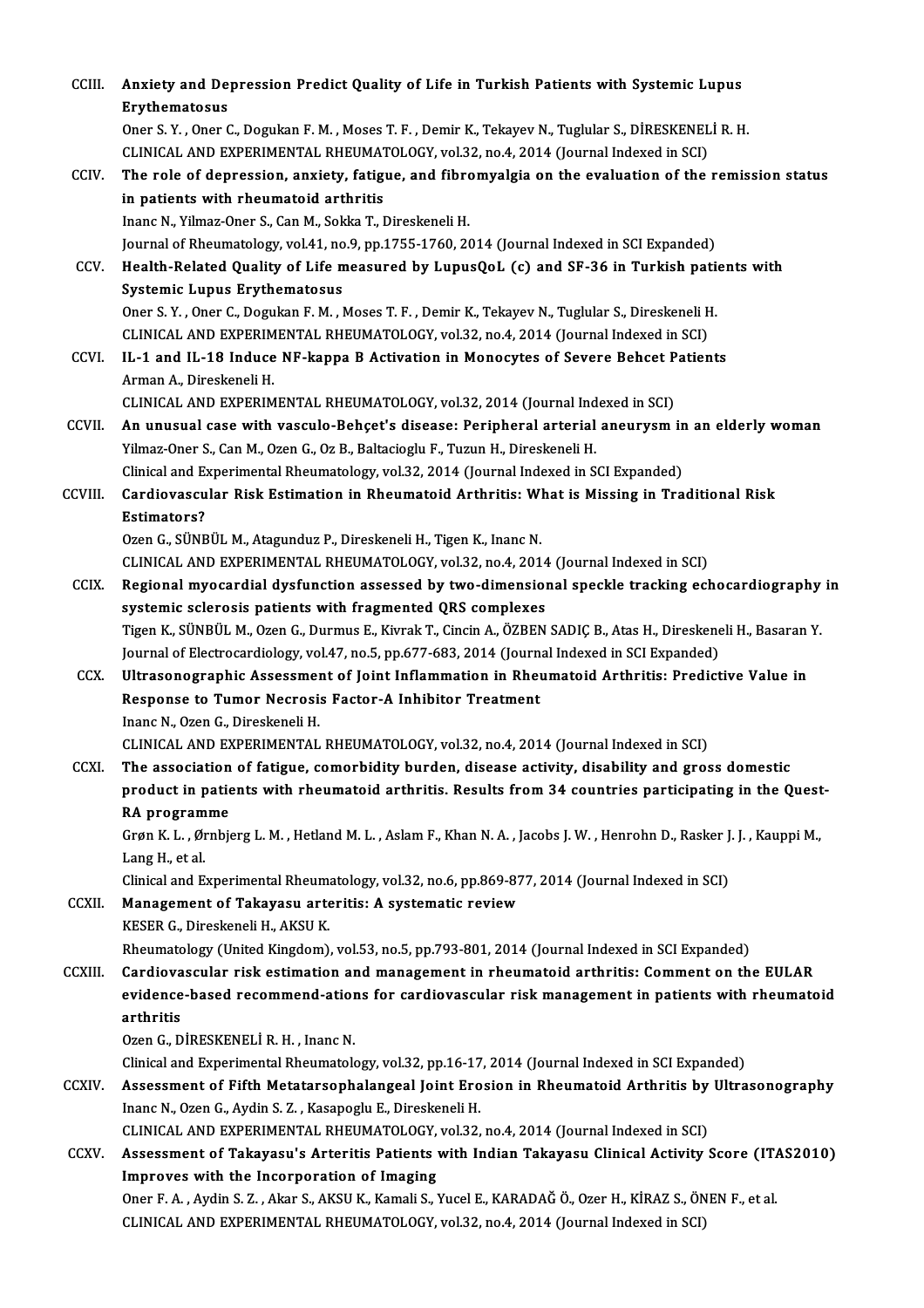CCIII. **Anxiety and Depression Predict Quality of Life in Turkish Patients with Systemic Lupus Erythematosus**
Oner S. Y. , Oner C., Dogukan F. M. , Moses T. F. , Demir K., Tekayev N., Tuglular S., DİRESKENELİ R. H.
CLINICAL AND EXPERIMENTAL RHEUMATOLOGY, vol.32, no.4, 2014 (Journal Indexed in SCI)

CCIV. **The role of depression, anxiety, fatigue, and fibromyalgia on the evaluation of the remission status in patients with rheumatoid arthritis**
Inanc N., Yilmaz-Oner S., Can M., Sokka T., Direskeneli H.
Journal of Rheumatology, vol.41, no.9, pp.1755-1760, 2014 (Journal Indexed in SCI Expanded)

CCV. **Health-Related Quality of Life measured by LupusQoL (c) and SF-36 in Turkish patients with Systemic Lupus Erythematosus**
Oner S. Y. , Oner C., Dogukan F. M. , Moses T. F. , Demir K., Tekayev N., Tuglular S., Direskeneli H.
CLINICAL AND EXPERIMENTAL RHEUMATOLOGY, vol.32, no.4, 2014 (Journal Indexed in SCI)

CCVI. **IL-1 and IL-18 Induce NF-kappa B Activation in Monocytes of Severe Behcet Patients**
Arman A., Direskeneli H.
CLINICAL AND EXPERIMENTAL RHEUMATOLOGY, vol.32, 2014 (Journal Indexed in SCI)

CCVII. **An unusual case with vasculo-Behçet's disease: Peripheral arterial aneurysm in an elderly woman**
Yilmaz-Oner S., Can M., Ozen G., Oz B., Baltacioglu F., Tuzun H., Direskeneli H.
Clinical and Experimental Rheumatology, vol.32, 2014 (Journal Indexed in SCI Expanded)

CCVIII. **Cardiovascular Risk Estimation in Rheumatoid Arthritis: What is Missing in Traditional Risk Estimators?**
Ozen G., SÜNBÜL M., Atagunduz P., Direskeneli H., Tigen K., Inanc N.
CLINICAL AND EXPERIMENTAL RHEUMATOLOGY, vol.32, no.4, 2014 (Journal Indexed in SCI)

CCIX. **Regional myocardial dysfunction assessed by two-dimensional speckle tracking echocardiography in systemic sclerosis patients with fragmented QRS complexes**
Tigen K., SÜNBÜL M., Ozen G., Durmus E., Kivrak T., Cincin A., ÖZBEN SADIÇ B., Atas H., Direskeneli H., Basaran Y.
Journal of Electrocardiology, vol.47, no.5, pp.677-683, 2014 (Journal Indexed in SCI Expanded)

CCX. **Ultrasonographic Assessment of Joint Inflammation in Rheumatoid Arthritis: Predictive Value in Response to Tumor Necrosis Factor-A Inhibitor Treatment**
Inanc N., Ozen G., Direskeneli H.
CLINICAL AND EXPERIMENTAL RHEUMATOLOGY, vol.32, no.4, 2014 (Journal Indexed in SCI)

CCXI. **The association of fatigue, comorbidity burden, disease activity, disability and gross domestic product in patients with rheumatoid arthritis. Results from 34 countries participating in the Quest-RA programme**
Grøn K. L. , Ørnbjerg L. M. , Hetland M. L. , Aslam F., Khan N. A. , Jacobs J. W. , Henrohn D., Rasker J. J. , Kauppi M., Lang H., et al.
Clinical and Experimental Rheumatology, vol.32, no.6, pp.869-877, 2014 (Journal Indexed in SCI)

CCXII. **Management of Takayasu arteritis: A systematic review**
KESER G., Direskeneli H., AKSU K.
Rheumatology (United Kingdom), vol.53, no.5, pp.793-801, 2014 (Journal Indexed in SCI Expanded)

CCXIII. **Cardiovascular risk estimation and management in rheumatoid arthritis: Comment on the EULAR evidence-based recommend-ations for cardiovascular risk management in patients with rheumatoid arthritis**
Ozen G., DİRESKENELİ R. H. , Inanc N.
Clinical and Experimental Rheumatology, vol.32, pp.16-17, 2014 (Journal Indexed in SCI Expanded)

CCXIV. **Assessment of Fifth Metatarsophalangeal Joint Erosion in Rheumatoid Arthritis by Ultrasonography**
Inanc N., Ozen G., Aydin S. Z. , Kasapoglu E., Direskeneli H.
CLINICAL AND EXPERIMENTAL RHEUMATOLOGY, vol.32, no.4, 2014 (Journal Indexed in SCI)

CCXV. **Assessment of Takayasu's Arteritis Patients with Indian Takayasu Clinical Activity Score (ITAS2010) Improves with the Incorporation of Imaging**
Oner F. A. , Aydin S. Z. , Akar S., AKSU K., Kamali S., Yucel E., KARADAĞ Ö., Ozer H., KİRAZ S., ÖNEN F., et al.
CLINICAL AND EXPERIMENTAL RHEUMATOLOGY, vol.32, no.4, 2014 (Journal Indexed in SCI)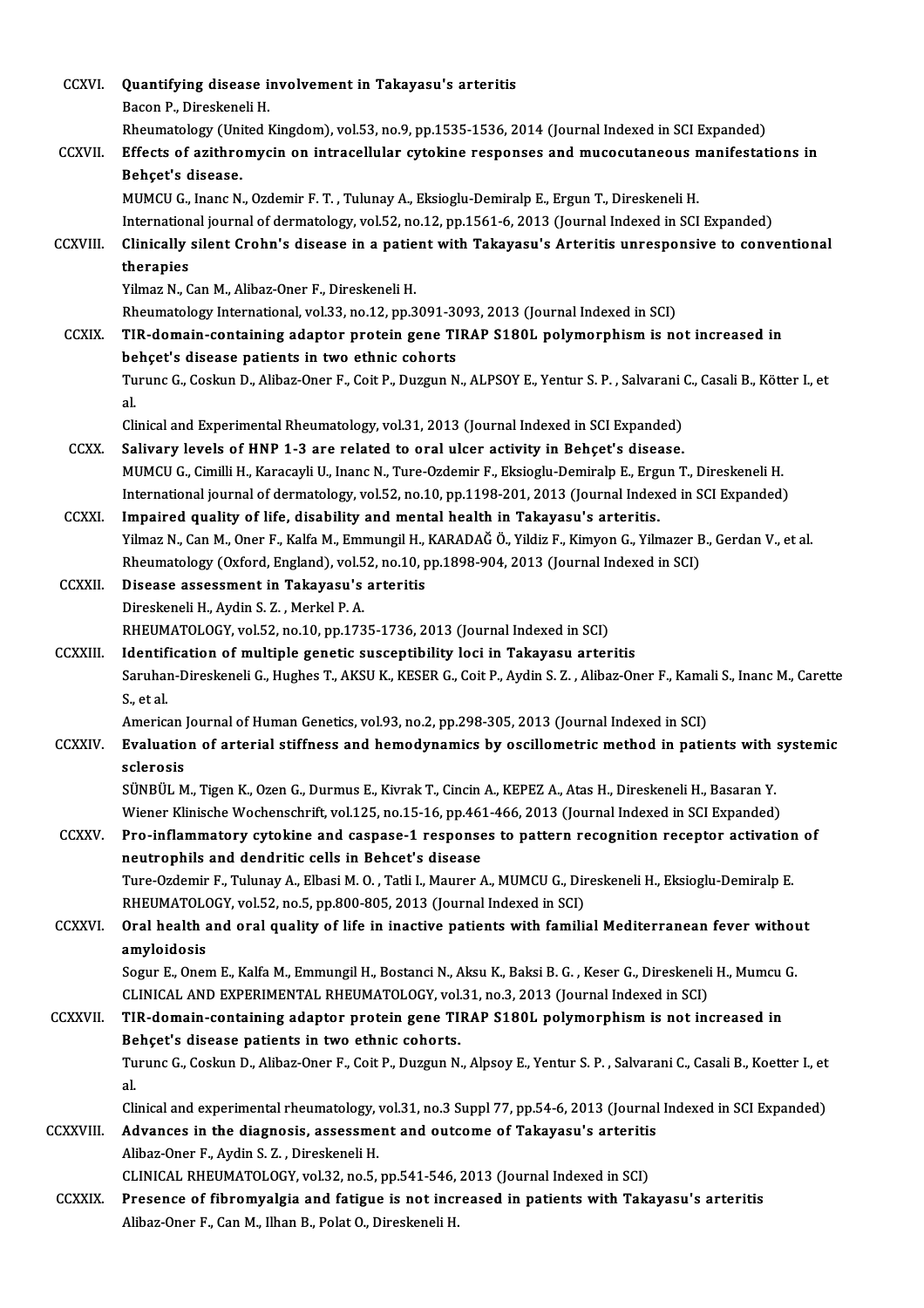CCXVI. **Quantifying disease involvement in Takayasu's arteritis**
Bacon P., Direskeneli H.
Rheumatology (United Kingdom), vol.53, no.9, pp.1535-1536, 2014 (Journal Indexed in SCI Expanded)

CCXVII. **Effects of azithromycin on intracellular cytokine responses and mucocutaneous manifestations in Behçet's disease.**
MUMCU G., Inanc N., Ozdemir F. T. , Tulunay A., Eksioglu-Demiralp E., Ergun T., Direskeneli H.
International journal of dermatology, vol.52, no.12, pp.1561-6, 2013 (Journal Indexed in SCI Expanded)

CCXVIII. **Clinically silent Crohn's disease in a patient with Takayasu's Arteritis unresponsive to conventional therapies**
Yilmaz N., Can M., Alibaz-Oner F., Direskeneli H.
Rheumatology International, vol.33, no.12, pp.3091-3093, 2013 (Journal Indexed in SCI)

CCXIX. **TIR-domain-containing adaptor protein gene TIRAP S180L polymorphism is not increased in behçet's disease patients in two ethnic cohorts**
Turunc G., Coskun D., Alibaz-Oner F., Coit P., Duzgun N., ALPSOY E., Yentur S. P. , Salvarani C., Casali B., Kötter I., et al.
Clinical and Experimental Rheumatology, vol.31, 2013 (Journal Indexed in SCI Expanded)

CCXX. **Salivary levels of HNP 1-3 are related to oral ulcer activity in Behçet's disease.**
MUMCU G., Cimilli H., Karacayli U., Inanc N., Ture-Ozdemir F., Eksioglu-Demiralp E., Ergun T., Direskeneli H.
International journal of dermatology, vol.52, no.10, pp.1198-201, 2013 (Journal Indexed in SCI Expanded)

CCXXI. **Impaired quality of life, disability and mental health in Takayasu's arteritis.**
Yilmaz N., Can M., Oner F., Kalfa M., Emmungil H., KARADAĞ Ö., Yildiz F., Kimyon G., Yilmazer B., Gerdan V., et al.
Rheumatology (Oxford, England), vol.52, no.10, pp.1898-904, 2013 (Journal Indexed in SCI)

CCXXII. **Disease assessment in Takayasu's arteritis**
Direskeneli H., Aydin S. Z. , Merkel P. A.
RHEUMATOLOGY, vol.52, no.10, pp.1735-1736, 2013 (Journal Indexed in SCI)

CCXXIII. **Identification of multiple genetic susceptibility loci in Takayasu arteritis**
Saruhan-Direskeneli G., Hughes T., AKSU K., KESER G., Coit P., Aydin S. Z. , Alibaz-Oner F., Kamali S., Inanc M., Carette S., et al.
American Journal of Human Genetics, vol.93, no.2, pp.298-305, 2013 (Journal Indexed in SCI)

CCXXIV. **Evaluation of arterial stiffness and hemodynamics by oscillometric method in patients with systemic sclerosis**
SÜNBÜL M., Tigen K., Ozen G., Durmus E., Kivrak T., Cincin A., KEPEZ A., Atas H., Direskeneli H., Basaran Y.
Wiener Klinische Wochenschrift, vol.125, no.15-16, pp.461-466, 2013 (Journal Indexed in SCI Expanded)

CCXXV. **Pro-inflammatory cytokine and caspase-1 responses to pattern recognition receptor activation of neutrophils and dendritic cells in Behcet's disease**
Ture-Ozdemir F., Tulunay A., Elbasi M. O. , Tatli I., Maurer A., MUMCU G., Direskeneli H., Eksioglu-Demiralp E.
RHEUMATOLOGY, vol.52, no.5, pp.800-805, 2013 (Journal Indexed in SCI)

CCXXVI. **Oral health and oral quality of life in inactive patients with familial Mediterranean fever without amyloidosis**
Sogur E., Onem E., Kalfa M., Emmungil H., Bostanci N., Aksu K., Baksi B. G. , Keser G., Direskeneli H., Mumcu G.
CLINICAL AND EXPERIMENTAL RHEUMATOLOGY, vol.31, no.3, 2013 (Journal Indexed in SCI)

CCXXVII. **TIR-domain-containing adaptor protein gene TIRAP S180L polymorphism is not increased in Behçet's disease patients in two ethnic cohorts.**
Turunc G., Coskun D., Alibaz-Oner F., Coit P., Duzgun N., Alpsoy E., Yentur S. P. , Salvarani C., Casali B., Koetter I., et al.
Clinical and experimental rheumatology, vol.31, no.3 Suppl 77, pp.54-6, 2013 (Journal Indexed in SCI Expanded)

CCXXVIII. **Advances in the diagnosis, assessment and outcome of Takayasu's arteritis**
Alibaz-Oner F., Aydin S. Z. , Direskeneli H.
CLINICAL RHEUMATOLOGY, vol.32, no.5, pp.541-546, 2013 (Journal Indexed in SCI)

CCXXIX. **Presence of fibromyalgia and fatigue is not increased in patients with Takayasu's arteritis**
Alibaz-Oner F., Can M., Ilhan B., Polat O., Direskeneli H.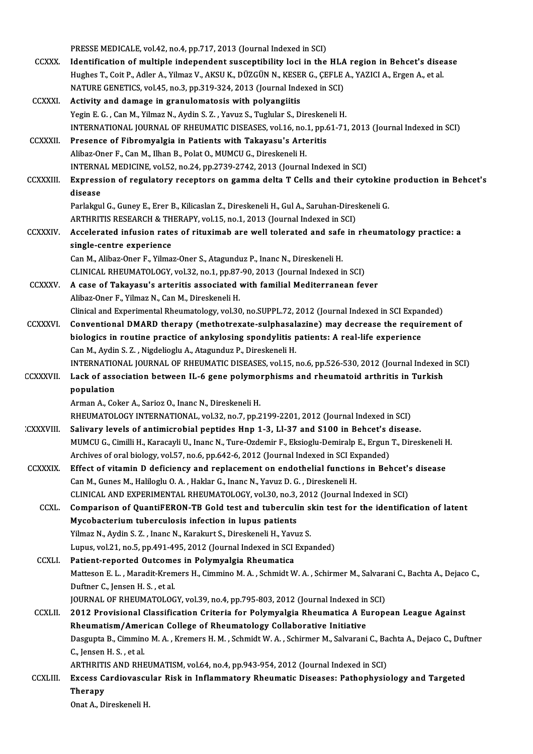PRESSE MEDICALE, vol.42, no.4, pp.717, 2013 (Journal Indexed in SCI)

CCXXX. **Identification of multiple independent susceptibility loci in the HLA region in Behcet's disease**
Hughes T., Coit P., Adler A., Yilmaz V., AKSU K., DÜZGÜN N., KESER G., ÇEFLE A., YAZICI A., Ergen A., et al.
NATURE GENETICS, vol.45, no.3, pp.319-324, 2013 (Journal Indexed in SCI)

CCXXXI. **Activity and damage in granulomatosis with polyangiitis**
Yegin E. G. , Can M., Yilmaz N., Aydin S. Z. , Yavuz S., Tuglular S., Direskeneli H.
INTERNATIONAL JOURNAL OF RHEUMATIC DISEASES, vol.16, no.1, pp.61-71, 2013 (Journal Indexed in SCI)

CCXXXII. **Presence of Fibromyalgia in Patients with Takayasu's Arteritis**
Alibaz-Oner F., Can M., Ilhan B., Polat O., MUMCU G., Direskeneli H.
INTERNAL MEDICINE, vol.52, no.24, pp.2739-2742, 2013 (Journal Indexed in SCI)

CCXXXIII. **Expression of regulatory receptors on gamma delta T Cells and their cytokine production in Behcet's disease**
Parlakgul G., Guney E., Erer B., Kilicaslan Z., Direskeneli H., Gul A., Saruhan-Direskeneli G.
ARTHRITIS RESEARCH & THERAPY, vol.15, no.1, 2013 (Journal Indexed in SCI)

CCXXXIV. **Accelerated infusion rates of rituximab are well tolerated and safe in rheumatology practice: a single-centre experience**
Can M., Alibaz-Oner F., Yilmaz-Oner S., Atagunduz P., Inanc N., Direskeneli H.
CLINICAL RHEUMATOLOGY, vol.32, no.1, pp.87-90, 2013 (Journal Indexed in SCI)

CCXXXV. **A case of Takayasu's arteritis associated with familial Mediterranean fever**
Alibaz-Oner F., Yilmaz N., Can M., Direskeneli H.
Clinical and Experimental Rheumatology, vol.30, no.SUPPL.72, 2012 (Journal Indexed in SCI Expanded)

CCXXXVI. **Conventional DMARD therapy (methotrexate-sulphasalazine) may decrease the requirement of biologics in routine practice of ankylosing spondylitis patients: A real-life experience**
Can M., Aydin S. Z. , Nigdelioglu A., Atagunduz P., Direskeneli H.
INTERNATIONAL JOURNAL OF RHEUMATIC DISEASES, vol.15, no.6, pp.526-530, 2012 (Journal Indexed in SCI)

CCXXXVII. **Lack of association between IL-6 gene polymorphisms and rheumatoid arthritis in Turkish population**
Arman A., Coker A., Sarioz O., Inanc N., Direskeneli H.
RHEUMATOLOGY INTERNATIONAL, vol.32, no.7, pp.2199-2201, 2012 (Journal Indexed in SCI)

CCXXXVIII. **Salivary levels of antimicrobial peptides Hnp 1-3, Ll-37 and S100 in Behcet's disease.**
MUMCU G., Cimilli H., Karacayli U., Inanc N., Ture-Ozdemir F., Eksioglu-Demiralp E., Ergun T., Direskeneli H.
Archives of oral biology, vol.57, no.6, pp.642-6, 2012 (Journal Indexed in SCI Expanded)

CCXXXIX. **Effect of vitamin D deficiency and replacement on endothelial functions in Behcet's disease**
Can M., Gunes M., Haliloglu O. A. , Haklar G., Inanc N., Yavuz D. G. , Direskeneli H.
CLINICAL AND EXPERIMENTAL RHEUMATOLOGY, vol.30, no.3, 2012 (Journal Indexed in SCI)

CCXL. **Comparison of QuantiFERON-TB Gold test and tuberculin skin test for the identification of latent Mycobacterium tuberculosis infection in lupus patients**
Yilmaz N., Aydin S. Z. , Inanc N., Karakurt S., Direskeneli H., Yavuz S.
Lupus, vol.21, no.5, pp.491-495, 2012 (Journal Indexed in SCI Expanded)

CCXLI. **Patient-reported Outcomes in Polymyalgia Rheumatica**
Matteson E. L. , Maradit-Kremers H., Cimmino M. A. , Schmidt W. A. , Schirmer M., Salvarani C., Bachta A., Dejaco C., Duftner C., Jensen H. S. , et al.
JOURNAL OF RHEUMATOLOGY, vol.39, no.4, pp.795-803, 2012 (Journal Indexed in SCI)

CCXLII. **2012 Provisional Classification Criteria for Polymyalgia Rheumatica A European League Against Rheumatism/American College of Rheumatology Collaborative Initiative**
Dasgupta B., Cimmino M. A. , Kremers H. M. , Schmidt W. A. , Schirmer M., Salvarani C., Bachta A., Dejaco C., Duftner C., Jensen H. S. , et al.
ARTHRITIS AND RHEUMATISM, vol.64, no.4, pp.943-954, 2012 (Journal Indexed in SCI)

CCXLIII. **Excess Cardiovascular Risk in Inflammatory Rheumatic Diseases: Pathophysiology and Targeted Therapy**
Onat A., Direskeneli H.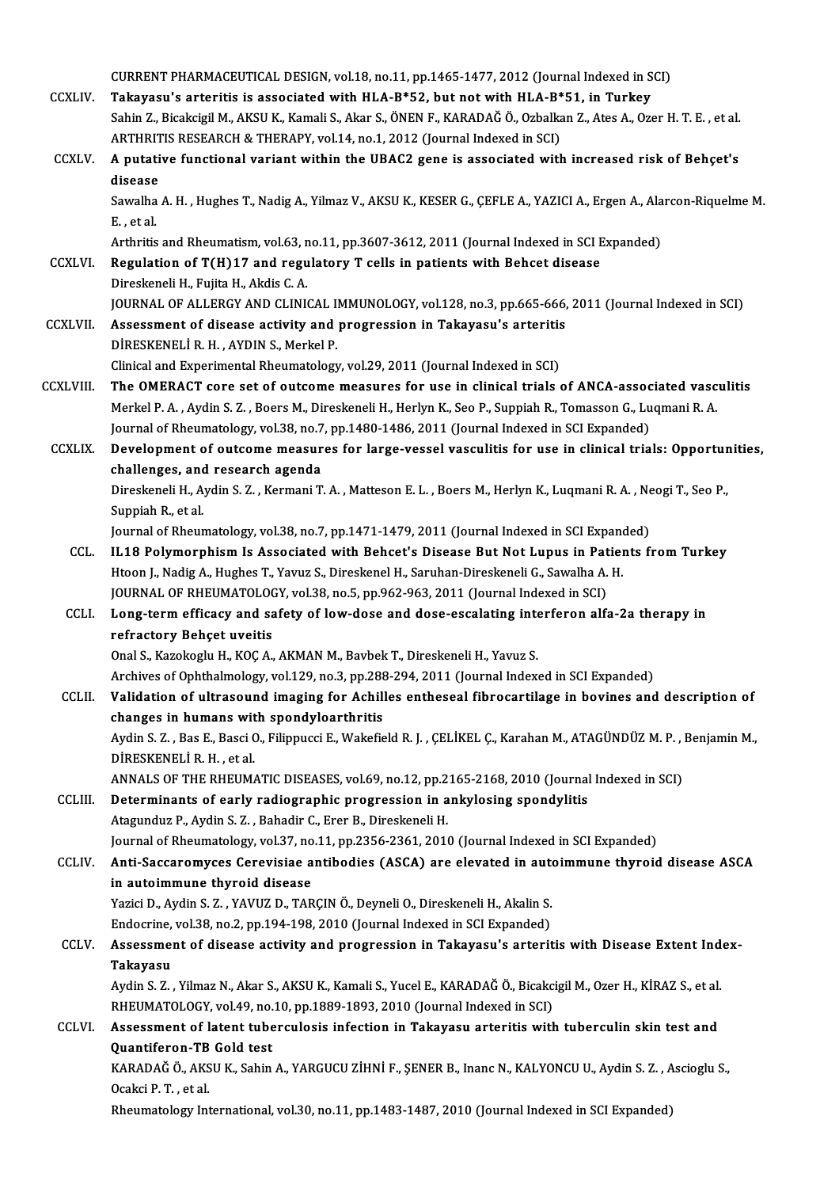CURRENT PHARMACEUTICAL DESIGN, vol.18, no.11, pp.1465-1477, 2012 (Journal Indexed in SCI)

CCXLIV. **Takayasu's arteritis is associated with HLA-B*52, but not with HLA-B*51, in Turkey**
Sahin Z., Bicakcigil M., AKSU K., Kamali S., Akar S., ÖNEN F., KARADAĞ Ö., Ozbalkan Z., Ates A., Ozer H. T. E. , et al.
ARTHRITIS RESEARCH & THERAPY, vol.14, no.1, 2012 (Journal Indexed in SCI)

CCXLV. **A putative functional variant within the UBAC2 gene is associated with increased risk of Behçet's disease**
Sawalha A. H. , Hughes T., Nadig A., Yilmaz V., AKSU K., KESER G., ÇEFLE A., YAZICI A., Ergen A., Alarcon-Riquelme M. E. , et al.
Arthritis and Rheumatism, vol.63, no.11, pp.3607-3612, 2011 (Journal Indexed in SCI Expanded)

CCXLVI. **Regulation of T(H)17 and regulatory T cells in patients with Behcet disease**
Direskeneli H., Fujita H., Akdis C. A.
JOURNAL OF ALLERGY AND CLINICAL IMMUNOLOGY, vol.128, no.3, pp.665-666, 2011 (Journal Indexed in SCI)

CCXLVII. **Assessment of disease activity and progression in Takayasu's arteritis**
DİRESKENELİ R. H. , AYDIN S., Merkel P.
Clinical and Experimental Rheumatology, vol.29, 2011 (Journal Indexed in SCI)

CCXLVIII. **The OMERACT core set of outcome measures for use in clinical trials of ANCA-associated vasculitis**
Merkel P. A. , Aydin S. Z. , Boers M., Direskeneli H., Herlyn K., Seo P., Suppiah R., Tomasson G., Luqmani R. A.
Journal of Rheumatology, vol.38, no.7, pp.1480-1486, 2011 (Journal Indexed in SCI Expanded)

CCXLIX. **Development of outcome measures for large-vessel vasculitis for use in clinical trials: Opportunities, challenges, and research agenda**
Direskeneli H., Aydin S. Z. , Kermani T. A. , Matteson E. L. , Boers M., Herlyn K., Luqmani R. A. , Neogi T., Seo P., Suppiah R., et al.
Journal of Rheumatology, vol.38, no.7, pp.1471-1479, 2011 (Journal Indexed in SCI Expanded)

CCL. **IL18 Polymorphism Is Associated with Behcet's Disease But Not Lupus in Patients from Turkey**
Htoon J., Nadig A., Hughes T., Yavuz S., Direskenel H., Saruhan-Direskeneli G., Sawalha A. H.
JOURNAL OF RHEUMATOLOGY, vol.38, no.5, pp.962-963, 2011 (Journal Indexed in SCI)

CCLI. **Long-term efficacy and safety of low-dose and dose-escalating interferon alfa-2a therapy in refractory Behçet uveitis**
Onal S., Kazokoglu H., KOÇ A., AKMAN M., Bavbek T., Direskeneli H., Yavuz S.
Archives of Ophthalmology, vol.129, no.3, pp.288-294, 2011 (Journal Indexed in SCI Expanded)

CCLII. **Validation of ultrasound imaging for Achilles entheseal fibrocartilage in bovines and description of changes in humans with spondyloarthritis**
Aydin S. Z. , Bas E., Basci O., Filippucci E., Wakefield R. J. , ÇELİKEL Ç., Karahan M., ATAGÜNDÜZ M. P. , Benjamin M., DİRESKENELİ R. H. , et al.
ANNALS OF THE RHEUMATIC DISEASES, vol.69, no.12, pp.2165-2168, 2010 (Journal Indexed in SCI)

CCLIII. **Determinants of early radiographic progression in ankylosing spondylitis**
Atagunduz P., Aydin S. Z. , Bahadir C., Erer B., Direskeneli H.
Journal of Rheumatology, vol.37, no.11, pp.2356-2361, 2010 (Journal Indexed in SCI Expanded)

CCLIV. **Anti-Saccaromyces Cerevisiae antibodies (ASCA) are elevated in autoimmune thyroid disease ASCA in autoimmune thyroid disease**
Yazici D., Aydin S. Z. , YAVUZ D., TARÇIN Ö., Deyneli O., Direskeneli H., Akalin S.
Endocrine, vol.38, no.2, pp.194-198, 2010 (Journal Indexed in SCI Expanded)

CCLV. **Assessment of disease activity and progression in Takayasu's arteritis with Disease Extent Index-Takayasu**
Aydin S. Z. , Yilmaz N., Akar S., AKSU K., Kamali S., Yucel E., KARADAĞ Ö., Bicakcigil M., Ozer H., KİRAZ S., et al.
RHEUMATOLOGY, vol.49, no.10, pp.1889-1893, 2010 (Journal Indexed in SCI)

CCLVI. **Assessment of latent tuberculosis infection in Takayasu arteritis with tuberculin skin test and Quantiferon-TB Gold test**
KARADAĞ Ö., AKSU K., Sahin A., YARGUCU ZİHNİ F., ŞENER B., Inanc N., KALYONCU U., Aydin S. Z. , Ascioglu S., Ocakci P. T. , et al.
Rheumatology International, vol.30, no.11, pp.1483-1487, 2010 (Journal Indexed in SCI Expanded)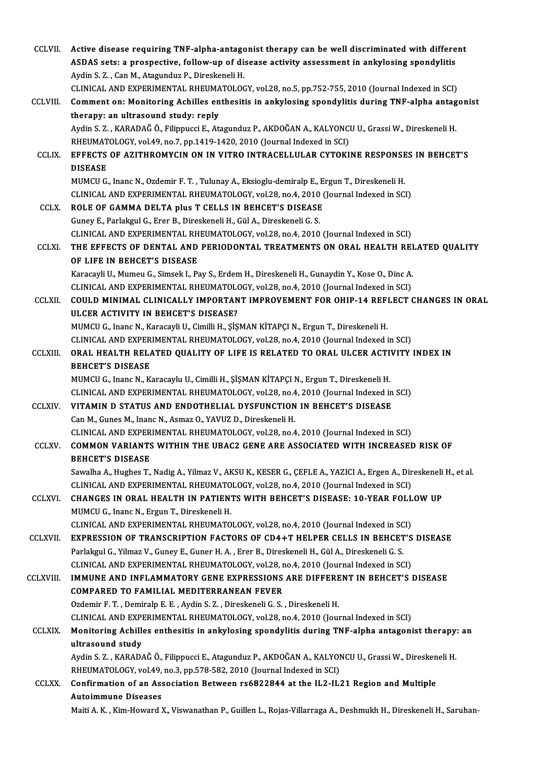CCLVII. **Active disease requiring TNF-alpha-antagonist therapy can be well discriminated with different ASDAS sets: a prospective, follow-up of disease activity assessment in ankylosing spondylitis**
Aydin S. Z. , Can M., Atagunduz P., Direskeneli H.
CLINICAL AND EXPERIMENTAL RHEUMATOLOGY, vol.28, no.5, pp.752-755, 2010 (Journal Indexed in SCI)

CCLVIII. **Comment on: Monitoring Achilles enthesitis in ankylosing spondylitis during TNF-alpha antagonist therapy: an ultrasound study: reply**
Aydin S. Z. , KARADAĞ Ö., Filippucci E., Atagunduz P., AKDOĞAN A., KALYONCU U., Grassi W., Direskeneli H.
RHEUMATOLOGY, vol.49, no.7, pp.1419-1420, 2010 (Journal Indexed in SCI)

CCLIX. **EFFECTS OF AZITHROMYCIN ON IN VITRO INTRACELLULAR CYTOKINE RESPONSES IN BEHCET'S DISEASE**
MUMCU G., Inanc N., Ozdemir F. T. , Tulunay A., Eksioglu-demiralp E., Ergun T., Direskeneli H.
CLINICAL AND EXPERIMENTAL RHEUMATOLOGY, vol.28, no.4, 2010 (Journal Indexed in SCI)

CCLX. **ROLE OF GAMMA DELTA plus T CELLS IN BEHCET'S DISEASE**
Guney E., Parlakgul G., Erer B., Direskeneli H., Gül A., Direskeneli G. S.
CLINICAL AND EXPERIMENTAL RHEUMATOLOGY, vol.28, no.4, 2010 (Journal Indexed in SCI)

CCLXI. **THE EFFECTS OF DENTAL AND PERIODONTAL TREATMENTS ON ORAL HEALTH RELATED QUALITY OF LIFE IN BEHCET'S DISEASE**
Karacayli U., Mumeu G., Simsek I., Pay S., Erdem H., Direskeneli H., Gunaydin Y., Kose O., Dinc A.
CLINICAL AND EXPERIMENTAL RHEUMATOLOGY, vol.28, no.4, 2010 (Journal Indexed in SCI)

CCLXII. **COULD MINIMAL CLINICALLY IMPORTANT IMPROVEMENT FOR OHIP-14 REFLECT CHANGES IN ORAL ULCER ACTIVITY IN BEHCET'S DISEASE?**
MUMCU G., Inanc N., Karacayli U., Cimilli H., ŞİŞMAN KİTAPÇI N., Ergun T., Direskeneli H.
CLINICAL AND EXPERIMENTAL RHEUMATOLOGY, vol.28, no.4, 2010 (Journal Indexed in SCI)

CCLXIII. **ORAL HEALTH RELATED QUALITY OF LIFE IS RELATED TO ORAL ULCER ACTIVITY INDEX IN BEHCET'S DISEASE**
MUMCU G., Inanc N., Karacaylu U., Cimilli H., ŞİŞMAN KİTAPÇI N., Ergun T., Direskeneli H.
CLINICAL AND EXPERIMENTAL RHEUMATOLOGY, vol.28, no.4, 2010 (Journal Indexed in SCI)

CCLXIV. **VITAMIN D STATUS AND ENDOTHELIAL DYSFUNCTION IN BEHCET'S DISEASE**
Can M., Gunes M., Inanc N., Asmaz O., YAVUZ D., Direskeneli H.
CLINICAL AND EXPERIMENTAL RHEUMATOLOGY, vol.28, no.4, 2010 (Journal Indexed in SCI)

CCLXV. **COMMON VARIANTS WITHIN THE UBAC2 GENE ARE ASSOCIATED WITH INCREASED RISK OF BEHCET'S DISEASE**
Sawalha A., Hughes T., Nadig A., Yilmaz V., AKSU K., KESER G., ÇEFLE A., YAZICI A., Ergen A., Direskeneli H., et al.
CLINICAL AND EXPERIMENTAL RHEUMATOLOGY, vol.28, no.4, 2010 (Journal Indexed in SCI)

CCLXVI. **CHANGES IN ORAL HEALTH IN PATIENTS WITH BEHCET'S DISEASE: 10-YEAR FOLLOW UP**
MUMCU G., Inanc N., Ergun T., Direskeneli H.
CLINICAL AND EXPERIMENTAL RHEUMATOLOGY, vol.28, no.4, 2010 (Journal Indexed in SCI)

CCLXVII. **EXPRESSION OF TRANSCRIPTION FACTORS OF CD4+T HELPER CELLS IN BEHCET'S DISEASE**
Parlakgul G., Yilmaz V., Guney E., Guner H. A. , Erer B., Direskeneli H., Gül A., Direskeneli G. S.
CLINICAL AND EXPERIMENTAL RHEUMATOLOGY, vol.28, no.4, 2010 (Journal Indexed in SCI)

CCLXVIII. **IMMUNE AND INFLAMMATORY GENE EXPRESSIONS ARE DIFFERENT IN BEHCET'S DISEASE COMPARED TO FAMILIAL MEDITERRANEAN FEVER**
Ozdemir F. T. , Demiralp E. E. , Aydin S. Z. , Direskeneli G. S. , Direskeneli H.
CLINICAL AND EXPERIMENTAL RHEUMATOLOGY, vol.28, no.4, 2010 (Journal Indexed in SCI)

CCLXIX. **Monitoring Achilles enthesitis in ankylosing spondylitis during TNF-alpha antagonist therapy: an ultrasound study**
Aydin S. Z. , KARADAĞ Ö., Filippucci E., Atagunduz P., AKDOĞAN A., KALYONCU U., Grassi W., Direskeneli H.
RHEUMATOLOGY, vol.49, no.3, pp.578-582, 2010 (Journal Indexed in SCI)

CCLXX. **Confirmation of an Association Between rs6822844 at the IL2-IL21 Region and Multiple Autoimmune Diseases**
Maiti A. K. , Kim-Howard X., Viswanathan P., Guillen L., Rojas-Villarraga A., Deshmukh H., Direskeneli H., Saruhan-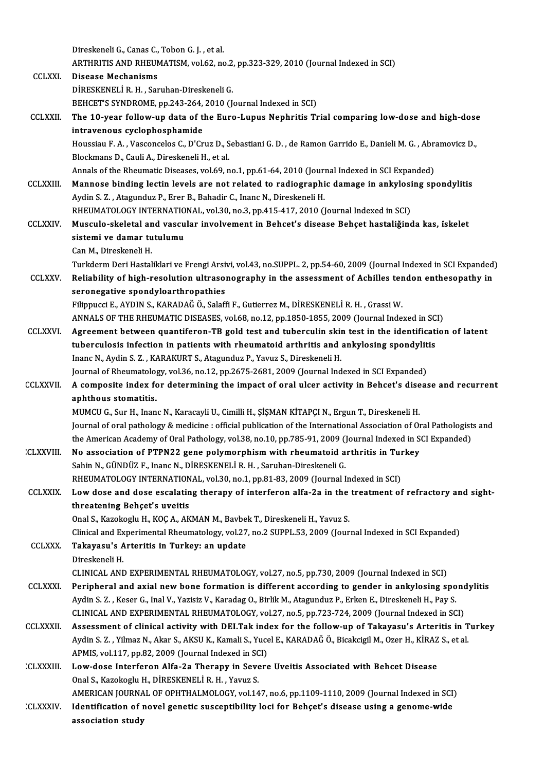Direskeneli G., Canas C., Tobon G. J. , et al.
ARTHRITIS AND RHEUMATISM, vol.62, no.2, pp.323-329, 2010 (Journal Indexed in SCI)

CCLXXI. **Disease Mechanisms**
DİRESKENELİ R. H. , Saruhan-Direskeneli G.
BEHCET'S SYNDROME, pp.243-264, 2010 (Journal Indexed in SCI)

CCLXXII. **The 10-year follow-up data of the Euro-Lupus Nephritis Trial comparing low-dose and high-dose intravenous cyclophosphamide**
Houssiau F. A. , Vasconcelos C., D'Cruz D., Sebastiani G. D. , de Ramon Garrido E., Danieli M. G. , Abramovicz D., Blockmans D., Cauli A., Direskeneli H., et al.
Annals of the Rheumatic Diseases, vol.69, no.1, pp.61-64, 2010 (Journal Indexed in SCI Expanded)

CCLXXIII. **Mannose binding lectin levels are not related to radiographic damage in ankylosing spondylitis**
Aydin S. Z. , Atagunduz P., Erer B., Bahadir C., Inanc N., Direskeneli H.
RHEUMATOLOGY INTERNATIONAL, vol.30, no.3, pp.415-417, 2010 (Journal Indexed in SCI)

CCLXXIV. **Musculo-skeletal and vascular involvement in Behcet's disease Behçet hastaliğinda kas, iskelet sistemi ve damar tutulumu**
Can M., Direskeneli H.
Turkderm Deri Hastaliklari ve Frengi Arsivi, vol.43, no.SUPPL. 2, pp.54-60, 2009 (Journal Indexed in SCI Expanded)

CCLXXV. **Reliability of high-resolution ultrasonography in the assessment of Achilles tendon enthesopathy in seronegative spondyloarthropathies**
Filippucci E., AYDIN S., KARADAĞ Ö., Salaffi F., Gutierrez M., DİRESKENELİ R. H. , Grassi W.
ANNALS OF THE RHEUMATIC DISEASES, vol.68, no.12, pp.1850-1855, 2009 (Journal Indexed in SCI)

CCLXXVI. **Agreement between quantiferon-TB gold test and tuberculin skin test in the identification of latent tuberculosis infection in patients with rheumatoid arthritis and ankylosing spondylitis**
Inanc N., Aydin S. Z. , KARAKURT S., Atagunduz P., Yavuz S., Direskeneli H.
Journal of Rheumatology, vol.36, no.12, pp.2675-2681, 2009 (Journal Indexed in SCI Expanded)

CCLXXVII. **A composite index for determining the impact of oral ulcer activity in Behcet's disease and recurrent aphthous stomatitis.**
MUMCU G., Sur H., Inanc N., Karacayli U., Cimilli H., ŞİŞMAN KİTAPÇI N., Ergun T., Direskeneli H.
Journal of oral pathology & medicine : official publication of the International Association of Oral Pathologists and the American Academy of Oral Pathology, vol.38, no.10, pp.785-91, 2009 (Journal Indexed in SCI Expanded)

CCLXXVIII. **No association of PTPN22 gene polymorphism with rheumatoid arthritis in Turkey**
Sahin N., GÜNDÜZ F., Inanc N., DİRESKENELİ R. H. , Saruhan-Direskeneli G.
RHEUMATOLOGY INTERNATIONAL, vol.30, no.1, pp.81-83, 2009 (Journal Indexed in SCI)

CCLXXIX. **Low dose and dose escalating therapy of interferon alfa-2a in the treatment of refractory and sight-threatening Behçet's uveitis**
Onal S., Kazokoglu H., KOÇ A., AKMAN M., Bavbek T., Direskeneli H., Yavuz S.
Clinical and Experimental Rheumatology, vol.27, no.2 SUPPL.53, 2009 (Journal Indexed in SCI Expanded)

CCLXXX. **Takayasu's Arteritis in Turkey: an update**
Direskeneli H.
CLINICAL AND EXPERIMENTAL RHEUMATOLOGY, vol.27, no.5, pp.730, 2009 (Journal Indexed in SCI)

CCLXXXI. **Peripheral and axial new bone formation is different according to gender in ankylosing spondylitis**
Aydin S. Z. , Keser G., Inal V., Yazisiz V., Karadag O., Birlik M., Atagunduz P., Erken E., Direskeneli H., Pay S.
CLINICAL AND EXPERIMENTAL RHEUMATOLOGY, vol.27, no.5, pp.723-724, 2009 (Journal Indexed in SCI)

CCLXXXII. **Assessment of clinical activity with DEI.Tak index for the follow-up of Takayasu's Arteritis in Turkey**
Aydin S. Z. , Yilmaz N., Akar S., AKSU K., Kamali S., Yucel E., KARADAĞ Ö., Bicakcigil M., Ozer H., KİRAZ S., et al.
APMIS, vol.117, pp.82, 2009 (Journal Indexed in SCI)

CCLXXXIII. **Low-dose Interferon Alfa-2a Therapy in Severe Uveitis Associated with Behcet Disease**
Onal S., Kazokoglu H., DİRESKENELİ R. H. , Yavuz S.
AMERICAN JOURNAL OF OPHTHALMOLOGY, vol.147, no.6, pp.1109-1110, 2009 (Journal Indexed in SCI)

CCLXXXIV. **Identification of novel genetic susceptibility loci for Behçet's disease using a genome-wide association study**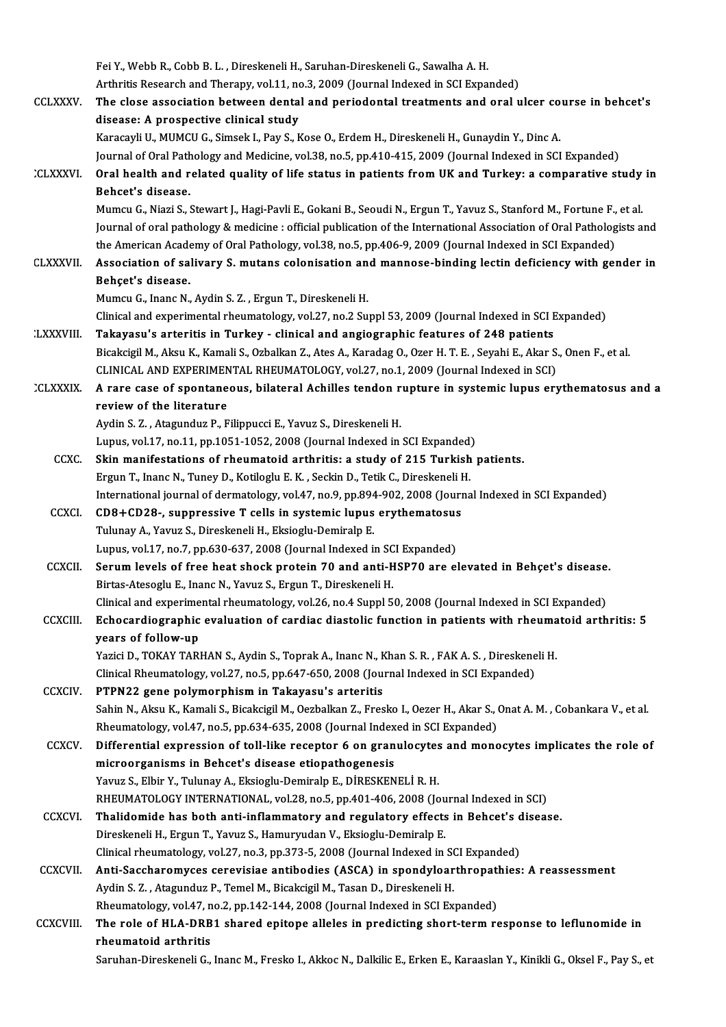Fei Y., Webb R., Cobb B. L. , Direskeneli H., Saruhan-Direskeneli G., Sawalha A. H.
Arthritis Research and Therapy, vol.11, no.3, 2009 (Journal Indexed in SCI Expanded)

CCLXXXV. **The close association between dental and periodontal treatments and oral ulcer course in behcet's disease: A prospective clinical study**
Karacayli U., MUMCU G., Simsek I., Pay S., Kose O., Erdem H., Direskeneli H., Gunaydin Y., Dinc A.
Journal of Oral Pathology and Medicine, vol.38, no.5, pp.410-415, 2009 (Journal Indexed in SCI Expanded)

CCLXXXVI. **Oral health and related quality of life status in patients from UK and Turkey: a comparative study in Behcet's disease.**
Mumcu G., Niazi S., Stewart J., Hagi-Pavli E., Gokani B., Seoudi N., Ergun T., Yavuz S., Stanford M., Fortune F., et al.
Journal of oral pathology & medicine : official publication of the International Association of Oral Pathologists and the American Academy of Oral Pathology, vol.38, no.5, pp.406-9, 2009 (Journal Indexed in SCI Expanded)

CCLXXXVII. **Association of salivary S. mutans colonisation and mannose-binding lectin deficiency with gender in Behçet's disease.**
Mumcu G., Inanc N., Aydin S. Z. , Ergun T., Direskeneli H.
Clinical and experimental rheumatology, vol.27, no.2 Suppl 53, 2009 (Journal Indexed in SCI Expanded)

CCLXXXVIII. **Takayasu's arteritis in Turkey - clinical and angiographic features of 248 patients**
Bicakcigil M., Aksu K., Kamali S., Ozbalkan Z., Ates A., Karadag O., Ozer H. T. E. , Seyahi E., Akar S., Onen F., et al.
CLINICAL AND EXPERIMENTAL RHEUMATOLOGY, vol.27, no.1, 2009 (Journal Indexed in SCI)

CCLXXXIX. **A rare case of spontaneous, bilateral Achilles tendon rupture in systemic lupus erythematosus and a review of the literature**
Aydin S. Z. , Atagunduz P., Filippucci E., Yavuz S., Direskeneli H.
Lupus, vol.17, no.11, pp.1051-1052, 2008 (Journal Indexed in SCI Expanded)

CCXC. **Skin manifestations of rheumatoid arthritis: a study of 215 Turkish patients.**
Ergun T., Inanc N., Tuney D., Kotiloglu E. K. , Seckin D., Tetik C., Direskeneli H.
International journal of dermatology, vol.47, no.9, pp.894-902, 2008 (Journal Indexed in SCI Expanded)

CCXCI. **CD8+CD28-, suppressive T cells in systemic lupus erythematosus**
Tulunay A., Yavuz S., Direskeneli H., Eksioglu-Demiralp E.
Lupus, vol.17, no.7, pp.630-637, 2008 (Journal Indexed in SCI Expanded)

CCXCII. **Serum levels of free heat shock protein 70 and anti-HSP70 are elevated in Behçet's disease.**
Birtas-Atesoglu E., Inanc N., Yavuz S., Ergun T., Direskeneli H.
Clinical and experimental rheumatology, vol.26, no.4 Suppl 50, 2008 (Journal Indexed in SCI Expanded)

CCXCIII. **Echocardiographic evaluation of cardiac diastolic function in patients with rheumatoid arthritis: 5 years of follow-up**
Yazici D., TOKAY TARHAN S., Aydin S., Toprak A., Inanc N., Khan S. R. , FAK A. S. , Direskeneli H.
Clinical Rheumatology, vol.27, no.5, pp.647-650, 2008 (Journal Indexed in SCI Expanded)

CCXCIV. **PTPN22 gene polymorphism in Takayasu's arteritis**
Sahin N., Aksu K., Kamali S., Bicakcigil M., Oezbalkan Z., Fresko I., Oezer H., Akar S., Onat A. M. , Cobankara V., et al.
Rheumatology, vol.47, no.5, pp.634-635, 2008 (Journal Indexed in SCI Expanded)

CCXCV. **Differential expression of toll-like receptor 6 on granulocytes and monocytes implicates the role of microorganisms in Behcet's disease etiopathogenesis**
Yavuz S., Elbir Y., Tulunay A., Eksioglu-Demiralp E., DİRESKENELİ R. H.
RHEUMATOLOGY INTERNATIONAL, vol.28, no.5, pp.401-406, 2008 (Journal Indexed in SCI)

CCXCVI. **Thalidomide has both anti-inflammatory and regulatory effects in Behcet's disease.**
Direskeneli H., Ergun T., Yavuz S., Hamuryudan V., Eksioglu-Demiralp E.
Clinical rheumatology, vol.27, no.3, pp.373-5, 2008 (Journal Indexed in SCI Expanded)

CCXCVII. **Anti-Saccharomyces cerevisiae antibodies (ASCA) in spondyloarthropathies: A reassessment**
Aydin S. Z. , Atagunduz P., Temel M., Bicakcigil M., Tasan D., Direskeneli H.
Rheumatology, vol.47, no.2, pp.142-144, 2008 (Journal Indexed in SCI Expanded)

CCXCVIII. **The role of HLA-DRB1 shared epitope alleles in predicting short-term response to leflunomide in rheumatoid arthritis**
Saruhan-Direskeneli G., Inanc M., Fresko I., Akkoc N., Dalkilic E., Erken E., Karaaslan Y., Kinikli G., Oksel F., Pay S., et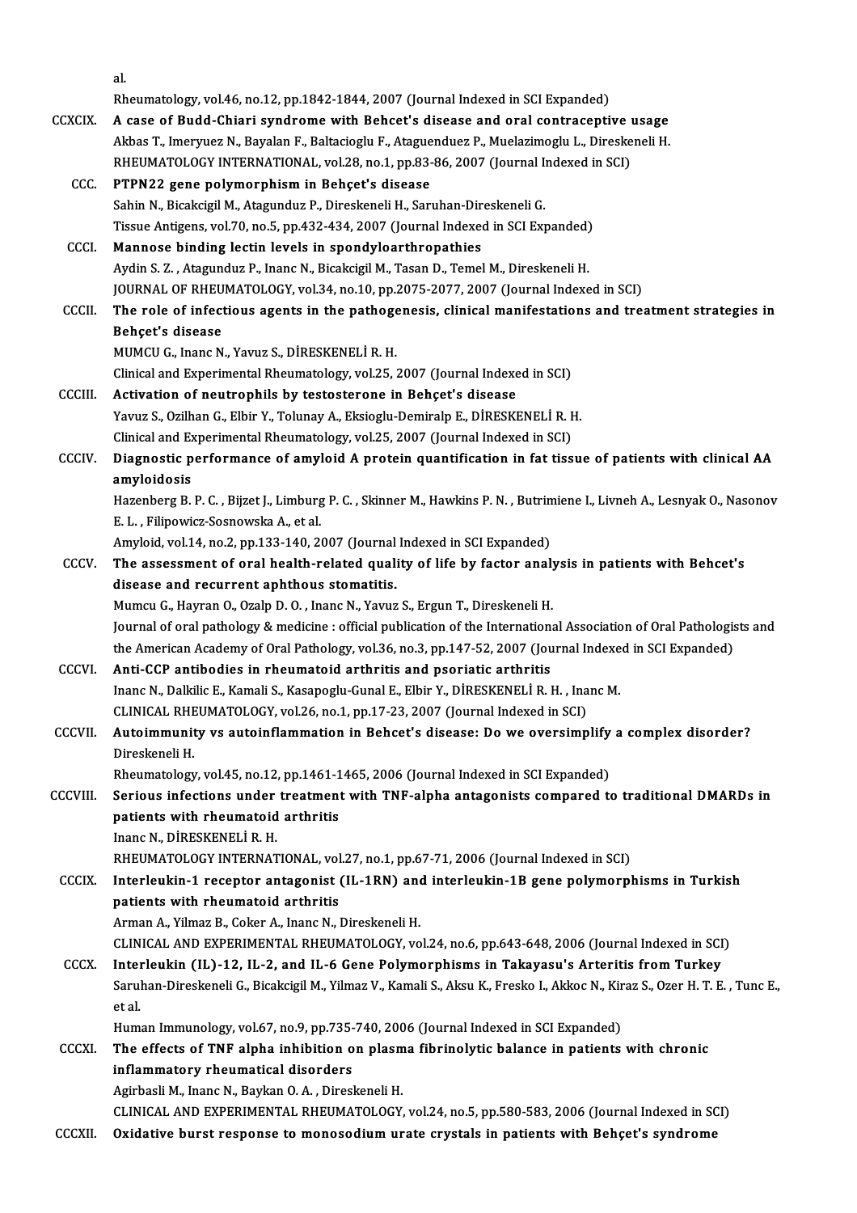al.
Rheumatology, vol.46, no.12, pp.1842-1844, 2007 (Journal Indexed in SCI Expanded)

CCXCIX. **A case of Budd-Chiari syndrome with Behcet's disease and oral contraceptive usage**
Akbas T., Imeryuez N., Bayalan F., Baltacioglu F., Ataguenduez P., Muelazimoglu L., Direskeneli H.
RHEUMATOLOGY INTERNATIONAL, vol.28, no.1, pp.83-86, 2007 (Journal Indexed in SCI)

CCC. **PTPN22 gene polymorphism in Behçet's disease**
Sahin N., Bicakcigil M., Atagunduz P., Direskeneli H., Saruhan-Direskeneli G.
Tissue Antigens, vol.70, no.5, pp.432-434, 2007 (Journal Indexed in SCI Expanded)

CCCI. **Mannose binding lectin levels in spondyloarthropathies**
Aydin S. Z. , Atagunduz P., Inanc N., Bicakcigil M., Tasan D., Temel M., Direskeneli H.
JOURNAL OF RHEUMATOLOGY, vol.34, no.10, pp.2075-2077, 2007 (Journal Indexed in SCI)

CCCII. **The role of infectious agents in the pathogenesis, clinical manifestations and treatment strategies in Behçet's disease**
MUMCU G., Inanc N., Yavuz S., DİRESKENELİ R. H.
Clinical and Experimental Rheumatology, vol.25, 2007 (Journal Indexed in SCI)

CCCIII. **Activation of neutrophils by testosterone in Behçet's disease**
Yavuz S., Ozilhan G., Elbir Y., Tolunay A., Eksioglu-Demiralp E., DİRESKENELİ R. H.
Clinical and Experimental Rheumatology, vol.25, 2007 (Journal Indexed in SCI)

CCCIV. **Diagnostic performance of amyloid A protein quantification in fat tissue of patients with clinical AA amyloidosis**
Hazenberg B. P. C. , Bijzet J., Limburg P. C. , Skinner M., Hawkins P. N. , Butrimiene I., Livneh A., Lesnyak O., Nasonov E. L. , Filipowicz-Sosnowska A., et al.
Amyloid, vol.14, no.2, pp.133-140, 2007 (Journal Indexed in SCI Expanded)

CCCV. **The assessment of oral health-related quality of life by factor analysis in patients with Behcet's disease and recurrent aphthous stomatitis.**
Mumcu G., Hayran O., Ozalp D. O. , Inanc N., Yavuz S., Ergun T., Direskeneli H.
Journal of oral pathology & medicine : official publication of the International Association of Oral Pathologists and the American Academy of Oral Pathology, vol.36, no.3, pp.147-52, 2007 (Journal Indexed in SCI Expanded)

CCCVI. **Anti-CCP antibodies in rheumatoid arthritis and psoriatic arthritis**
Inanc N., Dalkilic E., Kamali S., Kasapoglu-Gunal E., Elbir Y., DİRESKENELİ R. H. , Inanc M.
CLINICAL RHEUMATOLOGY, vol.26, no.1, pp.17-23, 2007 (Journal Indexed in SCI)

CCCVII. **Autoimmunity vs autoinflammation in Behcet's disease: Do we oversimplify a complex disorder?**
Direskeneli H.
Rheumatology, vol.45, no.12, pp.1461-1465, 2006 (Journal Indexed in SCI Expanded)

CCCVIII. **Serious infections under treatment with TNF-alpha antagonists compared to traditional DMARDs in patients with rheumatoid arthritis**
Inanc N., DİRESKENELİ R. H.
RHEUMATOLOGY INTERNATIONAL, vol.27, no.1, pp.67-71, 2006 (Journal Indexed in SCI)

CCCIX. **Interleukin-1 receptor antagonist (IL-1RN) and interleukin-1B gene polymorphisms in Turkish patients with rheumatoid arthritis**
Arman A., Yilmaz B., Coker A., Inanc N., Direskeneli H.
CLINICAL AND EXPERIMENTAL RHEUMATOLOGY, vol.24, no.6, pp.643-648, 2006 (Journal Indexed in SCI)

CCCX. **Interleukin (IL)-12, IL-2, and IL-6 Gene Polymorphisms in Takayasu's Arteritis from Turkey**
Saruhan-Direskeneli G., Bicakcigil M., Yilmaz V., Kamali S., Aksu K., Fresko I., Akkoc N., Kiraz S., Ozer H. T. E. , Tunc E., et al.
Human Immunology, vol.67, no.9, pp.735-740, 2006 (Journal Indexed in SCI Expanded)

CCCXI. **The effects of TNF alpha inhibition on plasma fibrinolytic balance in patients with chronic inflammatory rheumatical disorders**
Agirbasli M., Inanc N., Baykan O. A. , Direskeneli H.
CLINICAL AND EXPERIMENTAL RHEUMATOLOGY, vol.24, no.5, pp.580-583, 2006 (Journal Indexed in SCI)

CCCXII. **Oxidative burst response to monosodium urate crystals in patients with Behçet's syndrome**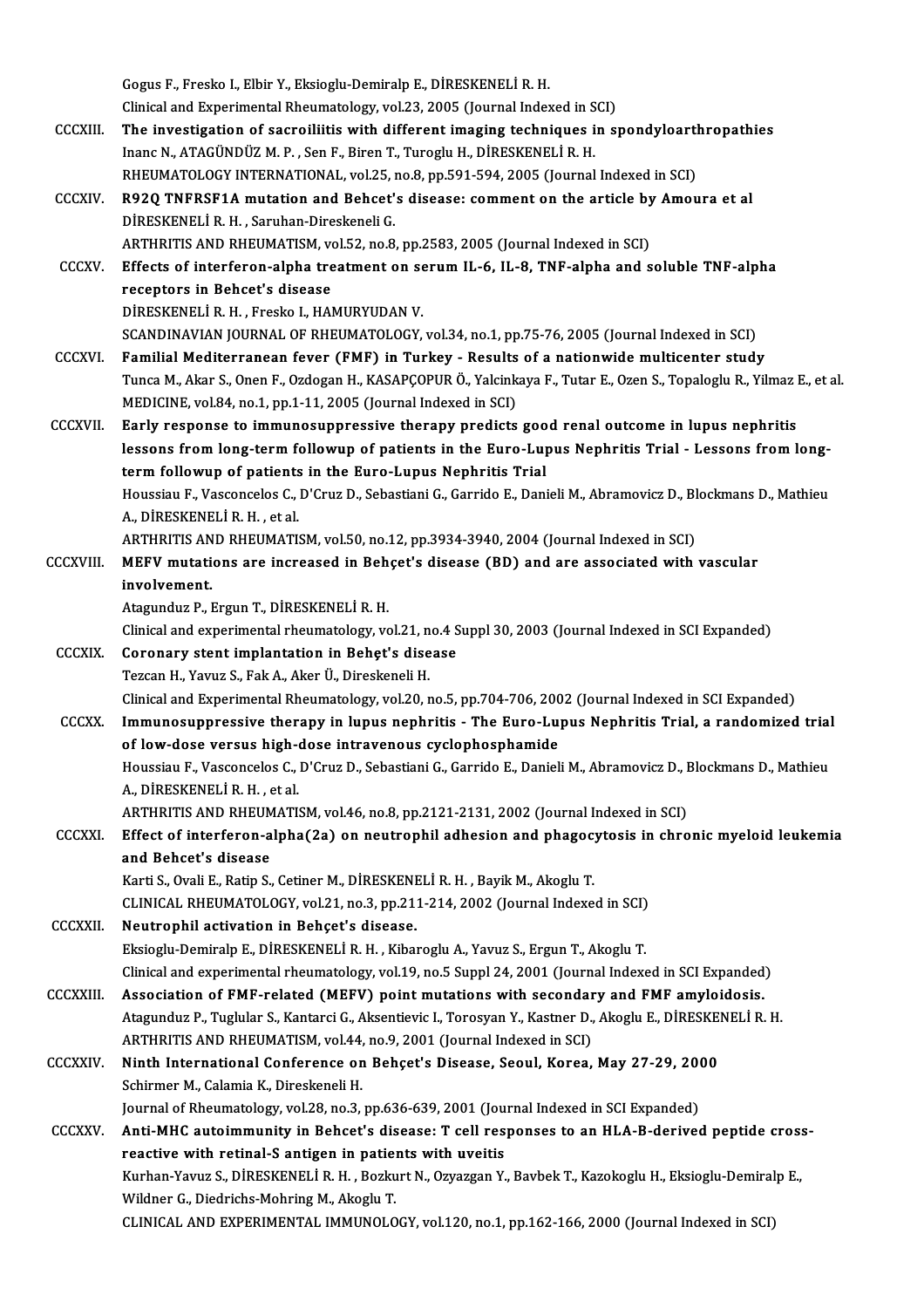Gogus F., Fresko I., Elbir Y., Eksioglu-Demiralp E., DİRESKENELİ R. H.
Clinical and Experimental Rheumatology, vol.23, 2005 (Journal Indexed in SCI)

CCCXIII. **The investigation of sacroiliitis with different imaging techniques in spondyloarthropathies**
Inanc N., ATAGÜNDÜZ M. P. , Sen F., Biren T., Turoglu H., DİRESKENELİ R. H.
RHEUMATOLOGY INTERNATIONAL, vol.25, no.8, pp.591-594, 2005 (Journal Indexed in SCI)

CCCXIV. **R92Q TNFRSF1A mutation and Behcet's disease: comment on the article by Amoura et al**
DİRESKENELİ R. H. , Saruhan-Direskeneli G.
ARTHRITIS AND RHEUMATISM, vol.52, no.8, pp.2583, 2005 (Journal Indexed in SCI)

CCCXV. **Effects of interferon-alpha treatment on serum IL-6, IL-8, TNF-alpha and soluble TNF-alpha receptors in Behcet's disease**
DİRESKENELİ R. H. , Fresko I., HAMURYUDAN V.
SCANDINAVIAN JOURNAL OF RHEUMATOLOGY, vol.34, no.1, pp.75-76, 2005 (Journal Indexed in SCI)

CCCXVI. **Familial Mediterranean fever (FMF) in Turkey - Results of a nationwide multicenter study**
Tunca M., Akar S., Onen F., Ozdogan H., KASAPÇOPUR Ö., Yalcinkaya F., Tutar E., Ozen S., Topaloglu R., Yilmaz E., et al.
MEDICINE, vol.84, no.1, pp.1-11, 2005 (Journal Indexed in SCI)

CCCXVII. **Early response to immunosuppressive therapy predicts good renal outcome in lupus nephritis lessons from long-term followup of patients in the Euro-Lupus Nephritis Trial - Lessons from long-term followup of patients in the Euro-Lupus Nephritis Trial**
Houssiau F., Vasconcelos C., D'Cruz D., Sebastiani G., Garrido E., Danieli M., Abramovicz D., Blockmans D., Mathieu A., DİRESKENELİ R. H. , et al.
ARTHRITIS AND RHEUMATISM, vol.50, no.12, pp.3934-3940, 2004 (Journal Indexed in SCI)

CCCXVIII. **MEFV mutations are increased in Behçet's disease (BD) and are associated with vascular involvement.**
Atagunduz P., Ergun T., DİRESKENELİ R. H.
Clinical and experimental rheumatology, vol.21, no.4 Suppl 30, 2003 (Journal Indexed in SCI Expanded)

CCCXIX. **Coronary stent implantation in Behęt's disease**
Tezcan H., Yavuz S., Fak A., Aker Ü., Direskeneli H.
Clinical and Experimental Rheumatology, vol.20, no.5, pp.704-706, 2002 (Journal Indexed in SCI Expanded)

CCCXX. **Immunosuppressive therapy in lupus nephritis - The Euro-Lupus Nephritis Trial, a randomized trial of low-dose versus high-dose intravenous cyclophosphamide**
Houssiau F., Vasconcelos C., D'Cruz D., Sebastiani G., Garrido E., Danieli M., Abramovicz D., Blockmans D., Mathieu A., DİRESKENELİ R. H. , et al.
ARTHRITIS AND RHEUMATISM, vol.46, no.8, pp.2121-2131, 2002 (Journal Indexed in SCI)

CCCXXI. **Effect of interferon-alpha(2a) on neutrophil adhesion and phagocytosis in chronic myeloid leukemia and Behcet's disease**
Karti S., Ovali E., Ratip S., Cetiner M., DİRESKENELİ R. H. , Bayik M., Akoglu T.
CLINICAL RHEUMATOLOGY, vol.21, no.3, pp.211-214, 2002 (Journal Indexed in SCI)

CCCXXII. **Neutrophil activation in Behçet's disease.**
Eksioglu-Demiralp E., DİRESKENELİ R. H. , Kibaroglu A., Yavuz S., Ergun T., Akoglu T.
Clinical and experimental rheumatology, vol.19, no.5 Suppl 24, 2001 (Journal Indexed in SCI Expanded)

CCCXXIII. **Association of FMF-related (MEFV) point mutations with secondary and FMF amyloidosis.**
Atagunduz P., Tuglular S., Kantarci G., Aksentievic I., Torosyan Y., Kastner D., Akoglu E., DİRESKENELİ R. H.
ARTHRITIS AND RHEUMATISM, vol.44, no.9, 2001 (Journal Indexed in SCI)

CCCXXIV. **Ninth International Conference on Behçet's Disease, Seoul, Korea, May 27-29, 2000**
Schirmer M., Calamia K., Direskeneli H.
Journal of Rheumatology, vol.28, no.3, pp.636-639, 2001 (Journal Indexed in SCI Expanded)

CCCXXV. **Anti-MHC autoimmunity in Behcet's disease: T cell responses to an HLA-B-derived peptide cross-reactive with retinal-S antigen in patients with uveitis**
Kurhan-Yavuz S., DİRESKENELİ R. H. , Bozkurt N., Ozyazgan Y., Bavbek T., Kazokoglu H., Eksioglu-Demiralp E., Wildner G., Diedrichs-Mohring M., Akoglu T.
CLINICAL AND EXPERIMENTAL IMMUNOLOGY, vol.120, no.1, pp.162-166, 2000 (Journal Indexed in SCI)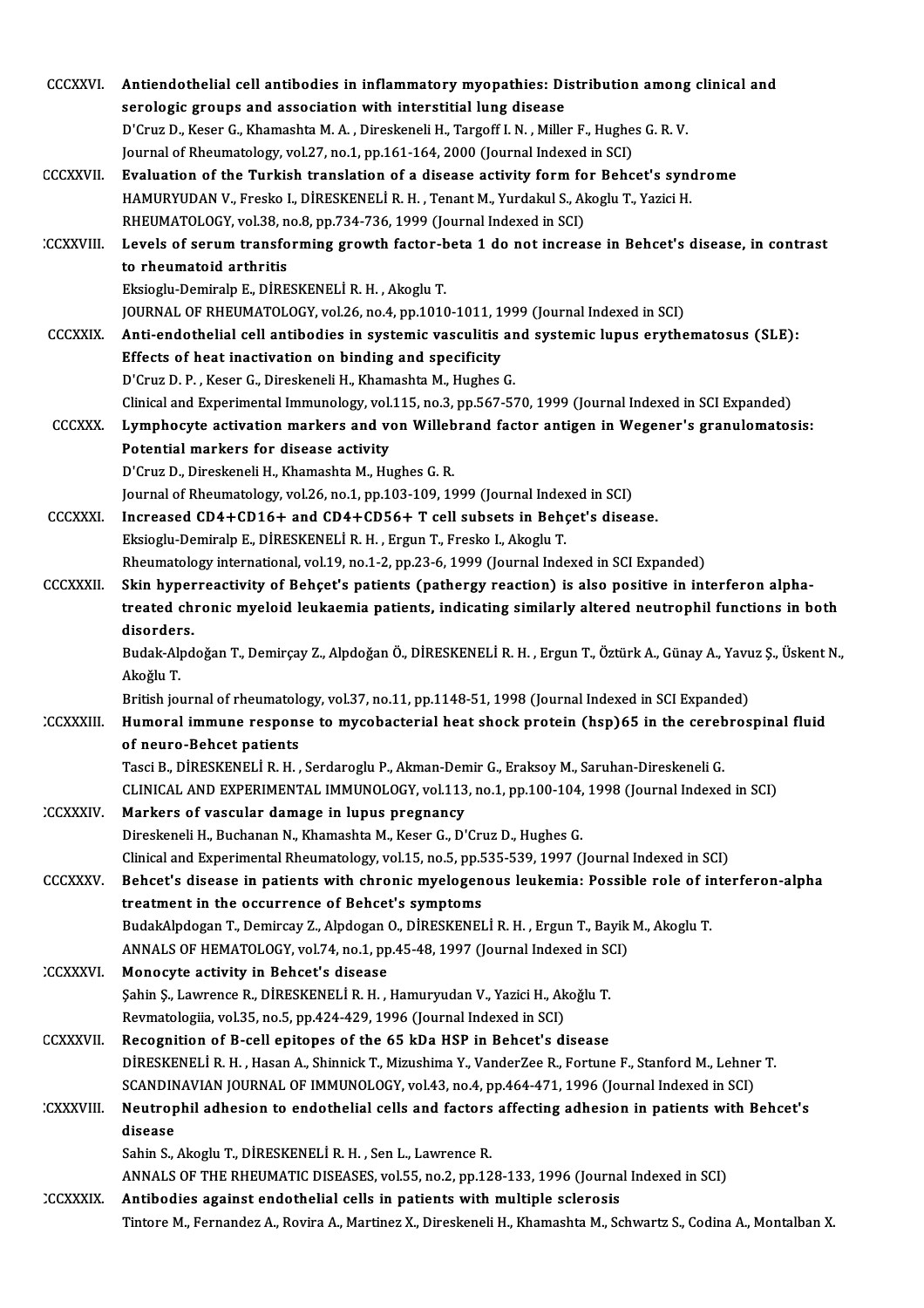CCCXXVI. **Antiendothelial cell antibodies in inflammatory myopathies: Distribution among clinical and serologic groups and association with interstitial lung disease**
D'Cruz D., Keser G., Khamashta M. A. , Direskeneli H., Targoff I. N. , Miller F., Hughes G. R. V.
Journal of Rheumatology, vol.27, no.1, pp.161-164, 2000 (Journal Indexed in SCI)

CCCXXVII. **Evaluation of the Turkish translation of a disease activity form for Behcet's syndrome**
HAMURYUDAN V., Fresko I., DİRESKENELİ R. H. , Tenant M., Yurdakul S., Akoglu T., Yazici H.
RHEUMATOLOGY, vol.38, no.8, pp.734-736, 1999 (Journal Indexed in SCI)

CCCXXVIII. **Levels of serum transforming growth factor-beta 1 do not increase in Behcet's disease, in contrast to rheumatoid arthritis**
Eksioglu-Demiralp E., DİRESKENELİ R. H. , Akoglu T.
JOURNAL OF RHEUMATOLOGY, vol.26, no.4, pp.1010-1011, 1999 (Journal Indexed in SCI)

CCCXXIX. **Anti-endothelial cell antibodies in systemic vasculitis and systemic lupus erythematosus (SLE): Effects of heat inactivation on binding and specificity**
D'Cruz D. P. , Keser G., Direskeneli H., Khamashta M., Hughes G.
Clinical and Experimental Immunology, vol.115, no.3, pp.567-570, 1999 (Journal Indexed in SCI Expanded)

CCCXXX. **Lymphocyte activation markers and von Willebrand factor antigen in Wegener's granulomatosis: Potential markers for disease activity**
D'Cruz D., Direskeneli H., Khamashta M., Hughes G. R.
Journal of Rheumatology, vol.26, no.1, pp.103-109, 1999 (Journal Indexed in SCI)

CCCXXXI. **Increased CD4+CD16+ and CD4+CD56+ T cell subsets in Behçet's disease.**
Eksioglu-Demiralp E., DİRESKENELİ R. H. , Ergun T., Fresko I., Akoglu T.
Rheumatology international, vol.19, no.1-2, pp.23-6, 1999 (Journal Indexed in SCI Expanded)

CCCXXXII. **Skin hyperreactivity of Behçet's patients (pathergy reaction) is also positive in interferon alpha-treated chronic myeloid leukaemia patients, indicating similarly altered neutrophil functions in both disorders.**
Budak-Alpdoğan T., Demirçay Z., Alpdoğan Ö., DİRESKENELİ R. H. , Ergun T., Öztürk A., Günay A., Yavuz Ş., Üskent N., Akoğlu T.
British journal of rheumatology, vol.37, no.11, pp.1148-51, 1998 (Journal Indexed in SCI Expanded)

CCCXXXIII. **Humoral immune response to mycobacterial heat shock protein (hsp)65 in the cerebrospinal fluid of neuro-Behcet patients**
Tasci B., DİRESKENELİ R. H. , Serdaroglu P., Akman-Demir G., Eraksoy M., Saruhan-Direskeneli G.
CLINICAL AND EXPERIMENTAL IMMUNOLOGY, vol.113, no.1, pp.100-104, 1998 (Journal Indexed in SCI)

CCCXXXIV. **Markers of vascular damage in lupus pregnancy**
Direskeneli H., Buchanan N., Khamashta M., Keser G., D'Cruz D., Hughes G.
Clinical and Experimental Rheumatology, vol.15, no.5, pp.535-539, 1997 (Journal Indexed in SCI)

CCCXXXV. **Behcet's disease in patients with chronic myelogenous leukemia: Possible role of interferon-alpha treatment in the occurrence of Behcet's symptoms**
BudakAlpdogan T., Demircay Z., Alpdogan O., DİRESKENELİ R. H. , Ergun T., Bayik M., Akoglu T.
ANNALS OF HEMATOLOGY, vol.74, no.1, pp.45-48, 1997 (Journal Indexed in SCI)

CCCXXXVI. **Monocyte activity in Behcet's disease**
Şahin Ş., Lawrence R., DİRESKENELİ R. H. , Hamuryudan V., Yazici H., Akoğlu T.
Revmatologiia, vol.35, no.5, pp.424-429, 1996 (Journal Indexed in SCI)

CCCXXXVII. **Recognition of B-cell epitopes of the 65 kDa HSP in Behcet's disease**
DİRESKENELİ R. H. , Hasan A., Shinnick T., Mizushima Y., VanderZee R., Fortune F., Stanford M., Lehner T.
SCANDINAVIAN JOURNAL OF IMMUNOLOGY, vol.43, no.4, pp.464-471, 1996 (Journal Indexed in SCI)

CCCXXXVIII. **Neutrophil adhesion to endothelial cells and factors affecting adhesion in patients with Behcet's disease**
Sahin S., Akoglu T., DİRESKENELİ R. H. , Sen L., Lawrence R.
ANNALS OF THE RHEUMATIC DISEASES, vol.55, no.2, pp.128-133, 1996 (Journal Indexed in SCI)

CCCXXXIX. **Antibodies against endothelial cells in patients with multiple sclerosis**
Tintore M., Fernandez A., Rovira A., Martinez X., Direskeneli H., Khamashta M., Schwartz S., Codina A., Montalban X.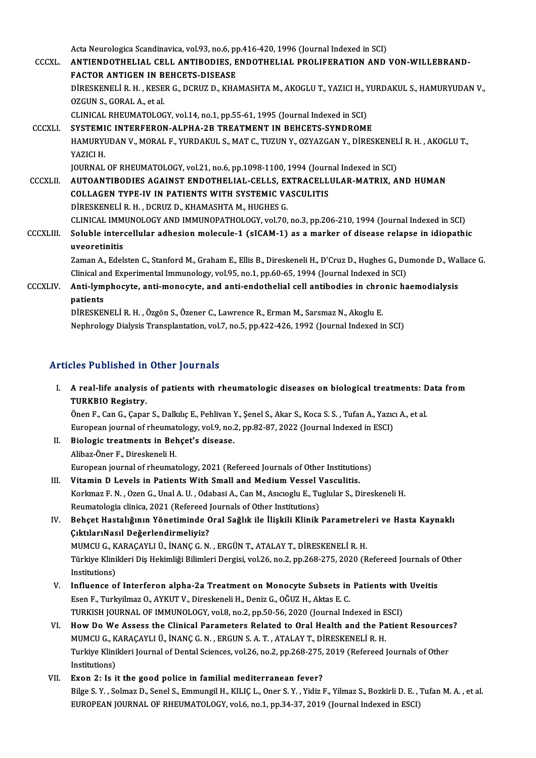Acta Neurologica Scandinavica, vol.93, no.6, pp.416-420, 1996 (Journal Indexed in SCI)

CCCXL. **ANTIENDOTHELIAL CELL ANTIBODIES, ENDOTHELIAL PROLIFERATION AND VON-WILLEBRAND-FACTOR ANTIGEN IN BEHCETS-DISEASE**
DİRESKENELİ R. H. , KESER G., DCRUZ D., KHAMASHTA M., AKOGLU T., YAZICI H., YURDAKUL S., HAMURYUDAN V., OZGUN S., GORAL A., et al.
CLINICAL RHEUMATOLOGY, vol.14, no.1, pp.55-61, 1995 (Journal Indexed in SCI)

CCCXLI. **SYSTEMIC INTERFERON-ALPHA-2B TREATMENT IN BEHCETS-SYNDROME**
HAMURYUDAN V., MORAL F., YURDAKUL S., MAT C., TUZUN Y., OZYAZGAN Y., DİRESKENELİ R. H. , AKOGLU T., YAZICI H.
JOURNAL OF RHEUMATOLOGY, vol.21, no.6, pp.1098-1100, 1994 (Journal Indexed in SCI)

CCCXLII. **AUTOANTIBODIES AGAINST ENDOTHELIAL-CELLS, EXTRACELLULAR-MATRIX, AND HUMAN COLLAGEN TYPE-IV IN PATIENTS WITH SYSTEMIC VASCULITIS**
DİRESKENELİ R. H. , DCRUZ D., KHAMASHTA M., HUGHES G.
CLINICAL IMMUNOLOGY AND IMMUNOPATHOLOGY, vol.70, no.3, pp.206-210, 1994 (Journal Indexed in SCI)

CCCXLIII. **Soluble intercellular adhesion molecule-1 (sICAM-1) as a marker of disease relapse in idiopathic uveoretinitis**
Zaman A., Edelsten C., Stanford M., Graham E., Ellis B., Direskeneli H., D'Cruz D., Hughes G., Dumonde D., Wallace G.
Clinical and Experimental Immunology, vol.95, no.1, pp.60-65, 1994 (Journal Indexed in SCI)

CCCXLIV. **Anti-lymphocyte, anti-monocyte, and anti-endothelial cell antibodies in chronic haemodialysis patients**
DİRESKENELİ R. H. , Özgön S., Özener C., Lawrence R., Erman M., Sarsmaz N., Akoglu E.
Nephrology Dialysis Transplantation, vol.7, no.5, pp.422-426, 1992 (Journal Indexed in SCI)

## Articles Published in Other Journals

I. **A real-life analysis of patients with rheumatologic diseases on biological treatments: Data from TURKBIO Registry.**
Önen F., Can G., Çapar S., Dalkılıç E., Pehlivan Y., Şenel S., Akar S., Koca S. S. , Tufan A., Yazıcı A., et al.
European journal of rheumatology, vol.9, no.2, pp.82-87, 2022 (Journal Indexed in ESCI)

II. **Biologic treatments in Behçet's disease.**
Alibaz-Öner F., Direskeneli H.
European journal of rheumatology, 2021 (Refereed Journals of Other Institutions)

III. **Vitamin D Levels in Patients With Small and Medium Vessel Vasculitis.**
Korkmaz F. N. , Ozen G., Unal A. U. , Odabasi A., Can M., Asıcıoglu E., Tuglular S., Direskeneli H.
Reumatologia clinica, 2021 (Refereed Journals of Other Institutions)

IV. **Behçet Hastalığının Yönetiminde Oral Sağlık ile İlişkili Klinik Parametreleri ve Hasta Kaynaklı ÇıktılarıNasıl Değerlendirmeliyiz?**
MUMCU G., KARAÇAYLI Ü., İNANÇ G. N. , ERGÜN T., ATALAY T., DİRESKENELİ R. H.
Türkiye Klinikleri Diş Hekimliği Bilimleri Dergisi, vol.26, no.2, pp.268-275, 2020 (Refereed Journals of Other Institutions)

V. **Influence of Interferon alpha-2a Treatment on Monocyte Subsets in Patients with Uveitis**
Esen F., Turkyilmaz O., AYKUT V., Direskeneli H., Deniz G., OĞUZ H., Aktas E. C.
TURKISH JOURNAL OF IMMUNOLOGY, vol.8, no.2, pp.50-56, 2020 (Journal Indexed in ESCI)

VI. **How Do We Assess the Clinical Parameters Related to Oral Health and the Patient Resources?**
MUMCU G., KARAÇAYLI Ü., İNANÇ G. N. , ERGUN S. A. T. , ATALAY T., DİRESKENELİ R. H.
Turkiye Klinikleri Journal of Dental Sciences, vol.26, no.2, pp.268-275, 2019 (Refereed Journals of Other Institutions)

VII. **Exon 2: Is it the good police in familial mediterranean fever?**
Bilge S. Y. , Solmaz D., Senel S., Emmungil H., KILIÇ L., Oner S. Y. , Yidiz F., Yilmaz S., Bozkirli D. E. , Tufan M. A. , et al.
EUROPEAN JOURNAL OF RHEUMATOLOGY, vol.6, no.1, pp.34-37, 2019 (Journal Indexed in ESCI)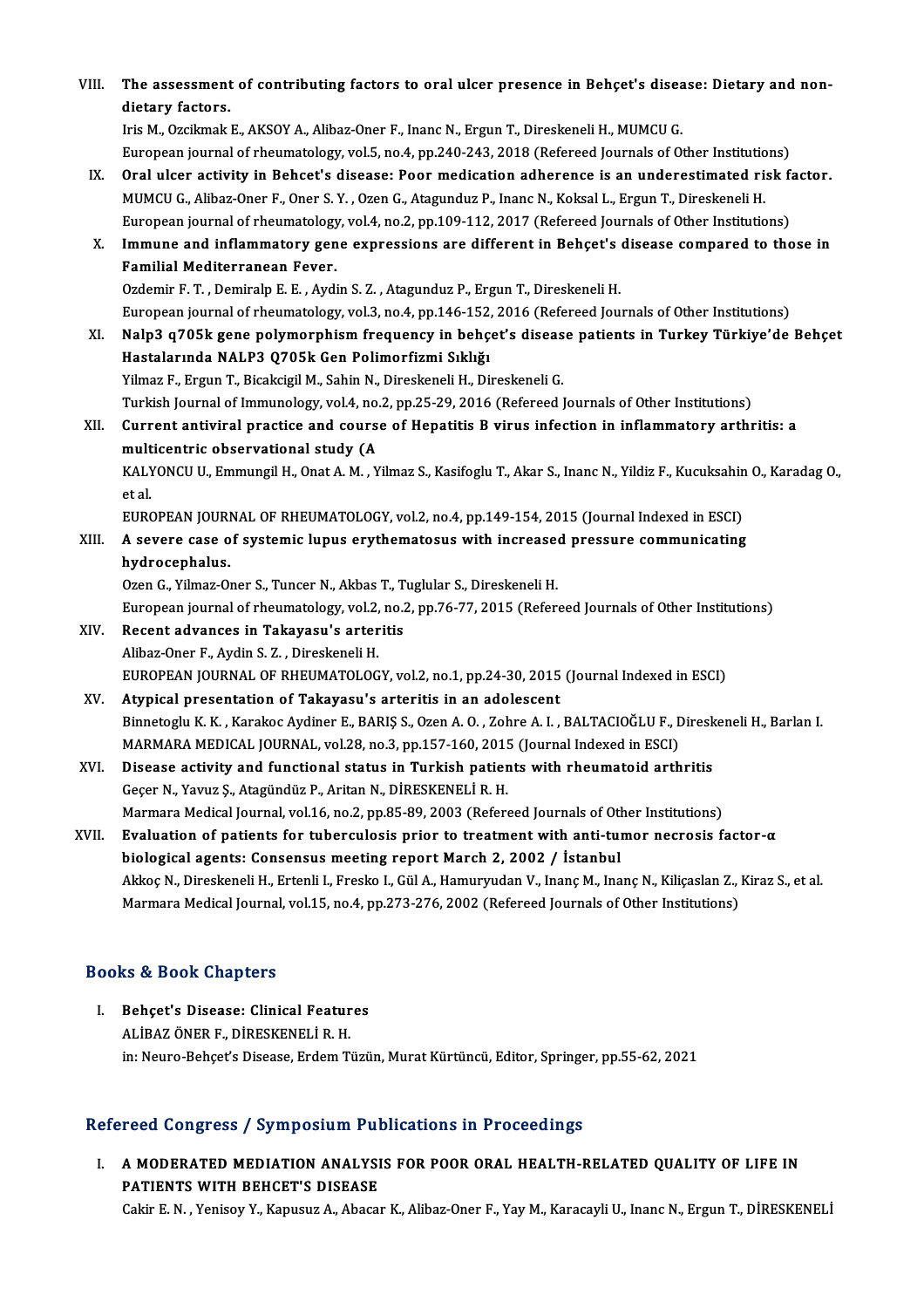VIII. **The assessment of contributing factors to oral ulcer presence in Behçet's disease: Dietary and non-dietary factors.**
Iris M., Ozcikmak E., AKSOY A., Alibaz-Oner F., Inanc N., Ergun T., Direskeneli H., MUMCU G.
European journal of rheumatology, vol.5, no.4, pp.240-243, 2018 (Refereed Journals of Other Institutions)

IX. **Oral ulcer activity in Behcet's disease: Poor medication adherence is an underestimated risk factor.**
MUMCU G., Alibaz-Oner F., Oner S. Y. , Ozen G., Atagunduz P., Inanc N., Koksal L., Ergun T., Direskeneli H.
European journal of rheumatology, vol.4, no.2, pp.109-112, 2017 (Refereed Journals of Other Institutions)

X. **Immune and inflammatory gene expressions are different in Behçet's disease compared to those in Familial Mediterranean Fever.**
Ozdemir F. T. , Demiralp E. E. , Aydin S. Z. , Atagunduz P., Ergun T., Direskeneli H.
European journal of rheumatology, vol.3, no.4, pp.146-152, 2016 (Refereed Journals of Other Institutions)

XI. **Nalp3 q705k gene polymorphism frequency in behçet's disease patients in Turkey Türkiye'de Behçet Hastalarında NALP3 Q705k Gen Polimorfizmi Sıklığı**
Yilmaz F., Ergun T., Bicakcigil M., Sahin N., Direskeneli H., Direskeneli G.
Turkish Journal of Immunology, vol.4, no.2, pp.25-29, 2016 (Refereed Journals of Other Institutions)

XII. **Current antiviral practice and course of Hepatitis B virus infection in inflammatory arthritis: a multicentric observational study (A**
KALYONCU U., Emmungil H., Onat A. M. , Yilmaz S., Kasifoglu T., Akar S., Inanc N., Yildiz F., Kucuksahin O., Karadag O., et al.
EUROPEAN JOURNAL OF RHEUMATOLOGY, vol.2, no.4, pp.149-154, 2015 (Journal Indexed in ESCI)

XIII. **A severe case of systemic lupus erythematosus with increased pressure communicating hydrocephalus.**
Ozen G., Yilmaz-Oner S., Tuncer N., Akbas T., Tuglular S., Direskeneli H.
European journal of rheumatology, vol.2, no.2, pp.76-77, 2015 (Refereed Journals of Other Institutions)

XIV. **Recent advances in Takayasu's arteritis**
Alibaz-Oner F., Aydin S. Z. , Direskeneli H.
EUROPEAN JOURNAL OF RHEUMATOLOGY, vol.2, no.1, pp.24-30, 2015 (Journal Indexed in ESCI)

XV. **Atypical presentation of Takayasu's arteritis in an adolescent**
Binnetoglu K. K. , Karakoc Aydiner E., BARIŞ S., Ozen A. O. , Zohre A. I. , BALTACIOĞLU F., Direskeneli H., Barlan I.
MARMARA MEDICAL JOURNAL, vol.28, no.3, pp.157-160, 2015 (Journal Indexed in ESCI)

XVI. **Disease activity and functional status in Turkish patients with rheumatoid arthritis**
Geçer N., Yavuz Ş., Atagündüz P., Aritan N., DİRESKENELİ R. H.
Marmara Medical Journal, vol.16, no.2, pp.85-89, 2003 (Refereed Journals of Other Institutions)

XVII. **Evaluation of patients for tuberculosis prior to treatment with anti-tumor necrosis factor-α biological agents: Consensus meeting report March 2, 2002 / İstanbul**
Akkoç N., Direskeneli H., Ertenli I., Fresko I., Gül A., Hamuryudan V., Inanç M., Inanç N., Kiliçaslan Z., Kiraz S., et al.
Marmara Medical Journal, vol.15, no.4, pp.273-276, 2002 (Refereed Journals of Other Institutions)

## Books & Book Chapters

I. **Behçet's Disease: Clinical Features**
ALİBAZ ÖNER F., DİRESKENELİ R. H.
in: Neuro-Behçet's Disease, Erdem Tüzün, Murat Kürtüncü, Editor, Springer, pp.55-62, 2021

## Refereed Congress / Symposium Publications in Proceedings

I. **A MODERATED MEDIATION ANALYSIS FOR POOR ORAL HEALTH-RELATED QUALITY OF LIFE IN PATIENTS WITH BEHCET'S DISEASE**
Cakir E. N. , Yenisoy Y., Kapusuz A., Abacar K., Alibaz-Oner F., Yay M., Karacayli U., Inanc N., Ergun T., DİRESKENELİ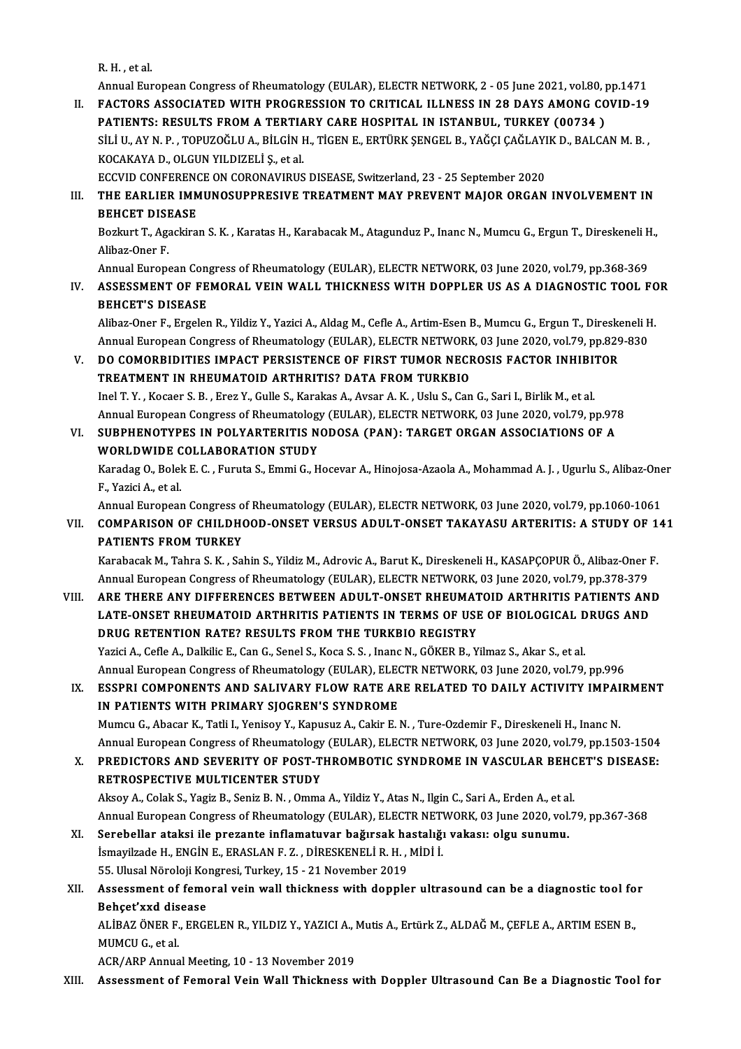R. H. , et al.
Annual European Congress of Rheumatology (EULAR), ELECTR NETWORK, 2 - 05 June 2021, vol.80, pp.1471

II. **FACTORS ASSOCIATED WITH PROGRESSION TO CRITICAL ILLNESS IN 28 DAYS AMONG COVID-19 PATIENTS: RESULTS FROM A TERTIARY CARE HOSPITAL IN ISTANBUL, TURKEY (00734 )**
SİLİ U., AY N. P. , TOPUZOĞLU A., BİLGİN H., TİGEN E., ERTÜRK ŞENGEL B., YAĞÇI ÇAĞLAYIK D., BALCAN M. B. , KOCAKAYA D., OLGUN YILDIZELİ Ş., et al.
ECCVID CONFERENCE ON CORONAVIRUS DISEASE, Switzerland, 23 - 25 September 2020

III. **THE EARLIER IMMUNOSUPPRESIVE TREATMENT MAY PREVENT MAJOR ORGAN INVOLVEMENT IN BEHCET DISEASE**
Bozkurt T., Agackiran S. K. , Karatas H., Karabacak M., Atagunduz P., Inanc N., Mumcu G., Ergun T., Direskeneli H., Alibaz-Oner F.
Annual European Congress of Rheumatology (EULAR), ELECTR NETWORK, 03 June 2020, vol.79, pp.368-369

IV. **ASSESSMENT OF FEMORAL VEIN WALL THICKNESS WITH DOPPLER US AS A DIAGNOSTIC TOOL FOR BEHCET'S DISEASE**
Alibaz-Oner F., Ergelen R., Yildiz Y., Yazici A., Aldag M., Cefle A., Artim-Esen B., Mumcu G., Ergun T., Direskeneli H.
Annual European Congress of Rheumatology (EULAR), ELECTR NETWORK, 03 June 2020, vol.79, pp.829-830

V. **DO COMORBIDITIES IMPACT PERSISTENCE OF FIRST TUMOR NECROSIS FACTOR INHIBITOR TREATMENT IN RHEUMATOID ARTHRITIS? DATA FROM TURKBIO**
Inel T. Y. , Kocaer S. B. , Erez Y., Gulle S., Karakas A., Avsar A. K. , Uslu S., Can G., Sari I., Birlik M., et al.
Annual European Congress of Rheumatology (EULAR), ELECTR NETWORK, 03 June 2020, vol.79, pp.978

VI. **SUBPHENOTYPES IN POLYARTERITIS NODOSA (PAN): TARGET ORGAN ASSOCIATIONS OF A WORLDWIDE COLLABORATION STUDY**
Karadag O., Bolek E. C. , Furuta S., Emmi G., Hocevar A., Hinojosa-Azaola A., Mohammad A. J. , Ugurlu S., Alibaz-Oner F., Yazici A., et al.
Annual European Congress of Rheumatology (EULAR), ELECTR NETWORK, 03 June 2020, vol.79, pp.1060-1061

VII. **COMPARISON OF CHILDHOOD-ONSET VERSUS ADULT-ONSET TAKAYASU ARTERITIS: A STUDY OF 141 PATIENTS FROM TURKEY**
Karabacak M., Tahra S. K. , Sahin S., Yildiz M., Adrovic A., Barut K., Direskeneli H., KASAPÇOPUR Ö., Alibaz-Oner F.
Annual European Congress of Rheumatology (EULAR), ELECTR NETWORK, 03 June 2020, vol.79, pp.378-379

VIII. **ARE THERE ANY DIFFERENCES BETWEEN ADULT-ONSET RHEUMATOID ARTHRITIS PATIENTS AND LATE-ONSET RHEUMATOID ARTHRITIS PATIENTS IN TERMS OF USE OF BIOLOGICAL DRUGS AND DRUG RETENTION RATE? RESULTS FROM THE TURKBIO REGISTRY**
Yazici A., Cefle A., Dalkilic E., Can G., Senel S., Koca S. S. , Inanc N., GÖKER B., Yilmaz S., Akar S., et al.
Annual European Congress of Rheumatology (EULAR), ELECTR NETWORK, 03 June 2020, vol.79, pp.996

IX. **ESSPRI COMPONENTS AND SALIVARY FLOW RATE ARE RELATED TO DAILY ACTIVITY IMPAIRMENT IN PATIENTS WITH PRIMARY SJOGREN'S SYNDROME**
Mumcu G., Abacar K., Tatli I., Yenisoy Y., Kapusuz A., Cakir E. N. , Ture-Ozdemir F., Direskeneli H., Inanc N.
Annual European Congress of Rheumatology (EULAR), ELECTR NETWORK, 03 June 2020, vol.79, pp.1503-1504

X. **PREDICTORS AND SEVERITY OF POST-THROMBOTIC SYNDROME IN VASCULAR BEHCET'S DISEASE: RETROSPECTIVE MULTICENTER STUDY**
Aksoy A., Colak S., Yagiz B., Seniz B. N. , Omma A., Yildiz Y., Atas N., Ilgin C., Sari A., Erden A., et al.
Annual European Congress of Rheumatology (EULAR), ELECTR NETWORK, 03 June 2020, vol.79, pp.367-368

XI. **Serebellar ataksi ile prezante inflamatuvar bağırsak hastalığı vakası: olgu sunumu.**
İsmayilzade H., ENGİN E., ERASLAN F. Z. , DİRESKENELİ R. H. , MİDİ İ.
55. Ulusal Nöroloji Kongresi, Turkey, 15 - 21 November 2019

XII. **Assessment of femoral vein wall thickness with doppler ultrasound can be a diagnostic tool for Behçet'xxd disease**
ALİBAZ ÖNER F., ERGELEN R., YILDIZ Y., YAZICI A., Mutis A., Ertürk Z., ALDAĞ M., ÇEFLE A., ARTIM ESEN B., MUMCU G., et al.
ACR/ARP Annual Meeting, 10 - 13 November 2019

XIII. **Assessment of Femoral Vein Wall Thickness with Doppler Ultrasound Can Be a Diagnostic Tool for**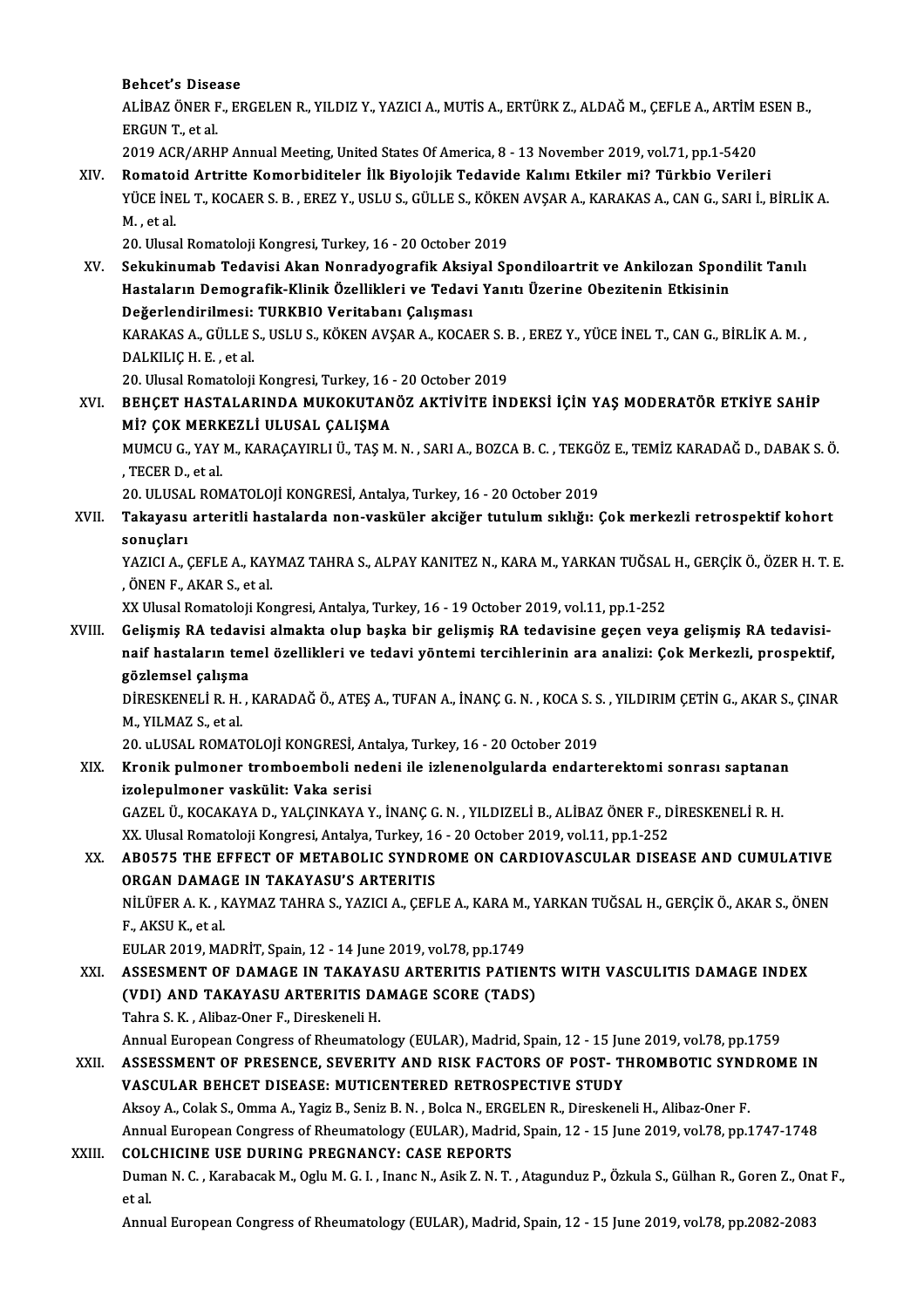Behcet's Disease
ALİBAZ ÖNER F., ERGELEN R., YILDIZ Y., YAZICI A., MUTİS A., ERTÜRK Z., ALDAĞ M., ÇEFLE A., ARTİM ESEN B., ERGUN T., et al.
2019 ACR/ARHP Annual Meeting, United States Of America, 8 - 13 November 2019, vol.71, pp.1-5420

XIV. **Romatoid Artritte Komorbiditeler İlk Biyolojik Tedavide Kalımı Etkiler mi? Türkbio Verileri**
YÜCE İNEL T., KOCAER S. B. , EREZ Y., USLU S., GÜLLE S., KÖKEN AVŞAR A., KARAKAS A., CAN G., SARI İ., BİRLİK A. M. , et al.
20. Ulusal Romatoloji Kongresi, Turkey, 16 - 20 October 2019

XV. **Sekukinumab Tedavisi Akan Nonradyografik Aksiyal Spondiloartrit ve Ankilozan Spondilit Tanılı Hastaların Demografik-Klinik Özellikleri ve Tedavi Yanıtı Üzerine Obezitenin Etkisinin Değerlendirilmesi: TURKBIO Veritabanı Çalışması**
KARAKAS A., GÜLLE S., USLU S., KÖKEN AVŞAR A., KOCAER S. B. , EREZ Y., YÜCE İNEL T., CAN G., BİRLİK A. M. , DALKILIÇ H. E. , et al.
20. Ulusal Romatoloji Kongresi, Turkey, 16 - 20 October 2019

XVI. **BEHÇET HASTALARINDA MUKOKUTANÖZ AKTİVİTE İNDEKSİ İÇİN YAŞ MODERATÖR ETKİYE SAHİP Mİ? ÇOK MERKEZLİ ULUSAL ÇALIŞMA**
MUMCU G., YAY M., KARAÇAYIRLI Ü., TAŞ M. N. , SARI A., BOZCA B. C. , TEKGÖZ E., TEMİZ KARADAĞ D., DABAK S. Ö. , TECER D., et al.
20. ULUSAL ROMATOLOJİ KONGRESİ, Antalya, Turkey, 16 - 20 October 2019

XVII. **Takayasu arteritli hastalarda non-vasküler akciğer tutulum sıklığı: Çok merkezli retrospektif kohort sonuçları**
YAZICI A., ÇEFLE A., KAYMAZ TAHRA S., ALPAY KANITEZ N., KARA M., YARKAN TUĞSAL H., GERÇİK Ö., ÖZER H. T. E. , ÖNEN F., AKAR S., et al.
XX Ulusal Romatoloji Kongresi, Antalya, Turkey, 16 - 19 October 2019, vol.11, pp.1-252

XVIII. **Gelişmiş RA tedavisi almakta olup başka bir gelişmiş RA tedavisine geçen veya gelişmiş RA tedavisi-naif hastaların temel özellikleri ve tedavi yöntemi tercihlerinin ara analizi: Çok Merkezli, prospektif, gözlemsel çalışma**
DİRESKENELİ R. H. , KARADAĞ Ö., ATEŞ A., TUFAN A., İNANÇ G. N. , KOCA S. S. , YILDIRIM ÇETİN G., AKAR S., ÇINAR M., YILMAZ S., et al.
20. uLUSAL ROMATOLOJİ KONGRESİ, Antalya, Turkey, 16 - 20 October 2019

XIX. **Kronik pulmoner tromboemboli nedeni ile izlenenolgularda endarterektomi sonrası saptanan izolepulmoner vaskülit: Vaka serisi**
GAZEL Ü., KOCAKAYA D., YALÇINKAYA Y., İNANÇ G. N. , YILDIZELİ B., ALİBAZ ÖNER F., DİRESKENELİ R. H.
XX. Ulusal Romatoloji Kongresi, Antalya, Turkey, 16 - 20 October 2019, vol.11, pp.1-252

XX. **AB0575 THE EFFECT OF METABOLIC SYNDROME ON CARDIOVASCULAR DISEASE AND CUMULATIVE ORGAN DAMAGE IN TAKAYASU'S ARTERITIS**
NİLÜFER A. K. , KAYMAZ TAHRA S., YAZICI A., ÇEFLE A., KARA M., YARKAN TUĞSAL H., GERÇİK Ö., AKAR S., ÖNEN F., AKSU K., et al.
EULAR 2019, MADRİT, Spain, 12 - 14 June 2019, vol.78, pp.1749

XXI. **ASSESMENT OF DAMAGE IN TAKAYASU ARTERITIS PATIENTS WITH VASCULITIS DAMAGE INDEX (VDI) AND TAKAYASU ARTERITIS DAMAGE SCORE (TADS)**
Tahra S. K. , Alibaz-Oner F., Direskeneli H.
Annual European Congress of Rheumatology (EULAR), Madrid, Spain, 12 - 15 June 2019, vol.78, pp.1759

XXII. **ASSESSMENT OF PRESENCE, SEVERITY AND RISK FACTORS OF POST- THROMBOTIC SYNDROME IN VASCULAR BEHCET DISEASE: MUTICENTERED RETROSPECTIVE STUDY**
Aksoy A., Colak S., Omma A., Yagiz B., Seniz B. N. , Bolca N., ERGELEN R., Direskeneli H., Alibaz-Oner F.
Annual European Congress of Rheumatology (EULAR), Madrid, Spain, 12 - 15 June 2019, vol.78, pp.1747-1748

XXIII. **COLCHICINE USE DURING PREGNANCY: CASE REPORTS**
Duman N. C. , Karabacak M., Oglu M. G. I. , Inanc N., Asik Z. N. T. , Atagunduz P., Özkula S., Gülhan R., Goren Z., Onat F., et al.
Annual European Congress of Rheumatology (EULAR), Madrid, Spain, 12 - 15 June 2019, vol.78, pp.2082-2083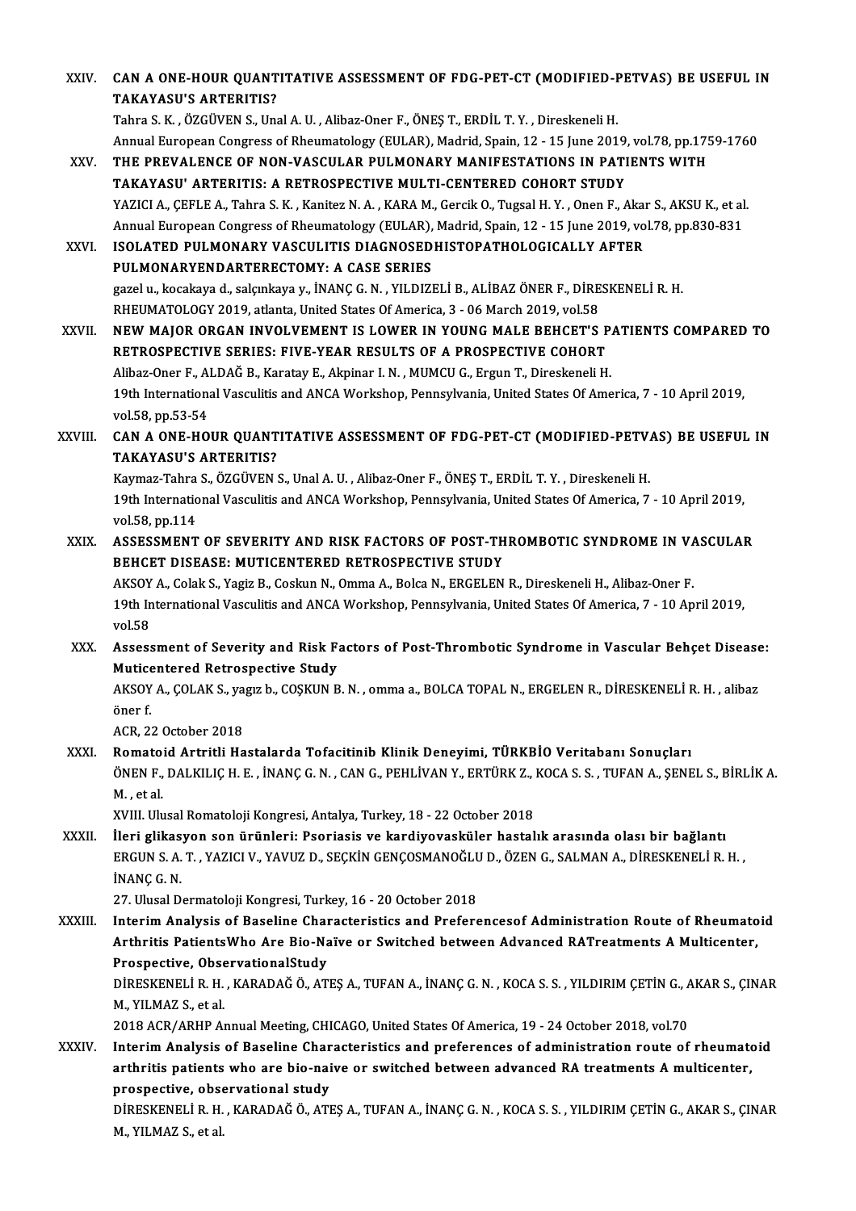XXIV. **CAN A ONE-HOUR QUANTITATIVE ASSESSMENT OF FDG-PET-CT (MODIFIED-PETVAS) BE USEFUL IN TAKAYASU'S ARTERITIS?**
Tahra S. K. , ÖZGÜVEN S., Unal A. U. , Alibaz-Oner F., ÖNEŞ T., ERDİL T. Y. , Direskeneli H.
Annual European Congress of Rheumatology (EULAR), Madrid, Spain, 12 - 15 June 2019, vol.78, pp.1759-1760

XXV. **THE PREVALENCE OF NON-VASCULAR PULMONARY MANIFESTATIONS IN PATIENTS WITH TAKAYASU' ARTERITIS: A RETROSPECTIVE MULTI-CENTERED COHORT STUDY**
YAZICI A., ÇEFLE A., Tahra S. K. , Kanitez N. A. , KARA M., Gercik O., Tugsal H. Y. , Onen F., Akar S., AKSU K., et al.
Annual European Congress of Rheumatology (EULAR), Madrid, Spain, 12 - 15 June 2019, vol.78, pp.830-831

XXVI. **ISOLATED PULMONARY VASCULITIS DIAGNOSEDHISTOPATHOLOGICALLY AFTER PULMONARYENDARTERECTOMY: A CASE SERIES**
gazel u., kocakaya d., salçınkaya y., İNANÇ G. N. , YILDIZELİ B., ALİBAZ ÖNER F., DİRESKENELİ R. H.
RHEUMATOLOGY 2019, atlanta, United States Of America, 3 - 06 March 2019, vol.58

XXVII. **NEW MAJOR ORGAN INVOLVEMENT IS LOWER IN YOUNG MALE BEHCET'S PATIENTS COMPARED TO RETROSPECTIVE SERIES: FIVE-YEAR RESULTS OF A PROSPECTIVE COHORT**
Alibaz-Oner F., ALDAĞ B., Karatay E., Akpinar I. N. , MUMCU G., Ergun T., Direskeneli H.
19th International Vasculitis and ANCA Workshop, Pennsylvania, United States Of America, 7 - 10 April 2019, vol.58, pp.53-54

XXVIII. **CAN A ONE-HOUR QUANTITATIVE ASSESSMENT OF FDG-PET-CT (MODIFIED-PETVAS) BE USEFUL IN TAKAYASU'S ARTERITIS?**
Kaymaz-Tahra S., ÖZGÜVEN S., Unal A. U. , Alibaz-Oner F., ÖNEŞ T., ERDİL T. Y. , Direskeneli H.
19th International Vasculitis and ANCA Workshop, Pennsylvania, United States Of America, 7 - 10 April 2019, vol.58, pp.114

XXIX. **ASSESSMENT OF SEVERITY AND RISK FACTORS OF POST-THROMBOTIC SYNDROME IN VASCULAR BEHCET DISEASE: MUTICENTERED RETROSPECTIVE STUDY**
AKSOY A., Colak S., Yagiz B., Coskun N., Omma A., Bolca N., ERGELEN R., Direskeneli H., Alibaz-Oner F.
19th International Vasculitis and ANCA Workshop, Pennsylvania, United States Of America, 7 - 10 April 2019, vol.58

XXX. **Assessment of Severity and Risk Factors of Post-Thrombotic Syndrome in Vascular Behçet Disease: Muticentered Retrospective Study**
AKSOY A., ÇOLAK S., yagız b., COŞKUN B. N. , omma a., BOLCA TOPAL N., ERGELEN R., DİRESKENELİ R. H. , alibaz öner f.
ACR, 22 October 2018

XXXI. **Romatoid Artritli Hastalarda Tofacitinib Klinik Deneyimi, TÜRKBİO Veritabanı Sonuçları**
ÖNEN F., DALKILIÇ H. E. , İNANÇ G. N. , CAN G., PEHLİVAN Y., ERTÜRK Z., KOCA S. S. , TUFAN A., ŞENEL S., BİRLİK A. M. , et al.
XVIII. Ulusal Romatoloji Kongresi, Antalya, Turkey, 18 - 22 October 2018

XXXII. **İleri glikasyon son ürünleri: Psoriasis ve kardiyovasküler hastalık arasında olası bir bağlantı**
ERGUN S. A. T. , YAZICI V., YAVUZ D., SEÇKİN GENÇOSMANOĞLU D., ÖZEN G., SALMAN A., DİRESKENELİ R. H. , İNANÇ G. N.
27. Ulusal Dermatoloji Kongresi, Turkey, 16 - 20 October 2018

XXXIII. **Interim Analysis of Baseline Characteristics and Preferencesof Administration Route of Rheumatoid Arthritis PatientsWho Are Bio-Naïve or Switched between Advanced RATreatments A Multicenter, Prospective, ObservationalStudy**
DİRESKENELİ R. H. , KARADAĞ Ö., ATEŞ A., TUFAN A., İNANÇ G. N. , KOCA S. S. , YILDIRIM ÇETİN G., AKAR S., ÇINAR M., YILMAZ S., et al.
2018 ACR/ARHP Annual Meeting, CHICAGO, United States Of America, 19 - 24 October 2018, vol.70

XXXIV. **Interim Analysis of Baseline Characteristics and preferences of administration route of rheumatoid arthritis patients who are bio-naive or switched between advanced RA treatments A multicenter, prospective, observational study**
DİRESKENELİ R. H. , KARADAĞ Ö., ATEŞ A., TUFAN A., İNANÇ G. N. , KOCA S. S. , YILDIRIM ÇETİN G., AKAR S., ÇINAR M., YILMAZ S., et al.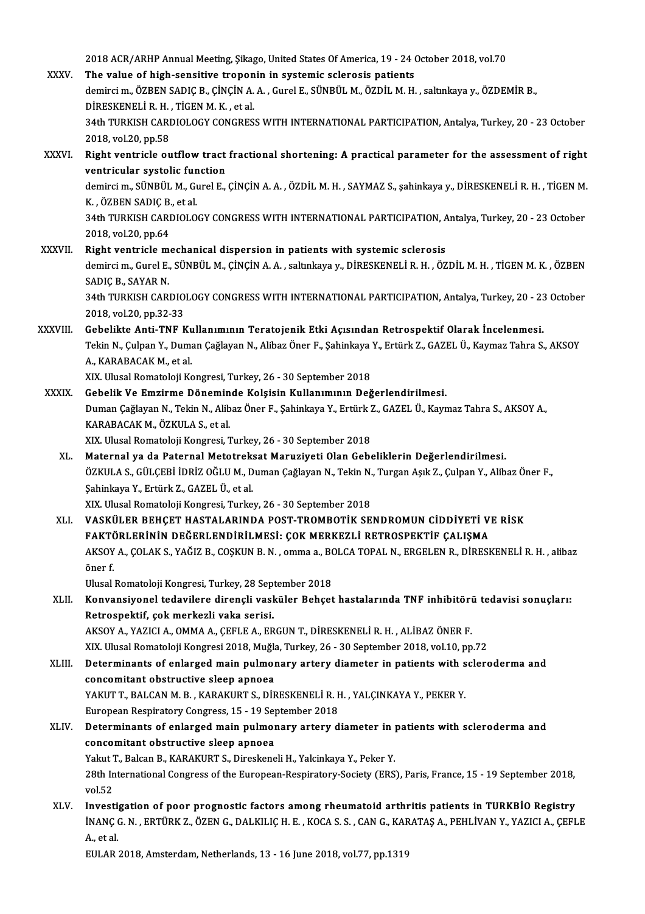2018 ACR/ARHP Annual Meeting, Şikago, United States Of America, 19 - 24 October 2018, vol.70

XXXV. **The value of high-sensitive troponin in systemic sclerosis patients**
demirci m., ÖZBEN SADIÇ B., ÇİNÇİN A. A. , Gurel E., SÜNBÜL M., ÖZDİL M. H. , saltınkaya y., ÖZDEMİR B., DİRESKENELİ R. H. , TİGEN M. K. , et al.
34th TURKISH CARDIOLOGY CONGRESS WITH INTERNATIONAL PARTICIPATION, Antalya, Turkey, 20 - 23 October 2018, vol.20, pp.58

XXXVI. **Right ventricle outflow tract fractional shortening: A practical parameter for the assessment of right ventricular systolic function**
demirci m., SÜNBÜL M., Gurel E., ÇİNÇİN A. A. , ÖZDİL M. H. , SAYMAZ S., şahinkaya y., DİRESKENELİ R. H. , TİGEN M. K. , ÖZBEN SADIÇ B., et al.
34th TURKISH CARDIOLOGY CONGRESS WITH INTERNATIONAL PARTICIPATION, Antalya, Turkey, 20 - 23 October 2018, vol.20, pp.64

XXXVII. **Right ventricle mechanical dispersion in patients with systemic sclerosis**
demirci m., Gurel E., SÜNBÜL M., ÇİNÇİN A. A. , saltınkaya y., DİRESKENELİ R. H. , ÖZDİL M. H. , TİGEN M. K. , ÖZBEN SADIÇ B., SAYAR N.
34th TURKISH CARDIOLOGY CONGRESS WITH INTERNATIONAL PARTICIPATION, Antalya, Turkey, 20 - 23 October 2018, vol.20, pp.32-33

XXXVIII. **Gebelikte Anti-TNF Kullanımının Teratojenik Etki Açısından Retrospektif Olarak İncelenmesi.**
Tekin N., Çulpan Y., Duman Çağlayan N., Alibaz Öner F., Şahinkaya Y., Ertürk Z., GAZEL Ü., Kaymaz Tahra S., AKSOY A., KARABACAK M., et al.
XIX. Ulusal Romatoloji Kongresi, Turkey, 26 - 30 September 2018

XXXIX. **Gebelik Ve Emzirme Döneminde Kolşisin Kullanımının Değerlendirilmesi.**
Duman Çağlayan N., Tekin N., Alibaz Öner F., Şahinkaya Y., Ertürk Z., GAZEL Ü., Kaymaz Tahra S., AKSOY A., KARABACAK M., ÖZKULA S., et al.
XIX. Ulusal Romatoloji Kongresi, Turkey, 26 - 30 September 2018

XL. **Maternal ya da Paternal Metotreksat Maruziyeti Olan Gebeliklerin Değerlendirilmesi.**
ÖZKULA S., GÜLÇEBİ İDRİZ OĞLU M., Duman Çağlayan N., Tekin N., Turgan Aşık Z., Çulpan Y., Alibaz Öner F., Şahinkaya Y., Ertürk Z., GAZEL Ü., et al.
XIX. Ulusal Romatoloji Kongresi, Turkey, 26 - 30 September 2018

XLI. **VASKÜLER BEHÇET HASTALARINDA POST-TROMBOTİK SENDROMUN CİDDİYETİ VE RİSK FAKTÖRLERİNİN DEĞERLENDİRİLMESİ: ÇOK MERKEZLİ RETROSPEKTİF ÇALIŞMA**
AKSOY A., ÇOLAK S., YAĞIZ B., COŞKUN B. N. , omma a., BOLCA TOPAL N., ERGELEN R., DİRESKENELİ R. H. , alibaz öner f.
Ulusal Romatoloji Kongresi, Turkey, 28 September 2018

XLII. **Konvansiyonel tedavilere dirençli vasküler Behçet hastalarında TNF inhibitörü tedavisi sonuçları: Retrospektif, çok merkezli vaka serisi.**
AKSOY A., YAZICI A., OMMA A., ÇEFLE A., ERGUN T., DİRESKENELİ R. H. , ALİBAZ ÖNER F.
XIX. Ulusal Romatoloji Kongresi 2018, Muğla, Turkey, 26 - 30 September 2018, vol.10, pp.72

XLIII. **Determinants of enlarged main pulmonary artery diameter in patients with scleroderma and concomitant obstructive sleep apnoea**
YAKUT T., BALCAN M. B. , KARAKURT S., DİRESKENELİ R. H. , YALÇINKAYA Y., PEKER Y.
European Respiratory Congress, 15 - 19 September 2018

XLIV. **Determinants of enlarged main pulmonary artery diameter in patients with scleroderma and concomitant obstructive sleep apnoea**
Yakut T., Balcan B., KARAKURT S., Direskeneli H., Yalcinkaya Y., Peker Y.
28th International Congress of the European-Respiratory-Society (ERS), Paris, France, 15 - 19 September 2018, vol.52

XLV. **Investigation of poor prognostic factors among rheumatoid arthritis patients in TURKBİO Registry**
İNANÇ G. N. , ERTÜRK Z., ÖZEN G., DALKILIÇ H. E. , KOCA S. S. , CAN G., KARATAŞ A., PEHLİVAN Y., YAZICI A., ÇEFLE A., et al.
EULAR 2018, Amsterdam, Netherlands, 13 - 16 June 2018, vol.77, pp.1319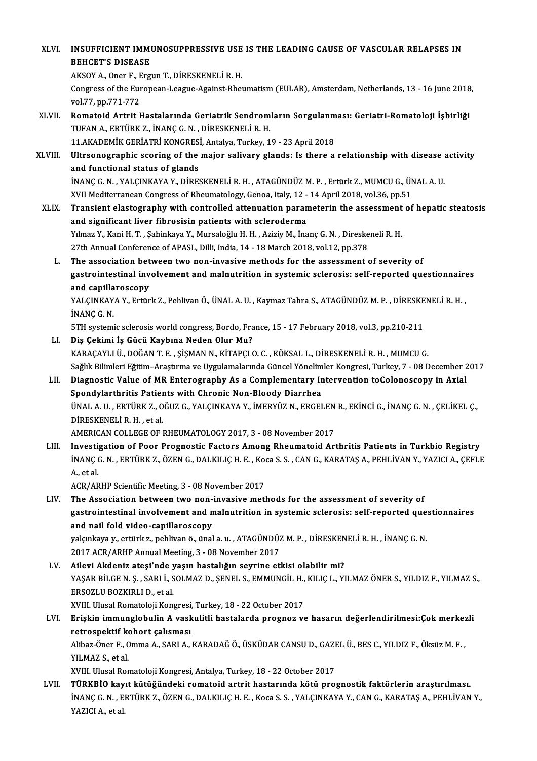XLVI. **INSUFFICIENT IMMUNOSUPPRESSIVE USE IS THE LEADING CAUSE OF VASCULAR RELAPSES IN BEHCET'S DISEASE**
AKSOY A., Oner F., Ergun T., DİRESKENELİ R. H.
Congress of the European-League-Against-Rheumatism (EULAR), Amsterdam, Netherlands, 13 - 16 June 2018, vol.77, pp.771-772

XLVII. **Romatoid Artrit Hastalarında Geriatrik Sendromların Sorgulanması: Geriatri-Romatoloji İşbirliği**
TUFAN A., ERTÜRK Z., İNANÇ G. N. , DİRESKENELİ R. H.
11.AKADEMİK GERİATRİ KONGRESİ, Antalya, Turkey, 19 - 23 April 2018

XLVIII. **Ultrsonographic scoring of the major salivary glands: Is there a relationship with disease activity and functional status of glands**
İNANÇ G. N. , YALÇINKAYA Y., DİRESKENELİ R. H. , ATAGÜNDÜZ M. P. , Ertürk Z., MUMCU G., ÜNAL A. U.
XVII Mediterranean Congress of Rheumatology, Genoa, Italy, 12 - 14 April 2018, vol.36, pp.51

XLIX. **Transient elastography with controlled attenuation parameterin the assessment of hepatic steatosis and significant liver fibrosisin patients with scleroderma**
Yılmaz Y., Kani H. T. , Şahinkaya Y., Mursaloğlu H. H. , Aziziy M., İnanç G. N. , Direskeneli R. H.
27th Annual Conference of APASL, Dilli, India, 14 - 18 March 2018, vol.12, pp.378

L. **The association between two non-invasive methods for the assessment of severity of gastrointestinal involvement and malnutrition in systemic sclerosis: self-reported questionnaires and capillaroscopy**
YALÇINKAYA Y., Ertürk Z., Pehlivan Ö., ÜNAL A. U. , Kaymaz Tahra S., ATAGÜNDÜZ M. P. , DİRESKENELİ R. H. , İNANÇ G. N.
5TH systemic sclerosis world congress, Bordo, France, 15 - 17 February 2018, vol.3, pp.210-211

LI. **Diş Çekimi İş Gücü Kaybına Neden Olur Mu?**
KARAÇAYLI Ü., DOĞAN T. E. , ŞİŞMAN N., KİTAPÇI O. C. , KÖKSAL L., DİRESKENELİ R. H. , MUMCU G.
Sağlık Bilimleri Eğitim–Araştırma ve Uygulamalarında Güncel Yönelimler Kongresi, Turkey, 7 - 08 December 2017

LII. **Diagnostic Value of MR Enterography As a Complementary Intervention toColonoscopy in Axial Spondylarthritis Patients with Chronic Non-Bloody Diarrhea**
ÜNAL A. U. , ERTÜRK Z., OĞUZ G., YALÇINKAYA Y., İMERYÜZ N., ERGELEN R., EKİNCİ G., İNANÇ G. N. , ÇELİKEL Ç., DİRESKENELİ R. H. , et al.
AMERICAN COLLEGE OF RHEUMATOLOGY 2017, 3 - 08 November 2017

LIII. **Investigation of Poor Prognostic Factors Among Rheumatoid Arthritis Patients in Turkbio Registry**
İNANÇ G. N. , ERTÜRK Z., ÖZEN G., DALKILIÇ H. E. , Koca S. S. , CAN G., KARATAŞ A., PEHLİVAN Y., YAZICI A., ÇEFLE A., et al.
ACR/ARHP Scientific Meeting, 3 - 08 November 2017

LIV. **The Association between two non-invasive methods for the assessment of severity of gastrointestinal involvement and malnutrition in systemic sclerosis: self-reported questionnaires and nail fold video-capillaroscopy**
yalçınkaya y., ertürk z., pehlivan ö., ünal a. u. , ATAGÜNDÜZ M. P. , DİRESKENELİ R. H. , İNANÇ G. N.
2017 ACR/ARHP Annual Meeting, 3 - 08 November 2017

LV. **Ailevi Akdeniz ateşi'nde yaşın hastalığın seyrine etkisi olabilir mi?**
YAŞAR BİLGE N. Ş. , SARI İ., SOLMAZ D., ŞENEL S., EMMUNGİL H., KILIÇ L., YILMAZ ÖNER S., YILDIZ F., YILMAZ S., ERSOZLU BOZKIRLI D., et al.
XVIII. Ulusal Romatoloji Kongresi, Turkey, 18 - 22 October 2017

LVI. **Erişkin immunglobulin A vaskulitli hastalarda prognoz ve hasarın değerlendirilmesi:Çok merkezli retrospektif kohort çalısması**
Alibaz-Öner F., Omma A., SARI A., KARADAĞ Ö., ÜSKÜDAR CANSU D., GAZEL Ü., BES C., YILDIZ F., Öksüz M. F. , YILMAZ S., et al.
XVIII. Ulusal Romatoloji Kongresi, Antalya, Turkey, 18 - 22 October 2017

LVII. **TÜRKBİO kayıt kütüğündeki romatoid artrit hastarında kötü prognostik faktörlerin araştırılması.**
İNANÇ G. N. , ERTÜRK Z., ÖZEN G., DALKILIÇ H. E. , Koca S. S. , YALÇINKAYA Y., CAN G., KARATAŞ A., PEHLİVAN Y., YAZICI A., et al.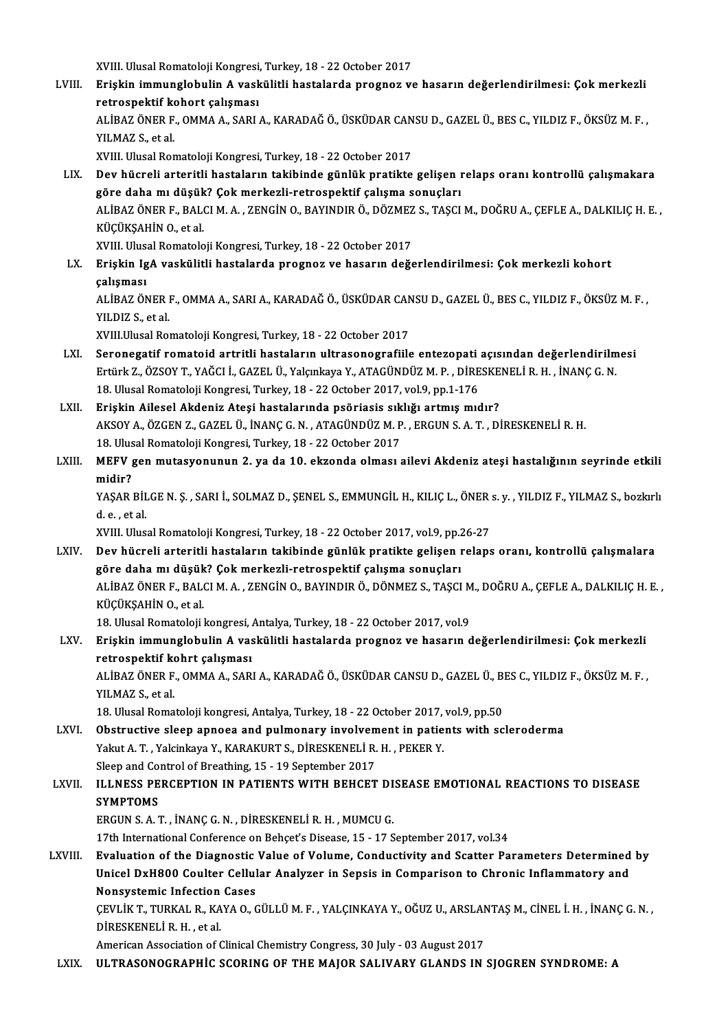XVIII. Ulusal Romatoloji Kongresi, Turkey, 18 - 22 October 2017

LVIII. **Erişkin immunglobulin A vaskülitli hastalarda prognoz ve hasarın değerlendirilmesi: Çok merkezli retrospektif kohort çalışması**
ALİBAZ ÖNER F., OMMA A., SARI A., KARADAĞ Ö., ÜSKÜDAR CANSU D., GAZEL Ü., BES C., YILDIZ F., ÖKSÜZ M. F., YILMAZ S., et al.
XVIII. Ulusal Romatoloji Kongresi, Turkey, 18 - 22 October 2017

LIX. **Dev hücreli arteritli hastaların takibinde günlük pratikte gelişen relaps oranı kontrollü çalışmakara göre daha mı düşük? Çok merkezli-retrospektif çalışma sonuçları**
ALİBAZ ÖNER F., BALCI M. A., ZENGİN O., BAYINDIR Ö., DÖZMEZ S., TAŞCI M., DOĞRU A., ÇEFLE A., DALKILIÇ H. E., KÜÇÜKŞAHİN O., et al.
XVIII. Ulusal Romatoloji Kongresi, Turkey, 18 - 22 October 2017

LX. **Erişkin IgA vaskülitli hastalarda prognoz ve hasarın değerlendirilmesi: Çok merkezli kohort çalışması**
ALİBAZ ÖNER F., OMMA A., SARI A., KARADAĞ Ö., ÜSKÜDAR CANSU D., GAZEL Ü., BES C., YILDIZ F., ÖKSÜZ M. F., YILDIZ S., et al.
XVIII.Ulusal Romatoloji Kongresi, Turkey, 18 - 22 October 2017

LXI. **Seronegatif romatoid artritli hastaların ultrasonografiile entezopati açısından değerlendirilmesi**
Ertürk Z., ÖZSOY T., YAĞCI İ., GAZEL Ü., Yalçınkaya Y., ATAGÜNDÜZ M. P., DİRESKENELİ R. H., İNANÇ G. N.
18. Ulusal Romatoloji Kongresi, Turkey, 18 - 22 October 2017, vol.9, pp.1-176

LXII. **Erişkin Ailesel Akdeniz Ateşi hastalarında psöriasis sıklığı artmış mıdır?**
AKSOY A., ÖZGEN Z., GAZEL Ü., İNANÇ G. N., ATAGÜNDÜZ M. P., ERGUN S. A. T., DİRESKENELİ R. H.
18. Ulusal Romatoloji Kongresi, Turkey, 18 - 22 October 2017

LXIII. **MEFV gen mutasyonunun 2. ya da 10. ekzonda olması ailevi Akdeniz ateşi hastalığının seyrinde etkili midir?**
YAŞAR BİLGE N. Ş., SARI İ., SOLMAZ D., ŞENEL S., EMMUNGİL H., KILIÇ L., ÖNER s. y., YILDIZ F., YILMAZ S., bozkırlı d. e., et al.
XVIII. Ulusal Romatoloji Kongresi, Turkey, 18 - 22 October 2017, vol.9, pp.26-27

LXIV. **Dev hücreli arteritli hastaların takibinde günlük pratikte gelişen relaps oranı, kontrollü çalışmalara göre daha mı düşük? Çok merkezli-retrospektif çalışma sonuçları**
ALİBAZ ÖNER F., BALCI M. A., ZENGİN O., BAYINDIR Ö., DÖNMEZ S., TAŞCI M., DOĞRU A., ÇEFLE A., DALKILIÇ H. E., KÜÇÜKŞAHİN O., et al.
18. Ulusal Romatoloji kongresi, Antalya, Turkey, 18 - 22 October 2017, vol.9

LXV. **Erişkin immunglobulin A vaskülitli hastalarda prognoz ve hasarın değerlendirilmesi: Çok merkezli retrospektif kohrt çalışması**
ALİBAZ ÖNER F., OMMA A., SARI A., KARADAĞ Ö., ÜSKÜDAR CANSU D., GAZEL Ü., BES C., YILDIZ F., ÖKSÜZ M. F., YILMAZ S., et al.
18. Ulusal Romatoloji kongresi, Antalya, Turkey, 18 - 22 October 2017, vol.9, pp.50

LXVI. **Obstructive sleep apnoea and pulmonary involvement in patients with scleroderma**
Yakut A. T., Yalcinkaya Y., KARAKURT S., DİRESKENELİ R. H., PEKER Y.
Sleep and Control of Breathing, 15 - 19 September 2017

LXVII. **ILLNESS PERCEPTION IN PATIENTS WITH BEHCET DISEASE EMOTIONAL REACTIONS TO DISEASE SYMPTOMS**
ERGUN S. A. T., İNANÇ G. N., DİRESKENELİ R. H., MUMCU G.
17th International Conference on Behçet's Disease, 15 - 17 September 2017, vol.34

LXVIII. **Evaluation of the Diagnostic Value of Volume, Conductivity and Scatter Parameters Determined by Unicel DxH800 Coulter Cellular Analyzer in Sepsis in Comparison to Chronic Inflammatory and Nonsystemic Infection Cases**
ÇEVLİK T., TURKAL R., KAYA O., GÜLLÜ M. F., YALÇINKAYA Y., OĞUZ U., ARSLANTAŞ M., CİNEL İ. H., İNANÇ G. N., DİRESKENELİ R. H., et al.
American Association of Clinical Chemistry Congress, 30 July - 03 August 2017

LXIX. **ULTRASONOGRAPHİC SCORING OF THE MAJOR SALIVARY GLANDS IN SJOGREN SYNDROME: A**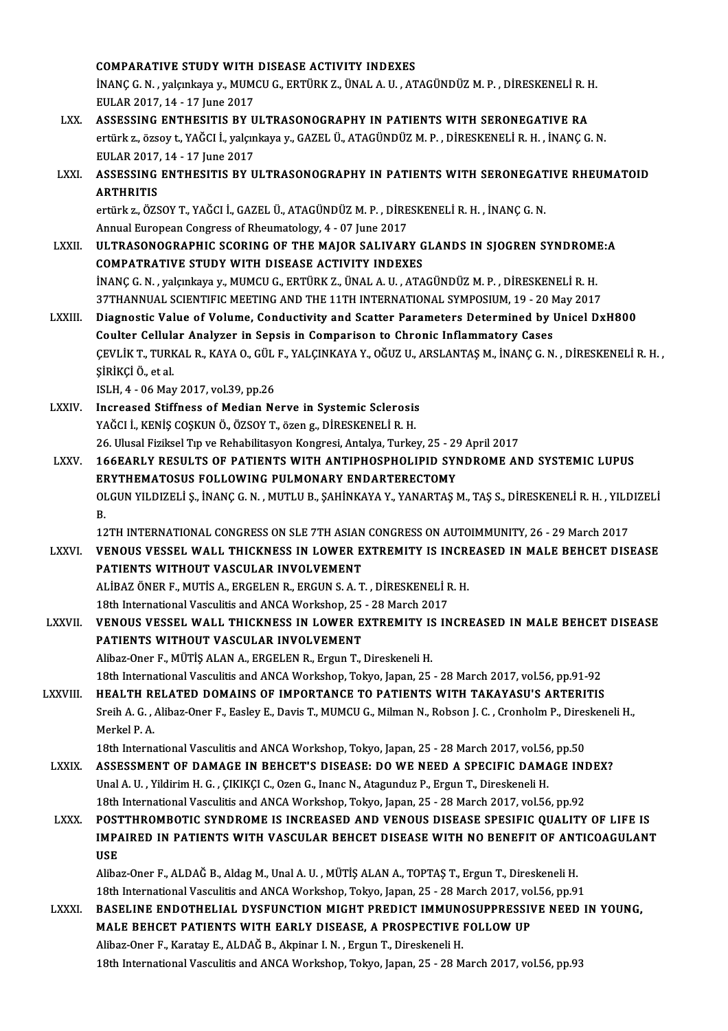COMPARATIVE STUDY WITH DISEASE ACTIVITY INDEXES
İNANÇ G. N. , yalçınkaya y., MUMCU G., ERTÜRK Z., ÜNAL A. U. , ATAGÜNDÜZ M. P. , DİRESKENELİ R. H.
EULAR 2017, 14 - 17 June 2017

LXX. ASSESSING ENTHESITIS BY ULTRASONOGRAPHY IN PATIENTS WITH SERONEGATIVE RA
ertürk z., özsoy t., YAĞCI İ., yalçınkaya y., GAZEL Ü., ATAGÜNDÜZ M. P. , DİRESKENELİ R. H. , İNANÇ G. N.
EULAR 2017, 14 - 17 June 2017

LXXI. ASSESSING ENTHESITIS BY ULTRASONOGRAPHY IN PATIENTS WITH SERONEGATIVE RHEUMATOID ARTHRITIS
ertürk z., ÖZSOY T., YAĞCI İ., GAZEL Ü., ATAGÜNDÜZ M. P. , DİRESKENELİ R. H. , İNANÇ G. N.
Annual European Congress of Rheumatology, 4 - 07 June 2017

LXXII. ULTRASONOGRAPHIC SCORING OF THE MAJOR SALIVARY GLANDS IN SJOGREN SYNDROME:A COMPATRATIVE STUDY WITH DISEASE ACTIVITY INDEXES
İNANÇ G. N. , yalçınkaya y., MUMCU G., ERTÜRK Z., ÜNAL A. U. , ATAGÜNDÜZ M. P. , DİRESKENELİ R. H.
37THANNUAL SCIENTIFIC MEETING AND THE 11TH INTERNATIONAL SYMPOSIUM, 19 - 20 May 2017

LXXIII. Diagnostic Value of Volume, Conductivity and Scatter Parameters Determined by Unicel DxH800 Coulter Cellular Analyzer in Sepsis in Comparison to Chronic Inflammatory Cases
ÇEVLİK T., TURKAL R., KAYA O., GÜL F., YALÇINKAYA Y., OĞUZ U., ARSLANTAŞ M., İNANÇ G. N. , DİRESKENELİ R. H. , ŞİRİKÇİ Ö., et al.
ISLH, 4 - 06 May 2017, vol.39, pp.26

LXXIV. Increased Stiffness of Median Nerve in Systemic Sclerosis
YAĞCI İ., KENİŞ COŞKUN Ö., ÖZSOY T., özen g., DİRESKENELİ R. H.
26. Ulusal Fiziksel Tıp ve Rehabilitasyon Kongresi, Antalya, Turkey, 25 - 29 April 2017

LXXV. 166EARLY RESULTS OF PATIENTS WITH ANTIPHOSPHOLIPID SYNDROME AND SYSTEMIC LUPUS ERYTHEMATOSUS FOLLOWING PULMONARY ENDARTERECTOMY
OLGUN YILDIZELİ Ş., İNANÇ G. N. , MUTLU B., ŞAHİNKAYA Y., YANARTAŞ M., TAŞ S., DİRESKENELİ R. H. , YILDIZELİ B.
12TH INTERNATIONAL CONGRESS ON SLE 7TH ASIAN CONGRESS ON AUTOIMMUNITY, 26 - 29 March 2017

LXXVI. VENOUS VESSEL WALL THICKNESS IN LOWER EXTREMITY IS INCREASED IN MALE BEHCET DISEASE PATIENTS WITHOUT VASCULAR INVOLVEMENT
ALİBAZ ÖNER F., MUTİS A., ERGELEN R., ERGUN S. A. T. , DİRESKENELİ R. H.
18th International Vasculitis and ANCA Workshop, 25 - 28 March 2017

LXXVII. VENOUS VESSEL WALL THICKNESS IN LOWER EXTREMITY IS INCREASED IN MALE BEHCET DISEASE PATIENTS WITHOUT VASCULAR INVOLVEMENT
Alibaz-Oner F., MÜTİŞ ALAN A., ERGELEN R., Ergun T., Direskeneli H.
18th International Vasculitis and ANCA Workshop, Tokyo, Japan, 25 - 28 March 2017, vol.56, pp.91-92

LXXVIII. HEALTH RELATED DOMAINS OF IMPORTANCE TO PATIENTS WITH TAKAYASU'S ARTERITIS
Sreih A. G. , Alibaz-Oner F., Easley E., Davis T., MUMCU G., Milman N., Robson J. C. , Cronholm P., Direskeneli H., Merkel P. A.
18th International Vasculitis and ANCA Workshop, Tokyo, Japan, 25 - 28 March 2017, vol.56, pp.50

LXXIX. ASSESSMENT OF DAMAGE IN BEHCET'S DISEASE: DO WE NEED A SPECIFIC DAMAGE INDEX?
Unal A. U. , Yildirim H. G. , ÇIKIKÇI C., Ozen G., Inanc N., Atagunduz P., Ergun T., Direskeneli H.
18th International Vasculitis and ANCA Workshop, Tokyo, Japan, 25 - 28 March 2017, vol.56, pp.92

LXXX. POSTTHROMBOTIC SYNDROME IS INCREASED AND VENOUS DISEASE SPESIFIC QUALITY OF LIFE IS IMPAIRED IN PATIENTS WITH VASCULAR BEHCET DISEASE WITH NO BENEFIT OF ANTICOAGULANT USE
Alibaz-Oner F., ALDAĞ B., Aldag M., Unal A. U. , MÜTİŞ ALAN A., TOPTAŞ T., Ergun T., Direskeneli H.
18th International Vasculitis and ANCA Workshop, Tokyo, Japan, 25 - 28 March 2017, vol.56, pp.91

LXXXI. BASELINE ENDOTHELIAL DYSFUNCTION MIGHT PREDICT IMMUNOSUPPRESSIVE NEED IN YOUNG, MALE BEHCET PATIENTS WITH EARLY DISEASE, A PROSPECTIVE FOLLOW UP
Alibaz-Oner F., Karatay E., ALDAĞ B., Akpinar I. N. , Ergun T., Direskeneli H.
18th International Vasculitis and ANCA Workshop, Tokyo, Japan, 25 - 28 March 2017, vol.56, pp.93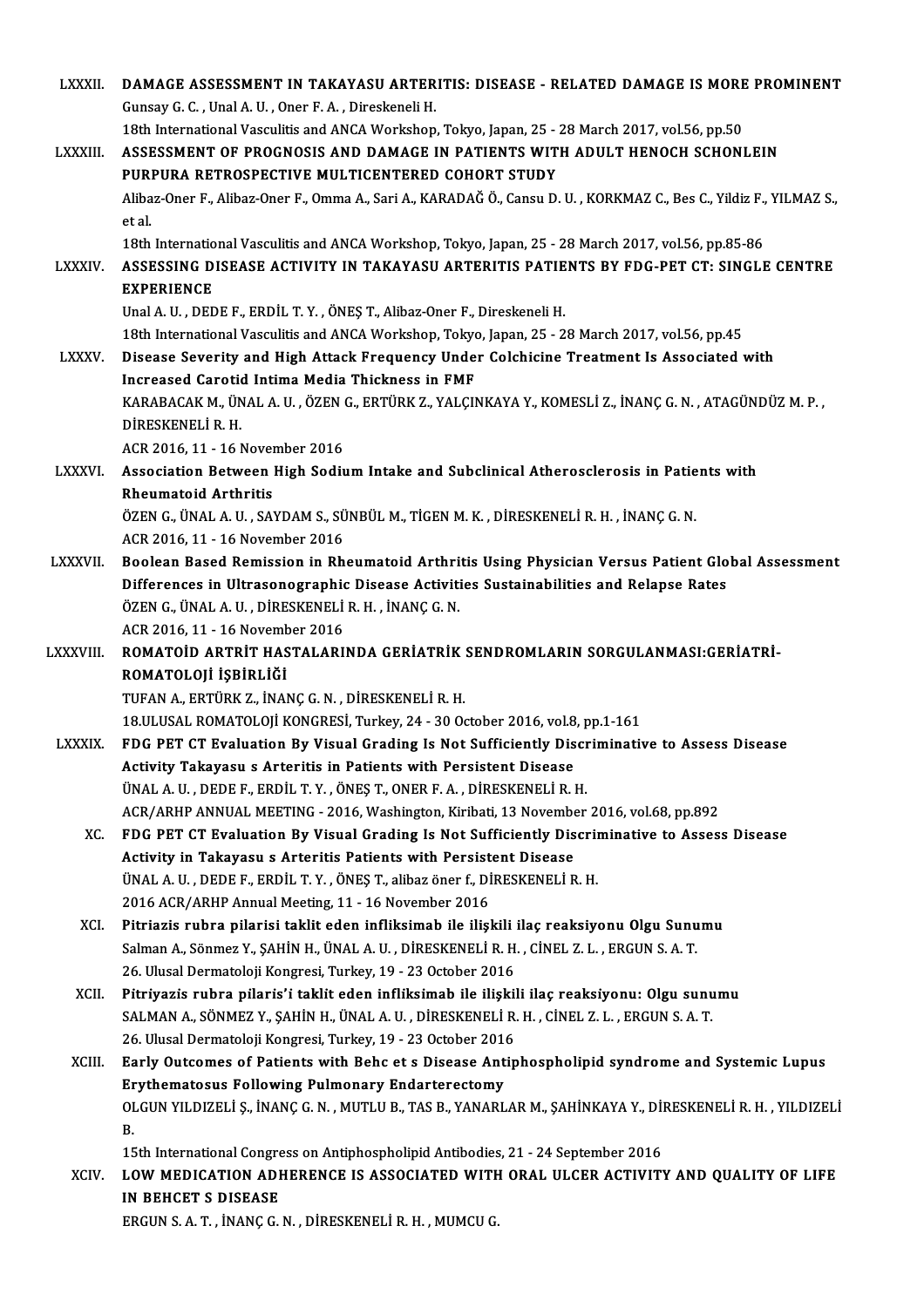LXXXII. **DAMAGE ASSESSMENT IN TAKAYASU ARTERITIS: DISEASE - RELATED DAMAGE IS MORE PROMINENT**
Gunsay G. C. , Unal A. U. , Oner F. A. , Direskeneli H.
18th International Vasculitis and ANCA Workshop, Tokyo, Japan, 25 - 28 March 2017, vol.56, pp.50

LXXXIII. **ASSESSMENT OF PROGNOSIS AND DAMAGE IN PATIENTS WITH ADULT HENOCH SCHONLEIN PURPURA RETROSPECTIVE MULTICENTERED COHORT STUDY**
Alibaz-Oner F., Alibaz-Oner F., Omma A., Sari A., KARADAĞ Ö., Cansu D. U. , KORKMAZ C., Bes C., Yildiz F., YILMAZ S., et al.
18th International Vasculitis and ANCA Workshop, Tokyo, Japan, 25 - 28 March 2017, vol.56, pp.85-86

LXXXIV. **ASSESSING DISEASE ACTIVITY IN TAKAYASU ARTERITIS PATIENTS BY FDG-PET CT: SINGLE CENTRE EXPERIENCE**
Unal A. U. , DEDE F., ERDİL T. Y. , ÖNEŞ T., Alibaz-Oner F., Direskeneli H.
18th International Vasculitis and ANCA Workshop, Tokyo, Japan, 25 - 28 March 2017, vol.56, pp.45

LXXXV. **Disease Severity and High Attack Frequency Under Colchicine Treatment Is Associated with Increased Carotid Intima Media Thickness in FMF**
KARABACAK M., ÜNAL A. U. , ÖZEN G., ERTÜRK Z., YALÇINKAYA Y., KOMESLİ Z., İNANÇ G. N. , ATAGÜNDÜZ M. P. , DİRESKENELİ R. H.
ACR 2016, 11 - 16 November 2016

LXXXVI. **Association Between High Sodium Intake and Subclinical Atherosclerosis in Patients with Rheumatoid Arthritis**
ÖZEN G., ÜNAL A. U. , SAYDAM S., SÜNBÜL M., TİGEN M. K. , DİRESKENELİ R. H. , İNANÇ G. N.
ACR 2016, 11 - 16 November 2016

LXXXVII. **Boolean Based Remission in Rheumatoid Arthritis Using Physician Versus Patient Global Assessment Differences in Ultrasonographic Disease Activities Sustainabilities and Relapse Rates**
ÖZEN G., ÜNAL A. U. , DİRESKENELİ R. H. , İNANÇ G. N.
ACR 2016, 11 - 16 November 2016

LXXXVIII. **ROMATOİD ARTRİT HASTALARINDA GERİATRİK SENDROMLARIN SORGULANMASI:GERİATRİ-ROMATOLOJİ İŞBİRLİĞİ**
TUFAN A., ERTÜRK Z., İNANÇ G. N. , DİRESKENELİ R. H.
18.ULUSAL ROMATOLOJİ KONGRESİ, Turkey, 24 - 30 October 2016, vol.8, pp.1-161

LXXXIX. **FDG PET CT Evaluation By Visual Grading Is Not Sufficiently Discriminative to Assess Disease Activity Takayasu s Arteritis in Patients with Persistent Disease**
ÜNAL A. U. , DEDE F., ERDİL T. Y. , ÖNEŞ T., ONER F. A. , DİRESKENELİ R. H.
ACR/ARHP ANNUAL MEETING - 2016, Washington, Kiribati, 13 November 2016, vol.68, pp.892

XC. **FDG PET CT Evaluation By Visual Grading Is Not Sufficiently Discriminative to Assess Disease Activity in Takayasu s Arteritis Patients with Persistent Disease**
ÜNAL A. U. , DEDE F., ERDİL T. Y. , ÖNEŞ T., alibaz öner f., DİRESKENELİ R. H.
2016 ACR/ARHP Annual Meeting, 11 - 16 November 2016

XCI. **Pitriazis rubra pilarisi taklit eden infliksimab ile ilişkili ilaç reaksiyonu Olgu Sunumu**
Salman A., Sönmez Y., ŞAHİN H., ÜNAL A. U. , DİRESKENELİ R. H. , CİNEL Z. L. , ERGUN S. A. T.
26. Ulusal Dermatoloji Kongresi, Turkey, 19 - 23 October 2016

XCII. **Pitriyazis rubra pilaris'i taklit eden infliksimab ile ilişkili ilaç reaksiyonu: Olgu sunumu**
SALMAN A., SÖNMEZ Y., ŞAHİN H., ÜNAL A. U. , DİRESKENELİ R. H. , CİNEL Z. L. , ERGUN S. A. T.
26. Ulusal Dermatoloji Kongresi, Turkey, 19 - 23 October 2016

XCIII. **Early Outcomes of Patients with Behc et s Disease Antiphospholipid syndrome and Systemic Lupus Erythematosus Following Pulmonary Endarterectomy**
OLGUN YILDIZELİ Ş., İNANÇ G. N. , MUTLU B., TAS B., YANARLAR M., ŞAHİNKAYA Y., DİRESKENELİ R. H. , YILDIZELİ B.
15th International Congress on Antiphospholipid Antibodies, 21 - 24 September 2016

XCIV. **LOW MEDICATION ADHERENCE IS ASSOCIATED WITH ORAL ULCER ACTIVITY AND QUALITY OF LIFE IN BEHCET S DISEASE**
ERGUN S. A. T. , İNANÇ G. N. , DİRESKENELİ R. H. , MUMCU G.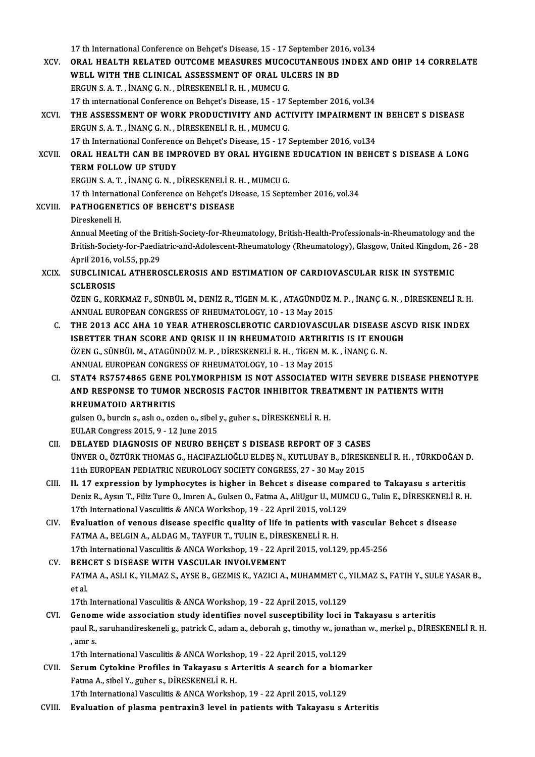17 th International Conference on Behçet's Disease, 15 - 17 September 2016, vol.34

XCV. **ORAL HEALTH RELATED OUTCOME MEASURES MUCOCUTANEOUS INDEX AND OHIP 14 CORRELATE WELL WITH THE CLINICAL ASSESSMENT OF ORAL ULCERS IN BD**
ERGUN S. A. T. , İNANÇ G. N. , DİRESKENELİ R. H. , MUMCU G.
17 th ınternational Conference on Behçet's Disease, 15 - 17 September 2016, vol.34

XCVI. **THE ASSESSMENT OF WORK PRODUCTIVITY AND ACTIVITY IMPAIRMENT IN BEHCET S DISEASE**
ERGUN S. A. T. , İNANÇ G. N. , DİRESKENELİ R. H. , MUMCU G.
17 th International Conference on Behçet's Disease, 15 - 17 September 2016, vol.34

XCVII. **ORAL HEALTH CAN BE IMPROVED BY ORAL HYGIENE EDUCATION IN BEHCET S DISEASE A LONG TERM FOLLOW UP STUDY**
ERGUN S. A. T. , İNANÇ G. N. , DİRESKENELİ R. H. , MUMCU G.
17 th International Conference on Behçet's Disease, 15 September 2016, vol.34

XCVIII. **PATHOGENETICS OF BEHCET'S DISEASE**
Direskeneli H.
Annual Meeting of the British-Society-for-Rheumatology, British-Health-Professionals-in-Rheumatology and the British-Society-for-Paediatric-and-Adolescent-Rheumatology (Rheumatology), Glasgow, United Kingdom, 26 - 28 April 2016, vol.55, pp.29

XCIX. **SUBCLINICAL ATHEROSCLEROSIS AND ESTIMATION OF CARDIOVASCULAR RISK IN SYSTEMIC SCLEROSIS**
ÖZEN G., KORKMAZ F., SÜNBÜL M., DENİZ R., TİGEN M. K. , ATAGÜNDÜZ M. P. , İNANÇ G. N. , DİRESKENELİ R. H.
ANNUAL EUROPEAN CONGRESS OF RHEUMATOLOGY, 10 - 13 May 2015

C. **THE 2013 ACC AHA 10 YEAR ATHEROSCLEROTIC CARDIOVASCULAR DISEASE ASCVD RISK INDEX ISBETTER THAN SCORE AND QRISK II IN RHEUMATOID ARTHRITIS IS IT ENOUGH**
ÖZEN G., SÜNBÜL M., ATAGÜNDÜZ M. P. , DİRESKENELİ R. H. , TİGEN M. K. , İNANÇ G. N.
ANNUAL EUROPEAN CONGRESS OF RHEUMATOLOGY, 10 - 13 May 2015

CI. **STAT4 RS7574865 GENE POLYMORPHISM IS NOT ASSOCIATED WITH SEVERE DISEASE PHENOTYPE AND RESPONSE TO TUMOR NECROSIS FACTOR INHIBITOR TREATMENT IN PATIENTS WITH RHEUMATOID ARTHRITIS**
gulsen O., burcin s., aslı o., ozden o., sibel y., guher s., DİRESKENELİ R. H.
EULAR Congress 2015, 9 - 12 June 2015

CII. **DELAYED DIAGNOSIS OF NEURO BEHÇET S DISEASE REPORT OF 3 CASES**
ÜNVER O., ÖZTÜRK THOMAS G., HACIFAZLIOĞLU ELDEŞ N., KUTLUBAY B., DİRESKENELİ R. H. , TÜRKDOĞAN D.
11th EUROPEAN PEDIATRIC NEUROLOGY SOCIETY CONGRESS, 27 - 30 May 2015

CIII. **IL 17 expression by lymphocytes is higher in Behcet s disease compared to Takayasu s arteritis**
Deniz R., Aysın T., Filiz Ture O., Imren A., Gulsen O., Fatma A., AliUgur U., MUMCU G., Tulin E., DİRESKENELİ R. H.
17th International Vasculitis & ANCA Workshop, 19 - 22 April 2015, vol.129

CIV. **Evaluation of venous disease specific quality of life in patients with vascular Behcet s disease**
FATMA A., BELGIN A., ALDAG M., TAYFUR T., TULIN E., DİRESKENELİ R. H.
17th International Vasculitis & ANCA Workshop, 19 - 22 April 2015, vol.129, pp.45-256

CV. **BEHCET S DISEASE WITH VASCULAR INVOLVEMENT**
FATMA A., ASLI K., YILMAZ S., AYSE B., GEZMIS K., YAZICI A., MUHAMMET C., YILMAZ S., FATIH Y., SULE YASAR B., et al.
17th International Vasculitis & ANCA Workshop, 19 - 22 April 2015, vol.129

CVI. **Genome wide association study identifies novel susceptibility loci in Takayasu s arteritis**
paul R., saruhandireskeneli g., patrick C., adam a., deborah g., timothy w., jonathan w., merkel p., DİRESKENELİ R. H. , amr s.
17th International Vasculitis & ANCA Workshop, 19 - 22 April 2015, vol.129

CVII. **Serum Cytokine Profiles in Takayasu s Arteritis A search for a biomarker**
Fatma A., sibel Y., guher s., DİRESKENELİ R. H.
17th International Vasculitis & ANCA Workshop, 19 - 22 April 2015, vol.129

CVIII. **Evaluation of plasma pentraxin3 level in patients with Takayasu s Arteritis**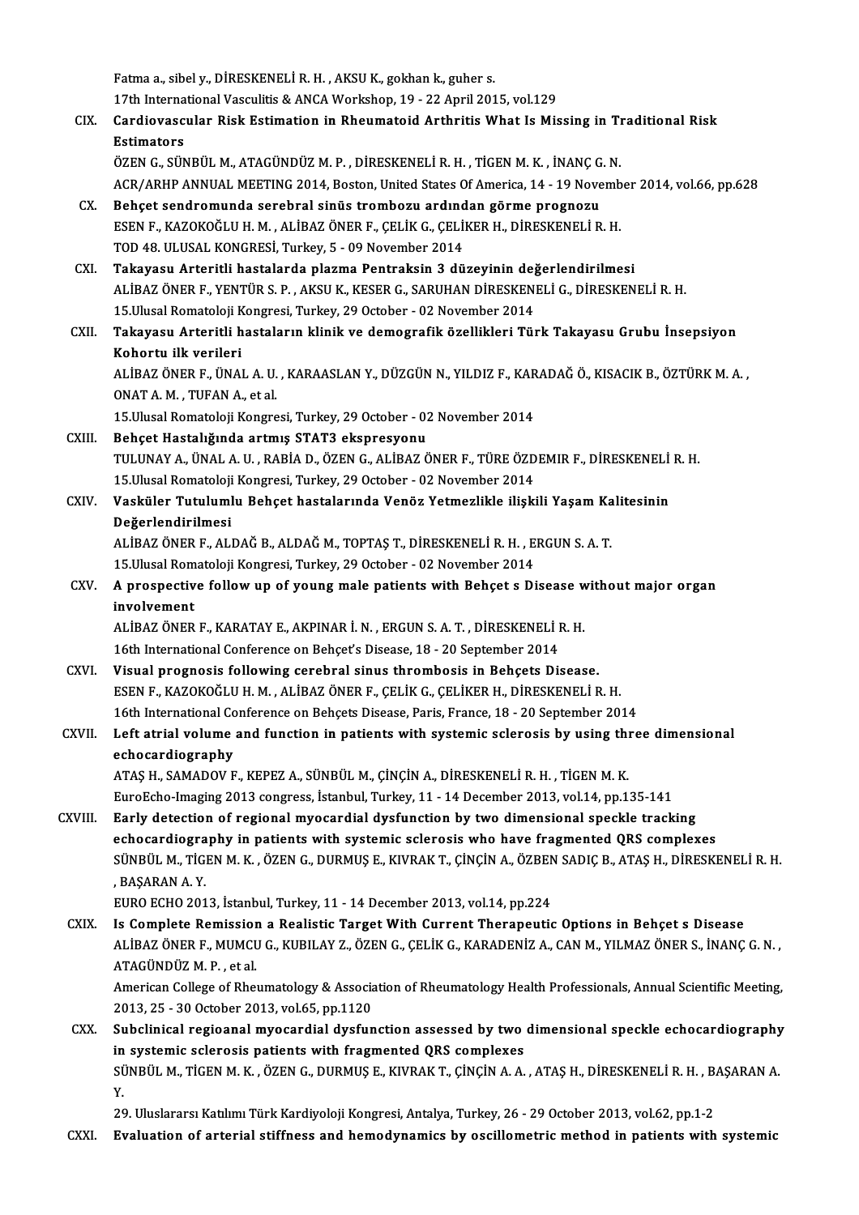Fatma a., sibel y., DİRESKENELİ R. H. , AKSU K., gokhan k., guher s.
17th International Vasculitis & ANCA Workshop, 19 - 22 April 2015, vol.129

CIX. **Cardiovascular Risk Estimation in Rheumatoid Arthritis What Is Missing in Traditional Risk Estimators**
ÖZEN G., SÜNBÜL M., ATAGÜNDÜZ M. P. , DİRESKENELİ R. H. , TİGEN M. K. , İNANÇ G. N.
ACR/ARHP ANNUAL MEETING 2014, Boston, United States Of America, 14 - 19 November 2014, vol.66, pp.628

CX. **Behçet sendromunda serebral sinüs trombozu ardından görme prognozu**
ESEN F., KAZOKOĞLU H. M. , ALİBAZ ÖNER F., ÇELİK G., ÇELİKER H., DİRESKENELİ R. H.
TOD 48. ULUSAL KONGRESİ, Turkey, 5 - 09 November 2014

CXI. **Takayasu Arteritli hastalarda plazma Pentraksin 3 düzeyinin değerlendirilmesi**
ALİBAZ ÖNER F., YENTÜR S. P. , AKSU K., KESER G., SARUHAN DİRESKENELİ G., DİRESKENELİ R. H.
15.Ulusal Romatoloji Kongresi, Turkey, 29 October - 02 November 2014

CXII. **Takayasu Arteritli hastaların klinik ve demografik özellikleri Türk Takayasu Grubu İnsepsiyon Kohortu ilk verileri**
ALİBAZ ÖNER F., ÜNAL A. U. , KARAASLAN Y., DÜZGÜN N., YILDIZ F., KARADAĞ Ö., KISACIK B., ÖZTÜRK M. A. , ONAT A. M. , TUFAN A., et al.
15.Ulusal Romatoloji Kongresi, Turkey, 29 October - 02 November 2014

CXIII. **Behçet Hastalığında artmış STAT3 ekspresyonu**
TULUNAY A., ÜNAL A. U. , RABİA D., ÖZEN G., ALİBAZ ÖNER F., TÜRE ÖZDEMIR F., DİRESKENELİ R. H.
15.Ulusal Romatoloji Kongresi, Turkey, 29 October - 02 November 2014

CXIV. **Vasküler Tutulumlu Behçet hastalarında Venöz Yetmezlikle ilişkili Yaşam Kalitesinin Değerlendirilmesi**
ALİBAZ ÖNER F., ALDAĞ B., ALDAĞ M., TOPTAŞ T., DİRESKENELİ R. H. , ERGUN S. A. T.
15.Ulusal Romatoloji Kongresi, Turkey, 29 October - 02 November 2014

CXV. **A prospective follow up of young male patients with Behçet s Disease without major organ involvement**
ALİBAZ ÖNER F., KARATAY E., AKPINAR İ. N. , ERGUN S. A. T. , DİRESKENELİ R. H.
16th International Conference on Behçet's Disease, 18 - 20 September 2014

CXVI. **Visual prognosis following cerebral sinus thrombosis in Behçets Disease.**
ESEN F., KAZOKOĞLU H. M. , ALİBAZ ÖNER F., ÇELİK G., ÇELİKER H., DİRESKENELİ R. H.
16th International Conference on Behçets Disease, Paris, France, 18 - 20 September 2014

CXVII. **Left atrial volume and function in patients with systemic sclerosis by using three dimensional echocardiography**
ATAŞ H., SAMADOV F., KEPEZ A., SÜNBÜL M., ÇİNÇİN A., DİRESKENELİ R. H. , TİGEN M. K.
EuroEcho-Imaging 2013 congress, İstanbul, Turkey, 11 - 14 December 2013, vol.14, pp.135-141

CXVIII. **Early detection of regional myocardial dysfunction by two dimensional speckle tracking echocardiography in patients with systemic sclerosis who have fragmented QRS complexes**
SÜNBÜL M., TİGEN M. K. , ÖZEN G., DURMUŞ E., KIVRAK T., ÇİNÇİN A., ÖZBEN SADIÇ B., ATAŞ H., DİRESKENELİ R. H. , BAŞARAN A. Y.
EURO ECHO 2013, İstanbul, Turkey, 11 - 14 December 2013, vol.14, pp.224

CXIX. **Is Complete Remission a Realistic Target With Current Therapeutic Options in Behçet s Disease**
ALİBAZ ÖNER F., MUMCU G., KUBILAY Z., ÖZEN G., ÇELİK G., KARADENİZ A., CAN M., YILMAZ ÖNER S., İNANÇ G. N. , ATAGÜNDÜZ M. P. , et al.
American College of Rheumatology & Association of Rheumatology Health Professionals, Annual Scientific Meeting, 2013, 25 - 30 October 2013, vol.65, pp.1120

CXX. **Subclinical regioanal myocardial dysfunction assessed by two dimensional speckle echocardiography in systemic sclerosis patients with fragmented QRS complexes**
SÜNBÜL M., TİGEN M. K. , ÖZEN G., DURMUŞ E., KIVRAK T., ÇİNÇİN A. A. , ATAŞ H., DİRESKENELİ R. H. , BAŞARAN A. Y.
29. Uluslararsı Katılımı Türk Kardiyoloji Kongresi, Antalya, Turkey, 26 - 29 October 2013, vol.62, pp.1-2

CXXI. **Evaluation of arterial stiffness and hemodynamics by oscillometric method in patients with systemic**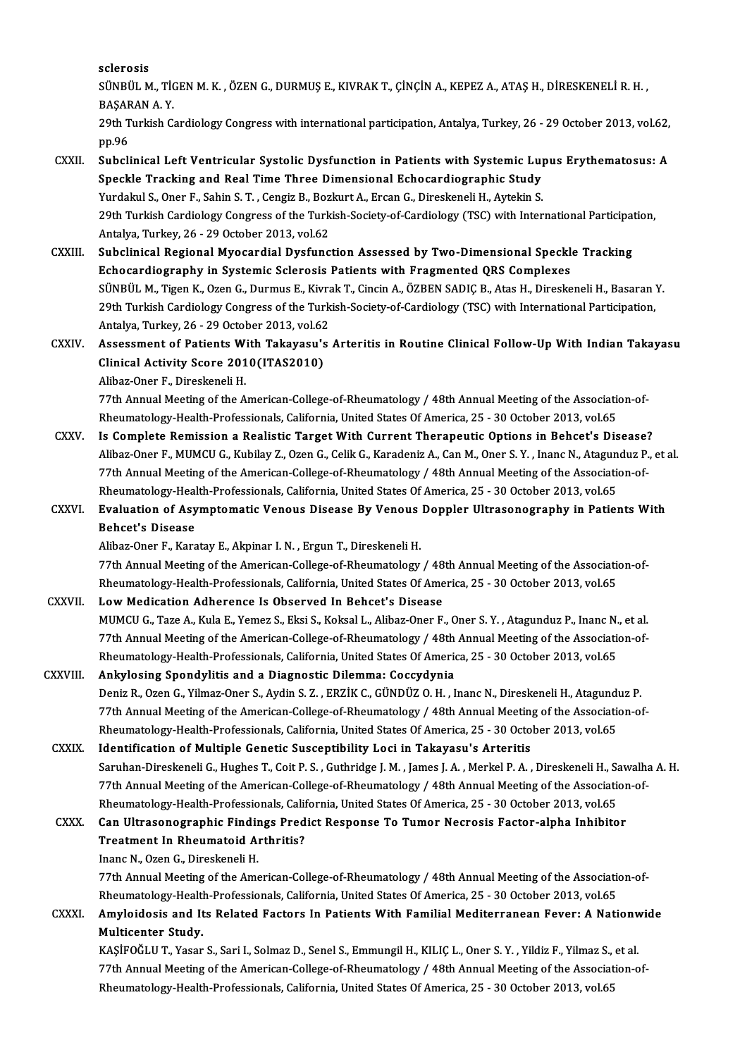sclerosis
SÜNBÜL M., TİGEN M. K. , ÖZEN G., DURMUŞ E., KIVRAK T., ÇİNÇİN A., KEPEZ A., ATAŞ H., DİRESKENELİ R. H. , BAŞARAN A. Y.
29th Turkish Cardiology Congress with international participation, Antalya, Turkey, 26 - 29 October 2013, vol.62, pp.96

CXXII. **Subclinical Left Ventricular Systolic Dysfunction in Patients with Systemic Lupus Erythematosus: A Speckle Tracking and Real Time Three Dimensional Echocardiographic Study**
Yurdakul S., Oner F., Sahin S. T. , Cengiz B., Bozkurt A., Ercan G., Direskeneli H., Aytekin S.
29th Turkish Cardiology Congress of the Turkish-Society-of-Cardiology (TSC) with International Participation, Antalya, Turkey, 26 - 29 October 2013, vol.62

CXXIII. **Subclinical Regional Myocardial Dysfunction Assessed by Two-Dimensional Speckle Tracking Echocardiography in Systemic Sclerosis Patients with Fragmented QRS Complexes**
SÜNBÜL M., Tigen K., Ozen G., Durmus E., Kivrak T., Cincin A., ÖZBEN SADIÇ B., Atas H., Direskeneli H., Basaran Y.
29th Turkish Cardiology Congress of the Turkish-Society-of-Cardiology (TSC) with International Participation, Antalya, Turkey, 26 - 29 October 2013, vol.62

CXXIV. **Assessment of Patients With Takayasu's Arteritis in Routine Clinical Follow-Up With Indian Takayasu Clinical Activity Score 2010(ITAS2010)**
Alibaz-Oner F., Direskeneli H.
77th Annual Meeting of the American-College-of-Rheumatology / 48th Annual Meeting of the Association-of-Rheumatology-Health-Professionals, California, United States Of America, 25 - 30 October 2013, vol.65

CXXV. **Is Complete Remission a Realistic Target With Current Therapeutic Options in Behcet's Disease?**
Alibaz-Oner F., MUMCU G., Kubilay Z., Ozen G., Celik G., Karadeniz A., Can M., Oner S. Y. , Inanc N., Atagunduz P., et al.
77th Annual Meeting of the American-College-of-Rheumatology / 48th Annual Meeting of the Association-of-Rheumatology-Health-Professionals, California, United States Of America, 25 - 30 October 2013, vol.65

CXXVI. **Evaluation of Asymptomatic Venous Disease By Venous Doppler Ultrasonography in Patients With Behcet's Disease**
Alibaz-Oner F., Karatay E., Akpinar I. N. , Ergun T., Direskeneli H.
77th Annual Meeting of the American-College-of-Rheumatology / 48th Annual Meeting of the Association-of-Rheumatology-Health-Professionals, California, United States Of America, 25 - 30 October 2013, vol.65

CXXVII. **Low Medication Adherence Is Observed In Behcet's Disease**
MUMCU G., Taze A., Kula E., Yemez S., Eksi S., Koksal L., Alibaz-Oner F., Oner S. Y. , Atagunduz P., Inanc N., et al.
77th Annual Meeting of the American-College-of-Rheumatology / 48th Annual Meeting of the Association-of-Rheumatology-Health-Professionals, California, United States Of America, 25 - 30 October 2013, vol.65

CXXVIII. **Ankylosing Spondylitis and a Diagnostic Dilemma: Coccydynia**
Deniz R., Ozen G., Yilmaz-Oner S., Aydin S. Z. , ERZİK C., GÜNDÜZ O. H. , Inanc N., Direskeneli H., Atagunduz P.
77th Annual Meeting of the American-College-of-Rheumatology / 48th Annual Meeting of the Association-of-Rheumatology-Health-Professionals, California, United States Of America, 25 - 30 October 2013, vol.65

CXXIX. **Identification of Multiple Genetic Susceptibility Loci in Takayasu's Arteritis**
Saruhan-Direskeneli G., Hughes T., Coit P. S. , Guthridge J. M. , James J. A. , Merkel P. A. , Direskeneli H., Sawalha A. H.
77th Annual Meeting of the American-College-of-Rheumatology / 48th Annual Meeting of the Association-of-Rheumatology-Health-Professionals, California, United States Of America, 25 - 30 October 2013, vol.65

CXXX. **Can Ultrasonographic Findings Predict Response To Tumor Necrosis Factor-alpha Inhibitor Treatment In Rheumatoid Arthritis?**
Inanc N., Ozen G., Direskeneli H.
77th Annual Meeting of the American-College-of-Rheumatology / 48th Annual Meeting of the Association-of-Rheumatology-Health-Professionals, California, United States Of America, 25 - 30 October 2013, vol.65

CXXXI. **Amyloidosis and Its Related Factors In Patients With Familial Mediterranean Fever: A Nationwide Multicenter Study.**
KAŞİFOĞLU T., Yasar S., Sari I., Solmaz D., Senel S., Emmungil H., KILIÇ L., Oner S. Y. , Yildiz F., Yilmaz S., et al.
77th Annual Meeting of the American-College-of-Rheumatology / 48th Annual Meeting of the Association-of-Rheumatology-Health-Professionals, California, United States Of America, 25 - 30 October 2013, vol.65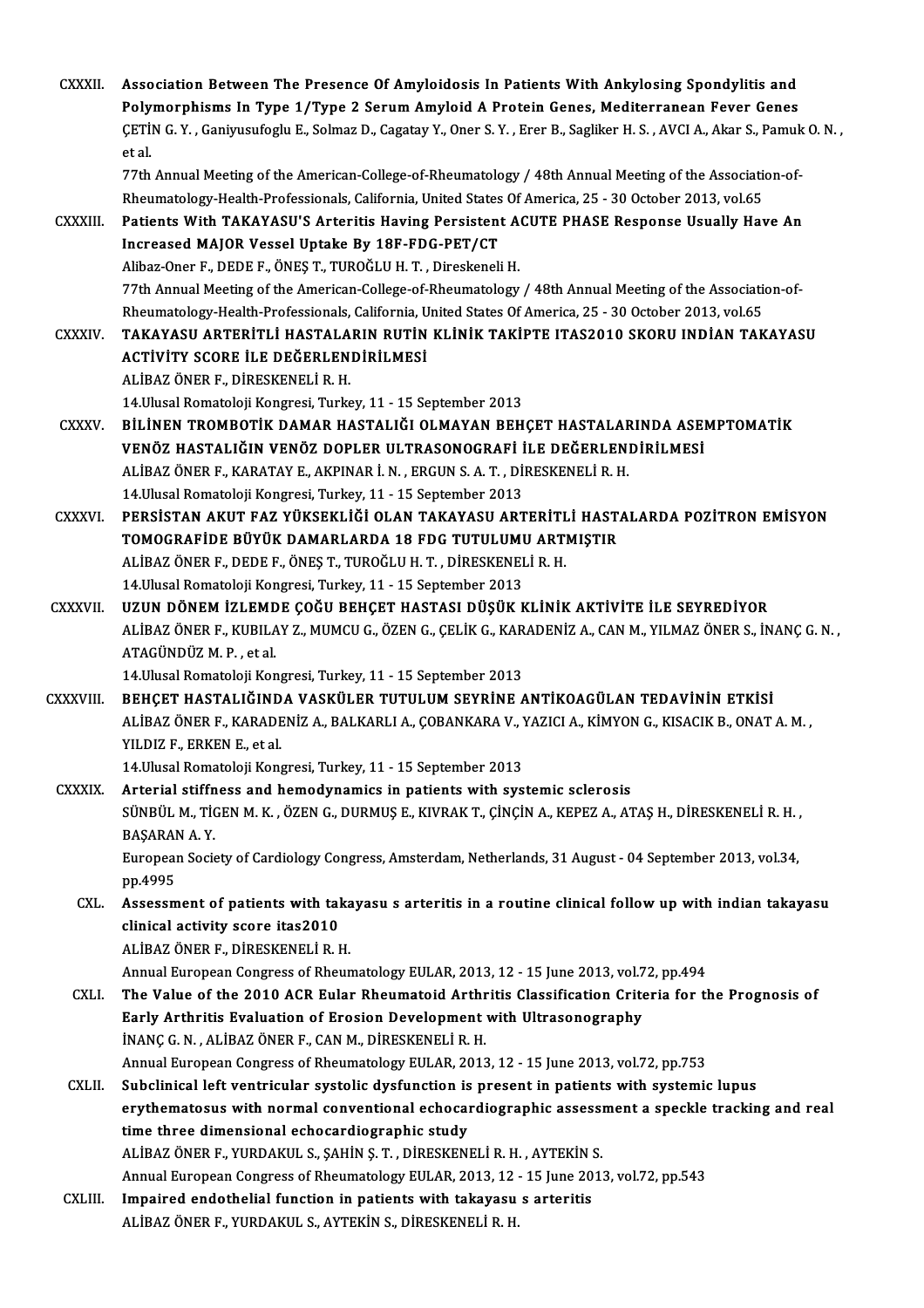CXXXII. **Association Between The Presence Of Amyloidosis In Patients With Ankylosing Spondylitis and Polymorphisms In Type 1/Type 2 Serum Amyloid A Protein Genes, Mediterranean Fever Genes**
ÇETİN G. Y. , Ganiyusufoglu E., Solmaz D., Cagatay Y., Oner S. Y. , Erer B., Sagliker H. S. , AVCI A., Akar S., Pamuk O. N. , et al.
77th Annual Meeting of the American-College-of-Rheumatology / 48th Annual Meeting of the Association-of-Rheumatology-Health-Professionals, California, United States Of America, 25 - 30 October 2013, vol.65

CXXXIII. **Patients With TAKAYASU'S Arteritis Having Persistent ACUTE PHASE Response Usually Have An Increased MAJOR Vessel Uptake By 18F-FDG-PET/CT**
Alibaz-Oner F., DEDE F., ÖNEŞ T., TUROĞLU H. T. , Direskeneli H.
77th Annual Meeting of the American-College-of-Rheumatology / 48th Annual Meeting of the Association-of-Rheumatology-Health-Professionals, California, United States Of America, 25 - 30 October 2013, vol.65

CXXXIV. **TAKAYASU ARTERİTLİ HASTALARIN RUTİN KLİNİK TAKİPTE ITAS2010 SKORU INDİAN TAKAYASU ACTİVİTY SCORE İLE DEĞERLENDİRİLMESİ**
ALİBAZ ÖNER F., DİRESKENELİ R. H.
14.Ulusal Romatoloji Kongresi, Turkey, 11 - 15 September 2013

CXXXV. **BİLİNEN TROMBOTİK DAMAR HASTALIĞI OLMAYAN BEHÇET HASTALARINDA ASEMPTOMATİK VENÖZ HASTALIĞIN VENÖZ DOPLER ULTRASONOGRAFİ İLE DEĞERLENDİRİLMESİ**
ALİBAZ ÖNER F., KARATAY E., AKPINAR İ. N. , ERGUN S. A. T. , DİRESKENELİ R. H.
14.Ulusal Romatoloji Kongresi, Turkey, 11 - 15 September 2013

CXXXVI. **PERSİSTAN AKUT FAZ YÜKSEKLİĞİ OLAN TAKAYASU ARTERİTLİ HASTALARDA POZİTRON EMİSYON TOMOGRAFİDE BÜYÜK DAMARLARDA 18 FDG TUTULUMU ARTMIŞTIR**
ALİBAZ ÖNER F., DEDE F., ÖNEŞ T., TUROĞLU H. T. , DİRESKENELİ R. H.
14.Ulusal Romatoloji Kongresi, Turkey, 11 - 15 September 2013

CXXXVII. **UZUN DÖNEM İZLEMDE ÇOĞU BEHÇET HASTASI DÜŞÜK KLİNİK AKTİVİTE İLE SEYREDİYOR**
ALİBAZ ÖNER F., KUBILAY Z., MUMCU G., ÖZEN G., ÇELİK G., KARADENİZ A., CAN M., YILMAZ ÖNER S., İNANÇ G. N. , ATAGÜNDÜZ M. P. , et al.
14.Ulusal Romatoloji Kongresi, Turkey, 11 - 15 September 2013

CXXXVIII. **BEHÇET HASTALIĞINDA VASKÜLER TUTULUM SEYRİNE ANTİKOAGÜLAN TEDAVİNİN ETKİSİ**
ALİBAZ ÖNER F., KARADENİZ A., BALKARLI A., ÇOBANKARA V., YAZICI A., KİMYON G., KISACIK B., ONAT A. M. , YILDIZ F., ERKEN E., et al.
14.Ulusal Romatoloji Kongresi, Turkey, 11 - 15 September 2013

CXXXIX. **Arterial stiffness and hemodynamics in patients with systemic sclerosis**
SÜNBÜL M., TİGEN M. K. , ÖZEN G., DURMUŞ E., KIVRAK T., ÇİNÇİN A., KEPEZ A., ATAŞ H., DİRESKENELİ R. H. , BAŞARAN A. Y.
European Society of Cardiology Congress, Amsterdam, Netherlands, 31 August - 04 September 2013, vol.34, pp.4995

CXL. **Assessment of patients with takayasu s arteritis in a routine clinical follow up with indian takayasu clinical activity score itas2010**
ALİBAZ ÖNER F., DİRESKENELİ R. H.
Annual European Congress of Rheumatology EULAR, 2013, 12 - 15 June 2013, vol.72, pp.494

CXLI. **The Value of the 2010 ACR Eular Rheumatoid Arthritis Classification Criteria for the Prognosis of Early Arthritis Evaluation of Erosion Development with Ultrasonography**
İNANÇ G. N. , ALİBAZ ÖNER F., CAN M., DİRESKENELİ R. H.
Annual European Congress of Rheumatology EULAR, 2013, 12 - 15 June 2013, vol.72, pp.753

CXLII. **Subclinical left ventricular systolic dysfunction is present in patients with systemic lupus erythematosus with normal conventional echocardiographic assessment a speckle tracking and real time three dimensional echocardiographic study**
ALİBAZ ÖNER F., YURDAKUL S., ŞAHİN Ş. T. , DİRESKENELİ R. H. , AYTEKİN S.
Annual European Congress of Rheumatology EULAR, 2013, 12 - 15 June 2013, vol.72, pp.543

CXLIII. **Impaired endothelial function in patients with takayasu s arteritis**
ALİBAZ ÖNER F., YURDAKUL S., AYTEKİN S., DİRESKENELİ R. H.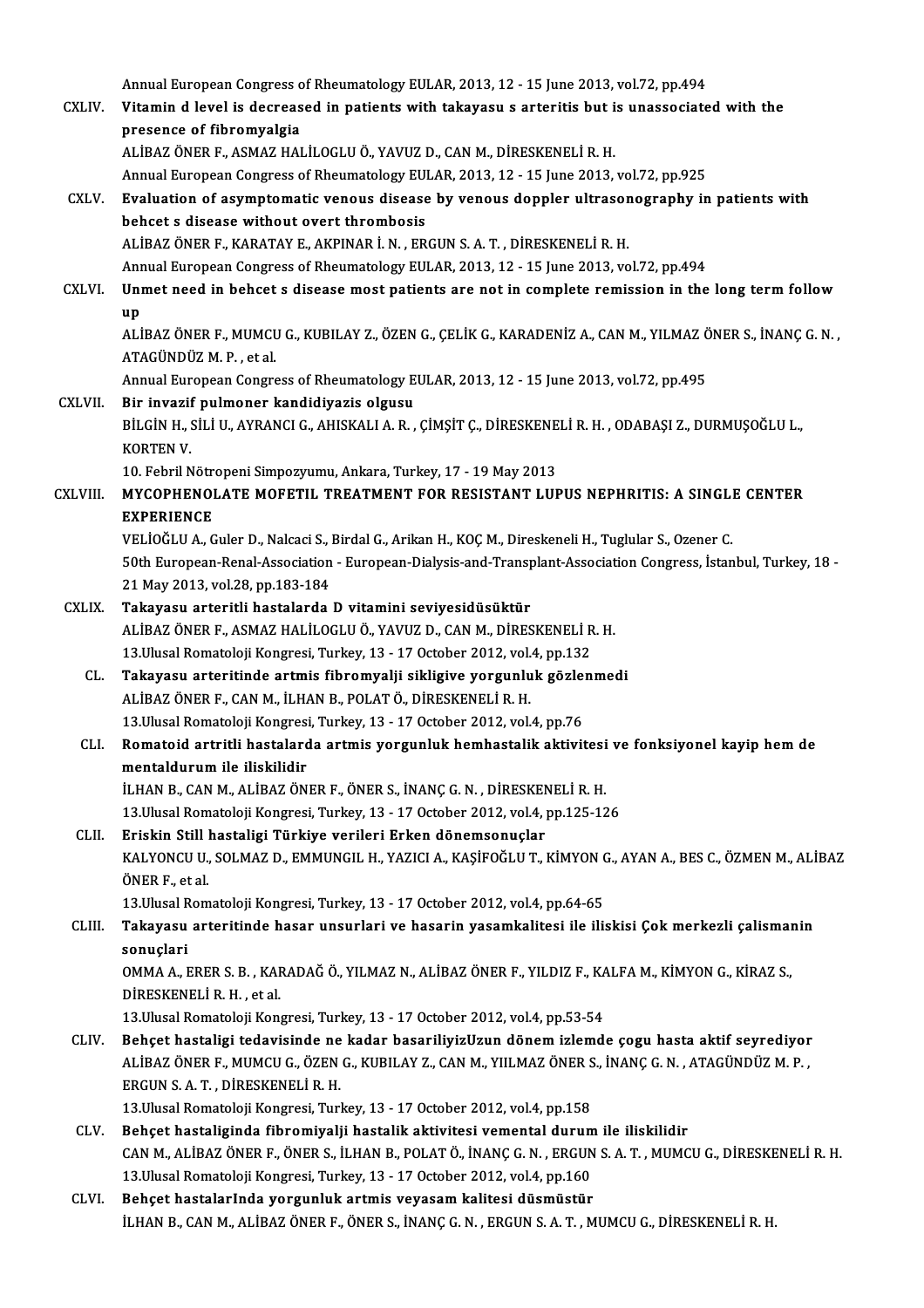Annual European Congress of Rheumatology EULAR, 2013, 12 - 15 June 2013, vol.72, pp.494

CXLIV. **Vitamin d level is decreased in patients with takayasu s arteritis but is unassociated with the presence of fibromyalgia**
ALİBAZ ÖNER F., ASMAZ HALİLOGLU Ö., YAVUZ D., CAN M., DİRESKENELİ R. H.
Annual European Congress of Rheumatology EULAR, 2013, 12 - 15 June 2013, vol.72, pp.925

CXLV. **Evaluation of asymptomatic venous disease by venous doppler ultrasonography in patients with behcet s disease without overt thrombosis**
ALİBAZ ÖNER F., KARATAY E., AKPINAR İ. N. , ERGUN S. A. T. , DİRESKENELİ R. H.
Annual European Congress of Rheumatology EULAR, 2013, 12 - 15 June 2013, vol.72, pp.494

CXLVI. **Unmet need in behcet s disease most patients are not in complete remission in the long term follow up**
ALİBAZ ÖNER F., MUMCU G., KUBILAY Z., ÖZEN G., ÇELİK G., KARADENİZ A., CAN M., YILMAZ ÖNER S., İNANÇ G. N. , ATAGÜNDÜZ M. P. , et al.
Annual European Congress of Rheumatology EULAR, 2013, 12 - 15 June 2013, vol.72, pp.495

CXLVII. **Bir invazif pulmoner kandidiyazis olgusu**
BİLGİN H., SİLİ U., AYRANCI G., AHISKALI A. R. , ÇİMŞİT Ç., DİRESKENELİ R. H. , ODABAŞI Z., DURMUŞOĞLU L., KORTEN V.
10. Febril Nötropeni Simpozyumu, Ankara, Turkey, 17 - 19 May 2013

CXLVIII. **MYCOPHENOLATE MOFETIL TREATMENT FOR RESISTANT LUPUS NEPHRITIS: A SINGLE CENTER EXPERIENCE**
VELİOĞLU A., Guler D., Nalcaci S., Birdal G., Arikan H., KOÇ M., Direskeneli H., Tuglular S., Ozener C.
50th European-Renal-Association - European-Dialysis-and-Transplant-Association Congress, İstanbul, Turkey, 18 - 21 May 2013, vol.28, pp.183-184

CXLIX. **Takayasu arteritli hastalarda D vitamini seviyesidüsüktür**
ALİBAZ ÖNER F., ASMAZ HALİLOGLU Ö., YAVUZ D., CAN M., DİRESKENELİ R. H.
13.Ulusal Romatoloji Kongresi, Turkey, 13 - 17 October 2012, vol.4, pp.132

CL. **Takayasu arteritinde artmis fibromyalji sikligive yorgunluk gözlenmedi**
ALİBAZ ÖNER F., CAN M., İLHAN B., POLAT Ö., DİRESKENELİ R. H.
13.Ulusal Romatoloji Kongresi, Turkey, 13 - 17 October 2012, vol.4, pp.76

CLI. **Romatoid artritli hastalarda artmis yorgunluk hemhastalik aktivitesi ve fonksiyonel kayip hem de mentaldurum ile iliskilidir**
İLHAN B., CAN M., ALİBAZ ÖNER F., ÖNER S., İNANÇ G. N. , DİRESKENELİ R. H.
13.Ulusal Romatoloji Kongresi, Turkey, 13 - 17 October 2012, vol.4, pp.125-126

CLII. **Eriskin Still hastaligi Türkiye verileri Erken dönemsonuçlar**
KALYONCU U., SOLMAZ D., EMMUNGIL H., YAZICI A., KAŞİFOĞLU T., KİMYON G., AYAN A., BES C., ÖZMEN M., ALİBAZ ÖNER F., et al.
13.Ulusal Romatoloji Kongresi, Turkey, 13 - 17 October 2012, vol.4, pp.64-65

CLIII. **Takayasu arteritinde hasar unsurlari ve hasarin yasamkalitesi ile iliskisi Çok merkezli çalismanin sonuçlari**
OMMA A., ERER S. B. , KARADAĞ Ö., YILMAZ N., ALİBAZ ÖNER F., YILDIZ F., KALFA M., KİMYON G., KİRAZ S., DİRESKENELİ R. H. , et al.
13.Ulusal Romatoloji Kongresi, Turkey, 13 - 17 October 2012, vol.4, pp.53-54

CLIV. **Behçet hastaligi tedavisinde ne kadar basariliyizUzun dönem izlemde çogu hasta aktif seyrediyor**
ALİBAZ ÖNER F., MUMCU G., ÖZEN G., KUBILAY Z., CAN M., YIILMAZ ÖNER S., İNANÇ G. N. , ATAGÜNDÜZ M. P. , ERGUN S. A. T. , DİRESKENELİ R. H.
13.Ulusal Romatoloji Kongresi, Turkey, 13 - 17 October 2012, vol.4, pp.158

CLV. **Behçet hastaliginda fibromiyalji hastalik aktivitesi vemental durum ile iliskilidir**
CAN M., ALİBAZ ÖNER F., ÖNER S., İLHAN B., POLAT Ö., İNANÇ G. N. , ERGUN S. A. T. , MUMCU G., DİRESKENELİ R. H.
13.Ulusal Romatoloji Kongresi, Turkey, 13 - 17 October 2012, vol.4, pp.160

CLVI. **Behçet hastalarInda yorgunluk artmis veyasam kalitesi düsmüstür**
İLHAN B., CAN M., ALİBAZ ÖNER F., ÖNER S., İNANÇ G. N. , ERGUN S. A. T. , MUMCU G., DİRESKENELİ R. H.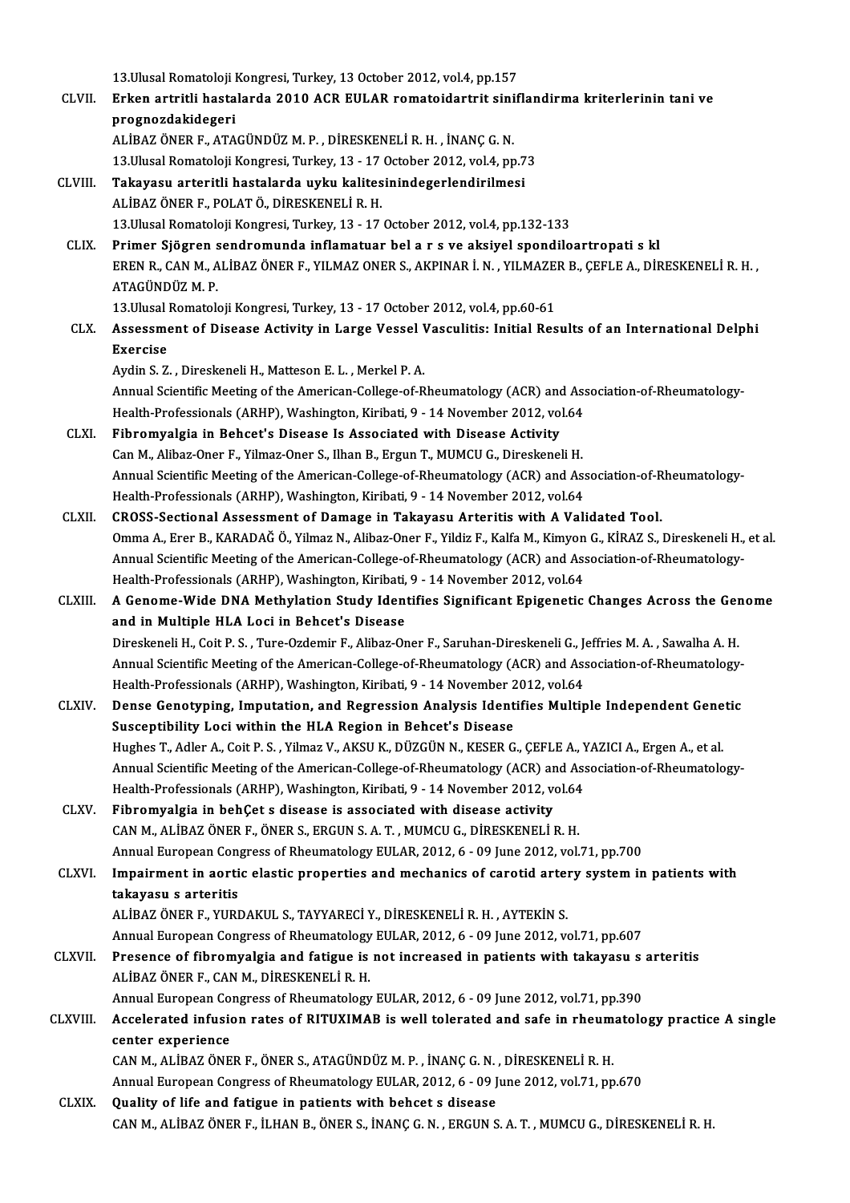13.Ulusal Romatoloji Kongresi, Turkey, 13 October 2012, vol.4, pp.157

CLVII. **Erken artritli hastalarda 2010 ACR EULAR romatoidartrit siniflandirma kriterlerinin tani ve prognozdakidegeri**
ALİBAZ ÖNER F., ATAGÜNDÜZ M. P. , DİRESKENELİ R. H. , İNANÇ G. N.
13.Ulusal Romatoloji Kongresi, Turkey, 13 - 17 October 2012, vol.4, pp.73

CLVIII. **Takayasu arteritli hastalarda uyku kalitesinindegerlendirilmesi**
ALİBAZ ÖNER F., POLAT Ö., DİRESKENELİ R. H.
13.Ulusal Romatoloji Kongresi, Turkey, 13 - 17 October 2012, vol.4, pp.132-133

CLIX. **Primer Sjögren sendromunda inflamatuar bel a r s ve aksiyel spondiloartropati s kl**
EREN R., CAN M., ALİBAZ ÖNER F., YILMAZ ONER S., AKPINAR İ. N. , YILMAZER B., ÇEFLE A., DİRESKENELİ R. H. , ATAGÜNDÜZ M. P.
13.Ulusal Romatoloji Kongresi, Turkey, 13 - 17 October 2012, vol.4, pp.60-61

CLX. **Assessment of Disease Activity in Large Vessel Vasculitis: Initial Results of an International Delphi Exercise**
Aydin S. Z. , Direskeneli H., Matteson E. L. , Merkel P. A.
Annual Scientific Meeting of the American-College-of-Rheumatology (ACR) and Association-of-Rheumatology-Health-Professionals (ARHP), Washington, Kiribati, 9 - 14 November 2012, vol.64

CLXI. **Fibromyalgia in Behcet's Disease Is Associated with Disease Activity**
Can M., Alibaz-Oner F., Yilmaz-Oner S., Ilhan B., Ergun T., MUMCU G., Direskeneli H.
Annual Scientific Meeting of the American-College-of-Rheumatology (ACR) and Association-of-Rheumatology-Health-Professionals (ARHP), Washington, Kiribati, 9 - 14 November 2012, vol.64

CLXII. **CROSS-Sectional Assessment of Damage in Takayasu Arteritis with A Validated Tool.**
Omma A., Erer B., KARADAĞ Ö., Yilmaz N., Alibaz-Oner F., Yildiz F., Kalfa M., Kimyon G., KİRAZ S., Direskeneli H., et al.
Annual Scientific Meeting of the American-College-of-Rheumatology (ACR) and Association-of-Rheumatology-Health-Professionals (ARHP), Washington, Kiribati, 9 - 14 November 2012, vol.64

CLXIII. **A Genome-Wide DNA Methylation Study Identifies Significant Epigenetic Changes Across the Genome and in Multiple HLA Loci in Behcet's Disease**
Direskeneli H., Coit P. S. , Ture-Ozdemir F., Alibaz-Oner F., Saruhan-Direskeneli G., Jeffries M. A. , Sawalha A. H.
Annual Scientific Meeting of the American-College-of-Rheumatology (ACR) and Association-of-Rheumatology-Health-Professionals (ARHP), Washington, Kiribati, 9 - 14 November 2012, vol.64

CLXIV. **Dense Genotyping, Imputation, and Regression Analysis Identifies Multiple Independent Genetic Susceptibility Loci within the HLA Region in Behcet's Disease**
Hughes T., Adler A., Coit P. S. , Yilmaz V., AKSU K., DÜZGÜN N., KESER G., ÇEFLE A., YAZICI A., Ergen A., et al.
Annual Scientific Meeting of the American-College-of-Rheumatology (ACR) and Association-of-Rheumatology-Health-Professionals (ARHP), Washington, Kiribati, 9 - 14 November 2012, vol.64

CLXV. **Fibromyalgia in behÇet s disease is associated with disease activity**
CAN M., ALİBAZ ÖNER F., ÖNER S., ERGUN S. A. T. , MUMCU G., DİRESKENELİ R. H.
Annual European Congress of Rheumatology EULAR, 2012, 6 - 09 June 2012, vol.71, pp.700

CLXVI. **Impairment in aortic elastic properties and mechanics of carotid artery system in patients with takayasu s arteritis**
ALİBAZ ÖNER F., YURDAKUL S., TAYYARECİ Y., DİRESKENELİ R. H. , AYTEKİN S.
Annual European Congress of Rheumatology EULAR, 2012, 6 - 09 June 2012, vol.71, pp.607

CLXVII. **Presence of fibromyalgia and fatigue is not increased in patients with takayasu s arteritis**
ALİBAZ ÖNER F., CAN M., DİRESKENELİ R. H.
Annual European Congress of Rheumatology EULAR, 2012, 6 - 09 June 2012, vol.71, pp.390

CLXVIII. **Accelerated infusion rates of RITUXIMAB is well tolerated and safe in rheumatology practice A single center experience**
CAN M., ALİBAZ ÖNER F., ÖNER S., ATAGÜNDÜZ M. P. , İNANÇ G. N. , DİRESKENELİ R. H.
Annual European Congress of Rheumatology EULAR, 2012, 6 - 09 June 2012, vol.71, pp.670

CLXIX. **Quality of life and fatigue in patients with behcet s disease**
CAN M., ALİBAZ ÖNER F., İLHAN B., ÖNER S., İNANÇ G. N. , ERGUN S. A. T. , MUMCU G., DİRESKENELİ R. H.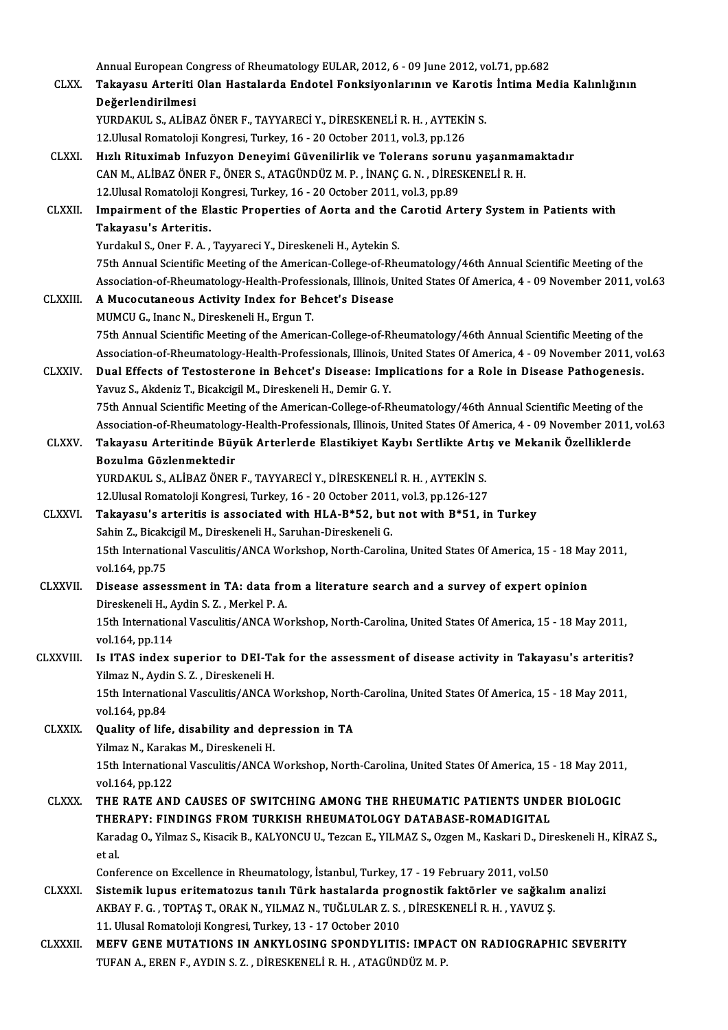Annual European Congress of Rheumatology EULAR, 2012, 6 - 09 June 2012, vol.71, pp.682

CLXX. **Takayasu Arteriti Olan Hastalarda Endotel Fonksiyonlarının ve Karotis İntima Media Kalınlığının Değerlendirilmesi**
YURDAKUL S., ALİBAZ ÖNER F., TAYYARECİ Y., DİRESKENELİ R. H. , AYTEKİN S.
12.Ulusal Romatoloji Kongresi, Turkey, 16 - 20 October 2011, vol.3, pp.126

CLXXI. **Hızlı Rituximab Infuzyon Deneyimi Güvenilirlik ve Tolerans sorunu yaşanmamaktadır**
CAN M., ALİBAZ ÖNER F., ÖNER S., ATAGÜNDÜZ M. P. , İNANÇ G. N. , DİRESKENELİ R. H.
12.Ulusal Romatoloji Kongresi, Turkey, 16 - 20 October 2011, vol.3, pp.89

CLXXII. **Impairment of the Elastic Properties of Aorta and the Carotid Artery System in Patients with Takayasu's Arteritis.**
Yurdakul S., Oner F. A. , Tayyareci Y., Direskeneli H., Aytekin S.
75th Annual Scientific Meeting of the American-College-of-Rheumatology/46th Annual Scientific Meeting of the Association-of-Rheumatology-Health-Professionals, Illinois, United States Of America, 4 - 09 November 2011, vol.63

CLXXIII. **A Mucocutaneous Activity Index for Behcet's Disease**
MUMCU G., Inanc N., Direskeneli H., Ergun T.
75th Annual Scientific Meeting of the American-College-of-Rheumatology/46th Annual Scientific Meeting of the Association-of-Rheumatology-Health-Professionals, Illinois, United States Of America, 4 - 09 November 2011, vol.63

CLXXIV. **Dual Effects of Testosterone in Behcet's Disease: Implications for a Role in Disease Pathogenesis.**
Yavuz S., Akdeniz T., Bicakcigil M., Direskeneli H., Demir G. Y.
75th Annual Scientific Meeting of the American-College-of-Rheumatology/46th Annual Scientific Meeting of the Association-of-Rheumatology-Health-Professionals, Illinois, United States Of America, 4 - 09 November 2011, vol.63

CLXXV. **Takayasu Arteritinde Büyük Arterlerde Elastikiyet Kaybı Sertlikte Artış ve Mekanik Özelliklerde Bozulma Gözlenmektedir**
YURDAKUL S., ALİBAZ ÖNER F., TAYYARECİ Y., DİRESKENELİ R. H. , AYTEKİN S.
12.Ulusal Romatoloji Kongresi, Turkey, 16 - 20 October 2011, vol.3, pp.126-127

CLXXVI. **Takayasu's arteritis is associated with HLA-B*52, but not with B*51, in Turkey**
Sahin Z., Bicakcigil M., Direskeneli H., Saruhan-Direskeneli G.
15th International Vasculitis/ANCA Workshop, North-Carolina, United States Of America, 15 - 18 May 2011, vol.164, pp.75

CLXXVII. **Disease assessment in TA: data from a literature search and a survey of expert opinion**
Direskeneli H., Aydin S. Z. , Merkel P. A.
15th International Vasculitis/ANCA Workshop, North-Carolina, United States Of America, 15 - 18 May 2011, vol.164, pp.114

CLXXVIII. **Is ITAS index superior to DEI-Tak for the assessment of disease activity in Takayasu's arteritis?**
Yilmaz N., Aydin S. Z. , Direskeneli H.
15th International Vasculitis/ANCA Workshop, North-Carolina, United States Of America, 15 - 18 May 2011, vol.164, pp.84

CLXXIX. **Quality of life, disability and depression in TA**
Yilmaz N., Karakas M., Direskeneli H.
15th International Vasculitis/ANCA Workshop, North-Carolina, United States Of America, 15 - 18 May 2011, vol.164, pp.122

CLXXX. **THE RATE AND CAUSES OF SWITCHING AMONG THE RHEUMATIC PATIENTS UNDER BIOLOGIC THERAPY: FINDINGS FROM TURKISH RHEUMATOLOGY DATABASE-ROMADIGITAL**
Karadag O., Yilmaz S., Kisacik B., KALYONCU U., Tezcan E., YILMAZ S., Ozgen M., Kaskari D., Direskeneli H., KİRAZ S., et al.
Conference on Excellence in Rheumatology, İstanbul, Turkey, 17 - 19 February 2011, vol.50

CLXXXI. **Sistemik lupus eritematozus tanılı Türk hastalarda prognostik faktörler ve sağkalım analizi**
AKBAY F. G. , TOPTAŞ T., ORAK N., YILMAZ N., TUĞLULAR Z. S. , DİRESKENELİ R. H. , YAVUZ Ş.
11. Ulusal Romatoloji Kongresi, Turkey, 13 - 17 October 2010

CLXXXII. **MEFV GENE MUTATIONS IN ANKYLOSING SPONDYLITIS: IMPACT ON RADIOGRAPHIC SEVERITY**
TUFAN A., EREN F., AYDIN S. Z. , DİRESKENELİ R. H. , ATAGÜNDÜZ M. P.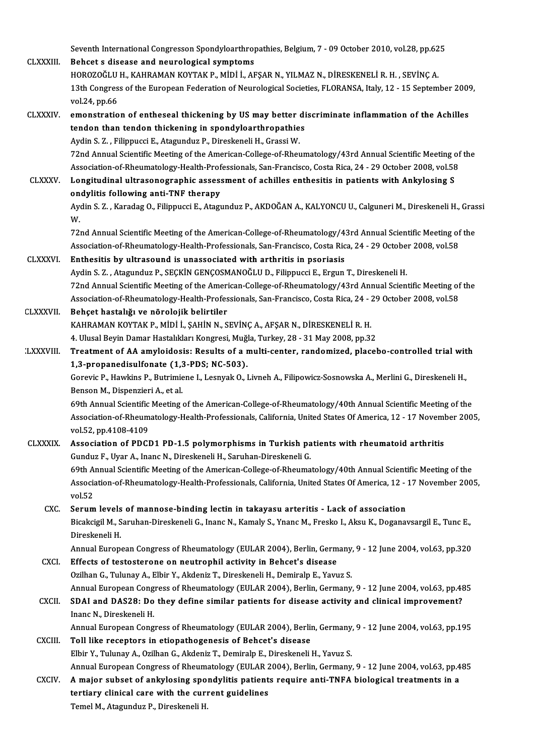Seventh International Congresson Spondyloarthropathies, Belgium, 7 - 09 October 2010, vol.28, pp.625

CLXXXIII. **Behcet s disease and neurological symptoms**
HOROZOĞLU H., KAHRAMAN KOYTAK P., MİDİ İ., AFŞAR N., YILMAZ N., DİRESKENELİ R. H. , SEVİNÇ A.
13th Congress of the European Federation of Neurological Societies, FLORANSA, Italy, 12 - 15 September 2009, vol.24, pp.66

CLXXXIV. **emonstration of entheseal thickening by US may better discriminate inflammation of the Achilles tendon than tendon thickening in spondyloarthropathies**
Aydin S. Z. , Filippucci E., Atagunduz P., Direskeneli H., Grassi W.
72nd Annual Scientific Meeting of the American-College-of-Rheumatology/43rd Annual Scientific Meeting of the Association-of-Rheumatology-Health-Professionals, San-Francisco, Costa Rica, 24 - 29 October 2008, vol.58

CLXXXV. **Longitudinal ultrasonographic assessment of achilles enthesitis in patients with Ankylosing S ondylitis following anti-TNF therapy**
Aydin S. Z. , Karadag O., Filippucci E., Atagunduz P., AKDOĞAN A., KALYONCU U., Calguneri M., Direskeneli H., Grassi W.
72nd Annual Scientific Meeting of the American-College-of-Rheumatology/43rd Annual Scientific Meeting of the Association-of-Rheumatology-Health-Professionals, San-Francisco, Costa Rica, 24 - 29 October 2008, vol.58

CLXXXVI. **Enthesitis by ultrasound is unassociated with arthritis in psoriasis**
Aydin S. Z. , Atagunduz P., SEÇKİN GENÇOSMANOĞLU D., Filippucci E., Ergun T., Direskeneli H.
72nd Annual Scientific Meeting of the American-College-of-Rheumatology/43rd Annual Scientific Meeting of the Association-of-Rheumatology-Health-Professionals, San-Francisco, Costa Rica, 24 - 29 October 2008, vol.58

CLXXXVII. **Behçet hastalığı ve nörolojik belirtiler**
KAHRAMAN KOYTAK P., MİDİ İ., ŞAHİN N., SEVİNÇ A., AFŞAR N., DİRESKENELİ R. H.
4. Ulusal Beyin Damar Hastalıkları Kongresi, Muğla, Turkey, 28 - 31 May 2008, pp.32

CLXXXVIII. **Treatment of AA amyloidosis: Results of a multi-center, randomized, placebo-controlled trial with 1,3-propanedisulfonate (1,3-PDS; NC-503).**
Gorevic P., Hawkins P., Butrimiene I., Lesnyak O., Livneh A., Filipowicz-Sosnowska A., Merlini G., Direskeneli H., Benson M., Dispenzieri A., et al.
69th Annual Scientific Meeting of the American-College-of-Rheumatology/40th Annual Scientific Meeting of the Association-of-Rheumatology-Health-Professionals, California, United States Of America, 12 - 17 November 2005, vol.52, pp.4108-4109

CLXXXIX. **Association of PDCD1 PD-1.5 polymorphisms in Turkish patients with rheumatoid arthritis**
Gunduz F., Uyar A., Inanc N., Direskeneli H., Saruhan-Direskeneli G.
69th Annual Scientific Meeting of the American-College-of-Rheumatology/40th Annual Scientific Meeting of the Association-of-Rheumatology-Health-Professionals, California, United States Of America, 12 - 17 November 2005, vol.52

CXC. **Serum levels of mannose-binding lectin in takayasu arteritis - Lack of association**
Bicakcigil M., Saruhan-Direskeneli G., Inanc N., Kamaly S., Ynanc M., Fresko I., Aksu K., Doganavsargil E., Tunc E., Direskeneli H.
Annual European Congress of Rheumatology (EULAR 2004), Berlin, Germany, 9 - 12 June 2004, vol.63, pp.320

CXCI. **Effects of testosterone on neutrophil activity in Behcet's disease**
Ozilhan G., Tulunay A., Elbir Y., Akdeniz T., Direskeneli H., Demiralp E., Yavuz S.
Annual European Congress of Rheumatology (EULAR 2004), Berlin, Germany, 9 - 12 June 2004, vol.63, pp.485

CXCII. **SDAI and DAS28: Do they define similar patients for disease activity and clinical improvement?**
Inanc N., Direskeneli H.
Annual European Congress of Rheumatology (EULAR 2004), Berlin, Germany, 9 - 12 June 2004, vol.63, pp.195

CXCIII. **Toll like receptors in etiopathogenesis of Behcet's disease**
Elbir Y., Tulunay A., Ozilhan G., Akdeniz T., Demiralp E., Direskeneli H., Yavuz S.
Annual European Congress of Rheumatology (EULAR 2004), Berlin, Germany, 9 - 12 June 2004, vol.63, pp.485

CXCIV. **A major subset of ankylosing spondylitis patients require anti-TNFA biological treatments in a tertiary clinical care with the current guidelines**
Temel M., Atagunduz P., Direskeneli H.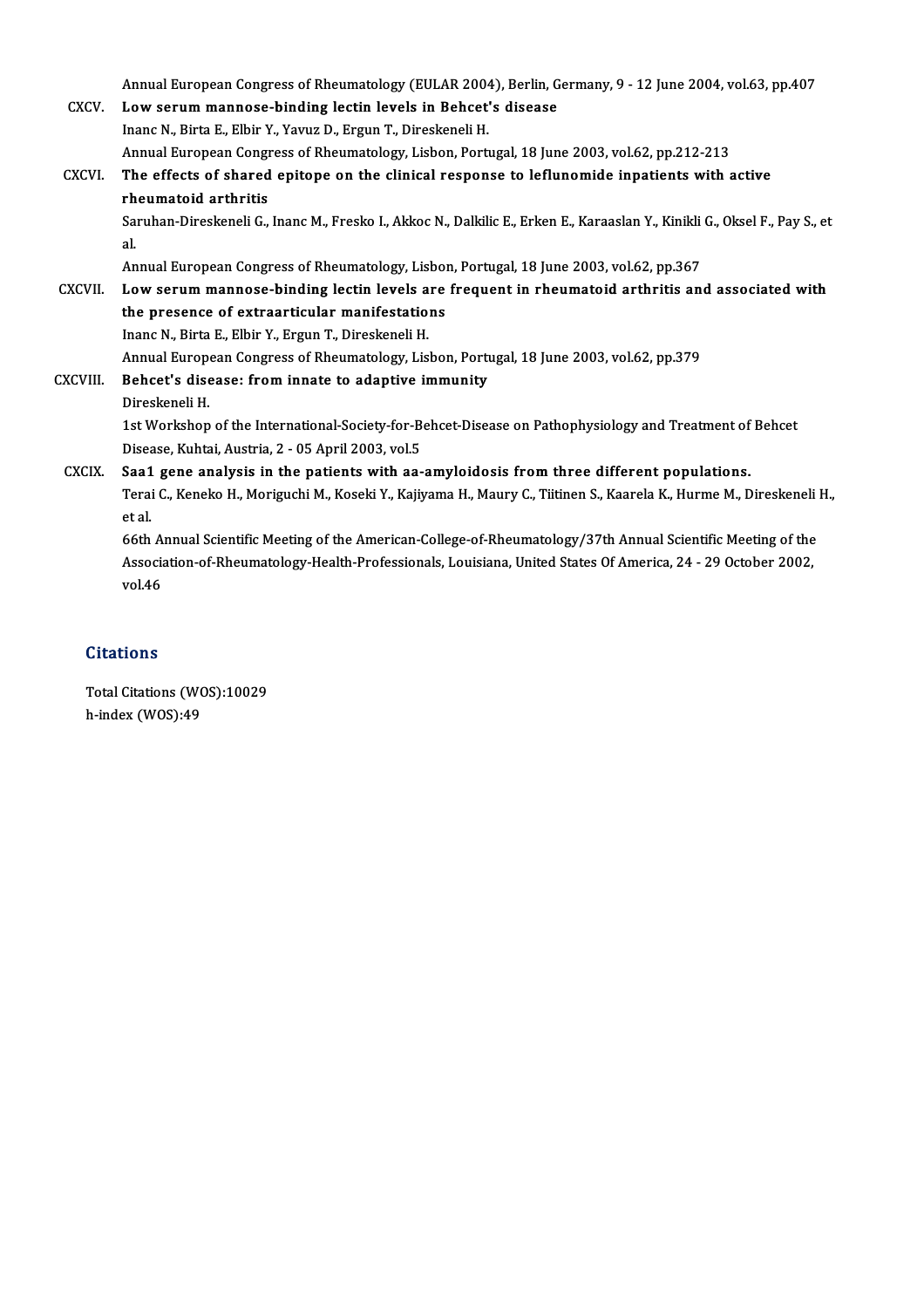Annual European Congress of Rheumatology (EULAR 2004), Berlin, Germany, 9 - 12 June 2004, vol.63, pp.407

CXCV. **Low serum mannose-binding lectin levels in Behcet's disease**
Inanc N., Birta E., Elbir Y., Yavuz D., Ergun T., Direskeneli H.
Annual European Congress of Rheumatology, Lisbon, Portugal, 18 June 2003, vol.62, pp.212-213

CXCVI. **The effects of shared epitope on the clinical response to leflunomide inpatients with active rheumatoid arthritis**
Saruhan-Direskeneli G., Inanc M., Fresko I., Akkoc N., Dalkilic E., Erken E., Karaaslan Y., Kinikli G., Oksel F., Pay S., et al.
Annual European Congress of Rheumatology, Lisbon, Portugal, 18 June 2003, vol.62, pp.367

CXCVII. **Low serum mannose-binding lectin levels are frequent in rheumatoid arthritis and associated with the presence of extraarticular manifestations**
Inanc N., Birta E., Elbir Y., Ergun T., Direskeneli H.
Annual European Congress of Rheumatology, Lisbon, Portugal, 18 June 2003, vol.62, pp.379

CXCVIII. **Behcet's disease: from innate to adaptive immunity**
Direskeneli H.
1st Workshop of the International-Society-for-Behcet-Disease on Pathophysiology and Treatment of Behcet Disease, Kuhtai, Austria, 2 - 05 April 2003, vol.5

CXCIX. **Saa1 gene analysis in the patients with aa-amyloidosis from three different populations.**
Terai C., Keneko H., Moriguchi M., Koseki Y., Kajiyama H., Maury C., Tiitinen S., Kaarela K., Hurme M., Direskeneli H., et al.
66th Annual Scientific Meeting of the American-College-of-Rheumatology/37th Annual Scientific Meeting of the Association-of-Rheumatology-Health-Professionals, Louisiana, United States Of America, 24 - 29 October 2002, vol.46

## Citations

Total Citations (WOS):10029
h-index (WOS):49